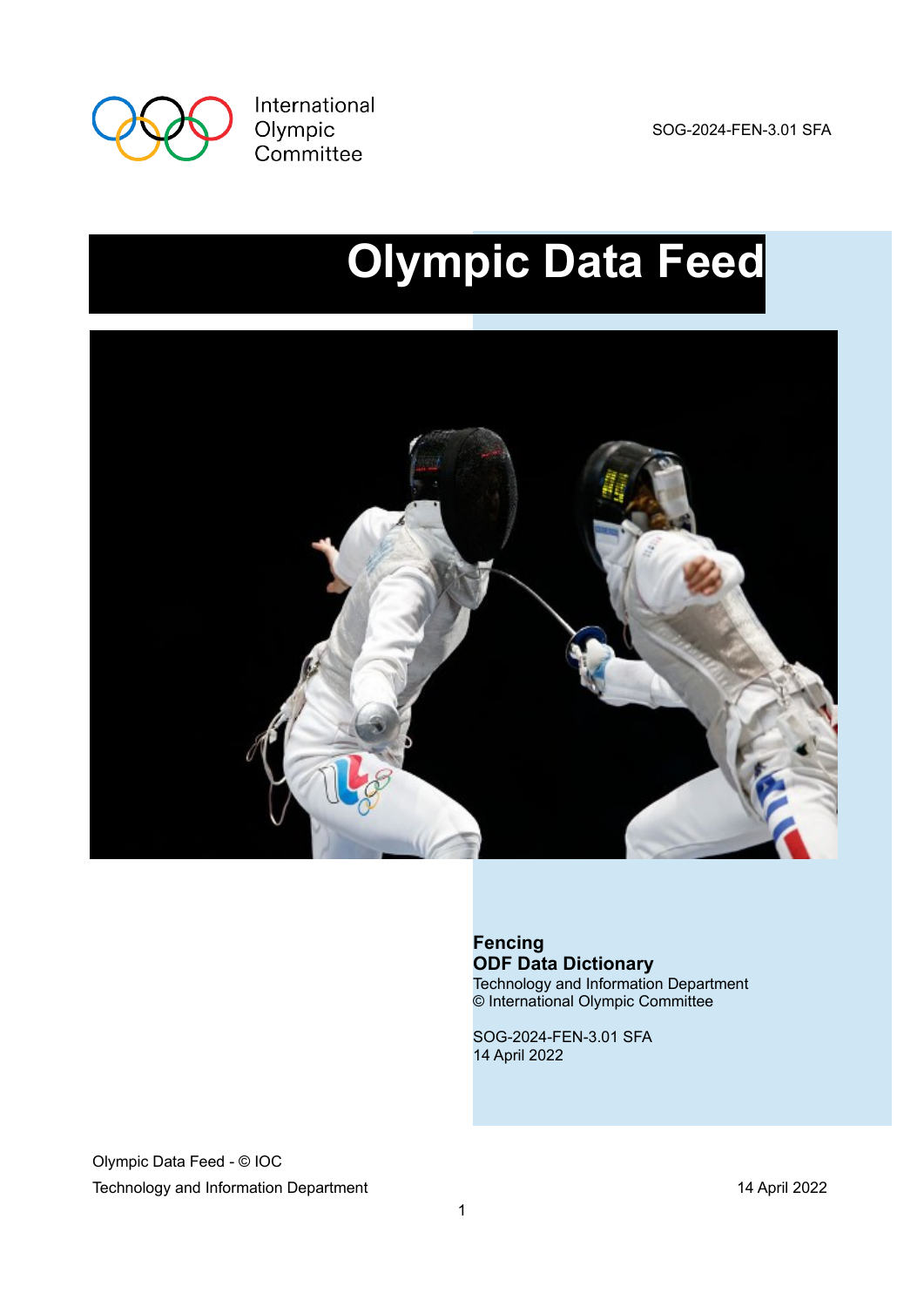International Olympic Committee

SOG-2024-FEN-3.01 SFA

# Olympic Data Feed

**Fencing**
**ODF Data Dictionary**
Technology and Information Department
© International Olympic Committee

SOG-2024-FEN-3.01 SFA
14 April 2022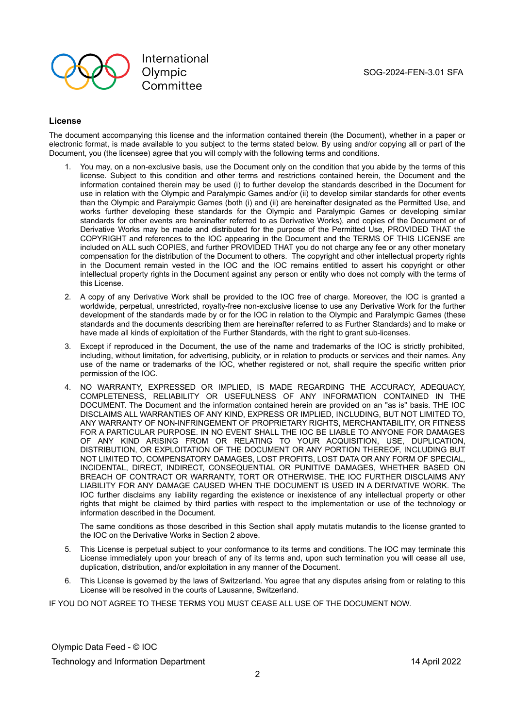## License

The document accompanying this license and the information contained therein (the Document), whether in a paper or electronic format, is made available to you subject to the terms stated below. By using and/or copying all or part of the Document, you (the licensee) agree that you will comply with the following terms and conditions.

1. You may, on a non-exclusive basis, use the Document only on the condition that you abide by the terms of this license. Subject to this condition and other terms and restrictions contained herein, the Document and the information contained therein may be used (i) to further develop the standards described in the Document for use in relation with the Olympic and Paralympic Games and/or (ii) to develop similar standards for other events than the Olympic and Paralympic Games (both (i) and (ii) are hereinafter designated as the Permitted Use, and works further developing these standards for the Olympic and Paralympic Games or developing similar standards for other events are hereinafter referred to as Derivative Works), and copies of the Document or of Derivative Works may be made and distributed for the purpose of the Permitted Use, PROVIDED THAT the COPYRIGHT and references to the IOC appearing in the Document and the TERMS OF THIS LICENSE are included on ALL such COPIES, and further PROVIDED THAT you do not charge any fee or any other monetary compensation for the distribution of the Document to others. The copyright and other intellectual property rights in the Document remain vested in the IOC and the IOC remains entitled to assert his copyright or other intellectual property rights in the Document against any person or entity who does not comply with the terms of this License.

2. A copy of any Derivative Work shall be provided to the IOC free of charge. Moreover, the IOC is granted a worldwide, perpetual, unrestricted, royalty-free non-exclusive license to use any Derivative Work for the further development of the standards made by or for the IOC in relation to the Olympic and Paralympic Games (these standards and the documents describing them are hereinafter referred to as Further Standards) and to make or have made all kinds of exploitation of the Further Standards, with the right to grant sub-licenses.

3. Except if reproduced in the Document, the use of the name and trademarks of the IOC is strictly prohibited, including, without limitation, for advertising, publicity, or in relation to products or services and their names. Any use of the name or trademarks of the IOC, whether registered or not, shall require the specific written prior permission of the IOC.

4. NO WARRANTY, EXPRESSED OR IMPLIED, IS MADE REGARDING THE ACCURACY, ADEQUACY, COMPLETENESS, RELIABILITY OR USEFULNESS OF ANY INFORMATION CONTAINED IN THE DOCUMENT. The Document and the information contained herein are provided on an "as is" basis. THE IOC DISCLAIMS ALL WARRANTIES OF ANY KIND, EXPRESS OR IMPLIED, INCLUDING, BUT NOT LIMITED TO, ANY WARRANTY OF NON-INFRINGEMENT OF PROPRIETARY RIGHTS, MERCHANTABILITY, OR FITNESS FOR A PARTICULAR PURPOSE. IN NO EVENT SHALL THE IOC BE LIABLE TO ANYONE FOR DAMAGES OF ANY KIND ARISING FROM OR RELATING TO YOUR ACQUISITION, USE, DUPLICATION, DISTRIBUTION, OR EXPLOITATION OF THE DOCUMENT OR ANY PORTION THEREOF, INCLUDING BUT NOT LIMITED TO, COMPENSATORY DAMAGES, LOST PROFITS, LOST DATA OR ANY FORM OF SPECIAL, INCIDENTAL, DIRECT, INDIRECT, CONSEQUENTIAL OR PUNITIVE DAMAGES, WHETHER BASED ON BREACH OF CONTRACT OR WARRANTY, TORT OR OTHERWISE. THE IOC FURTHER DISCLAIMS ANY LIABILITY FOR ANY DAMAGE CAUSED WHEN THE DOCUMENT IS USED IN A DERIVATIVE WORK. The IOC further disclaims any liability regarding the existence or inexistence of any intellectual property or other rights that might be claimed by third parties with respect to the implementation or use of the technology or information described in the Document.

   The same conditions as those described in this Section shall apply mutatis mutandis to the license granted to the IOC on the Derivative Works in Section 2 above.

5. This License is perpetual subject to your conformance to its terms and conditions. The IOC may terminate this License immediately upon your breach of any of its terms and, upon such termination you will cease all use, duplication, distribution, and/or exploitation in any manner of the Document.

6. This License is governed by the laws of Switzerland. You agree that any disputes arising from or relating to this License will be resolved in the courts of Lausanne, Switzerland.

IF YOU DO NOT AGREE TO THESE TERMS YOU MUST CEASE ALL USE OF THE DOCUMENT NOW.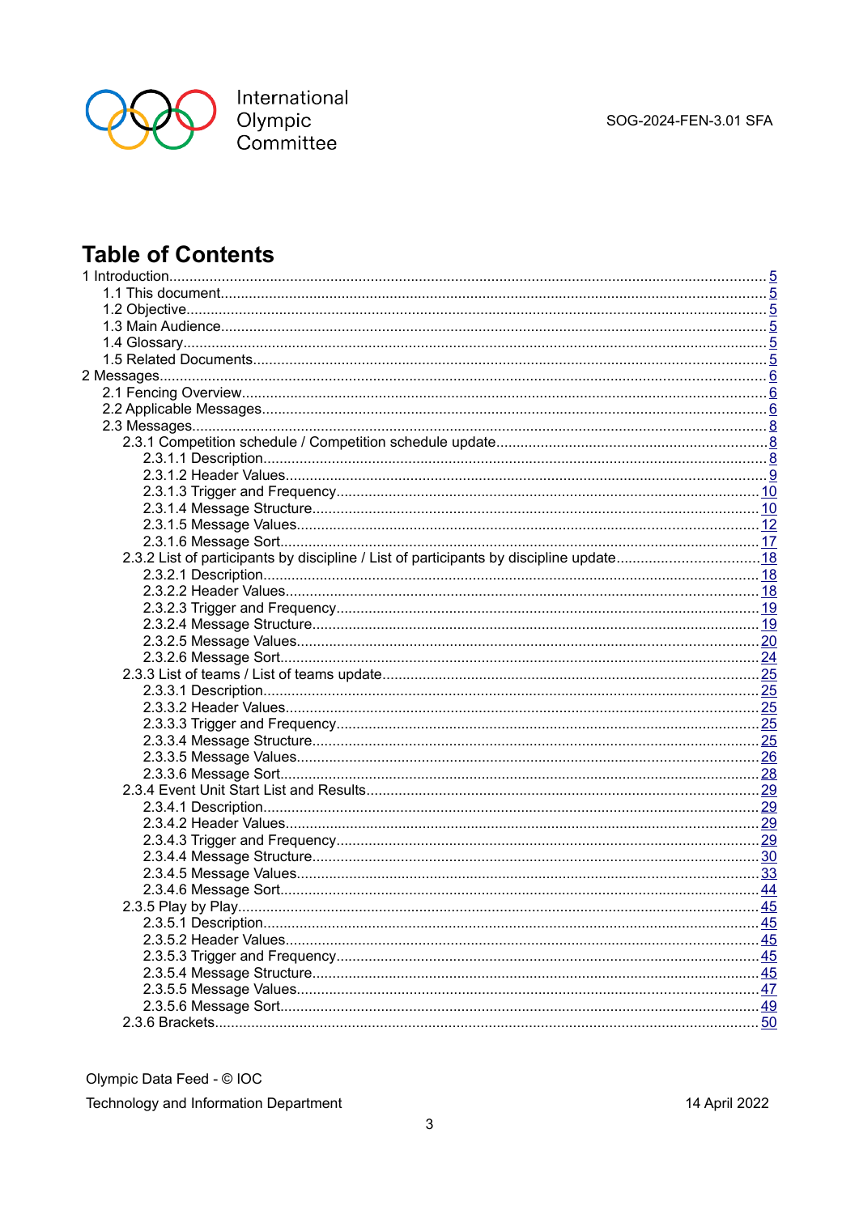# Table of Contents

1 Introduction.....5
- 1.1 This document.....5
- 1.2 Objective.....5
- 1.3 Main Audience.....5
- 1.4 Glossary.....5
- 1.5 Related Documents.....5

2 Messages.....6
- 2.1 Fencing Overview.....6
- 2.2 Applicable Messages.....6
- 2.3 Messages.....8
  - 2.3.1 Competition schedule / Competition schedule update.....8
    - 2.3.1.1 Description.....8
    - 2.3.1.2 Header Values.....9
    - 2.3.1.3 Trigger and Frequency.....10
    - 2.3.1.4 Message Structure.....10
    - 2.3.1.5 Message Values.....12
    - 2.3.1.6 Message Sort.....17
  - 2.3.2 List of participants by discipline / List of participants by discipline update.....18
    - 2.3.2.1 Description.....18
    - 2.3.2.2 Header Values.....18
    - 2.3.2.3 Trigger and Frequency.....19
    - 2.3.2.4 Message Structure.....19
    - 2.3.2.5 Message Values.....20
    - 2.3.2.6 Message Sort.....24
  - 2.3.3 List of teams / List of teams update.....25
    - 2.3.3.1 Description.....25
    - 2.3.3.2 Header Values.....25
    - 2.3.3.3 Trigger and Frequency.....25
    - 2.3.3.4 Message Structure.....25
    - 2.3.3.5 Message Values.....26
    - 2.3.3.6 Message Sort.....28
  - 2.3.4 Event Unit Start List and Results.....29
    - 2.3.4.1 Description.....29
    - 2.3.4.2 Header Values.....29
    - 2.3.4.3 Trigger and Frequency.....29
    - 2.3.4.4 Message Structure.....30
    - 2.3.4.5 Message Values.....33
    - 2.3.4.6 Message Sort.....44
  - 2.3.5 Play by Play.....45
    - 2.3.5.1 Description.....45
    - 2.3.5.2 Header Values.....45
    - 2.3.5.3 Trigger and Frequency.....45
    - 2.3.5.4 Message Structure.....45
    - 2.3.5.5 Message Values.....47
    - 2.3.5.6 Message Sort.....49
  - 2.3.6 Brackets.....50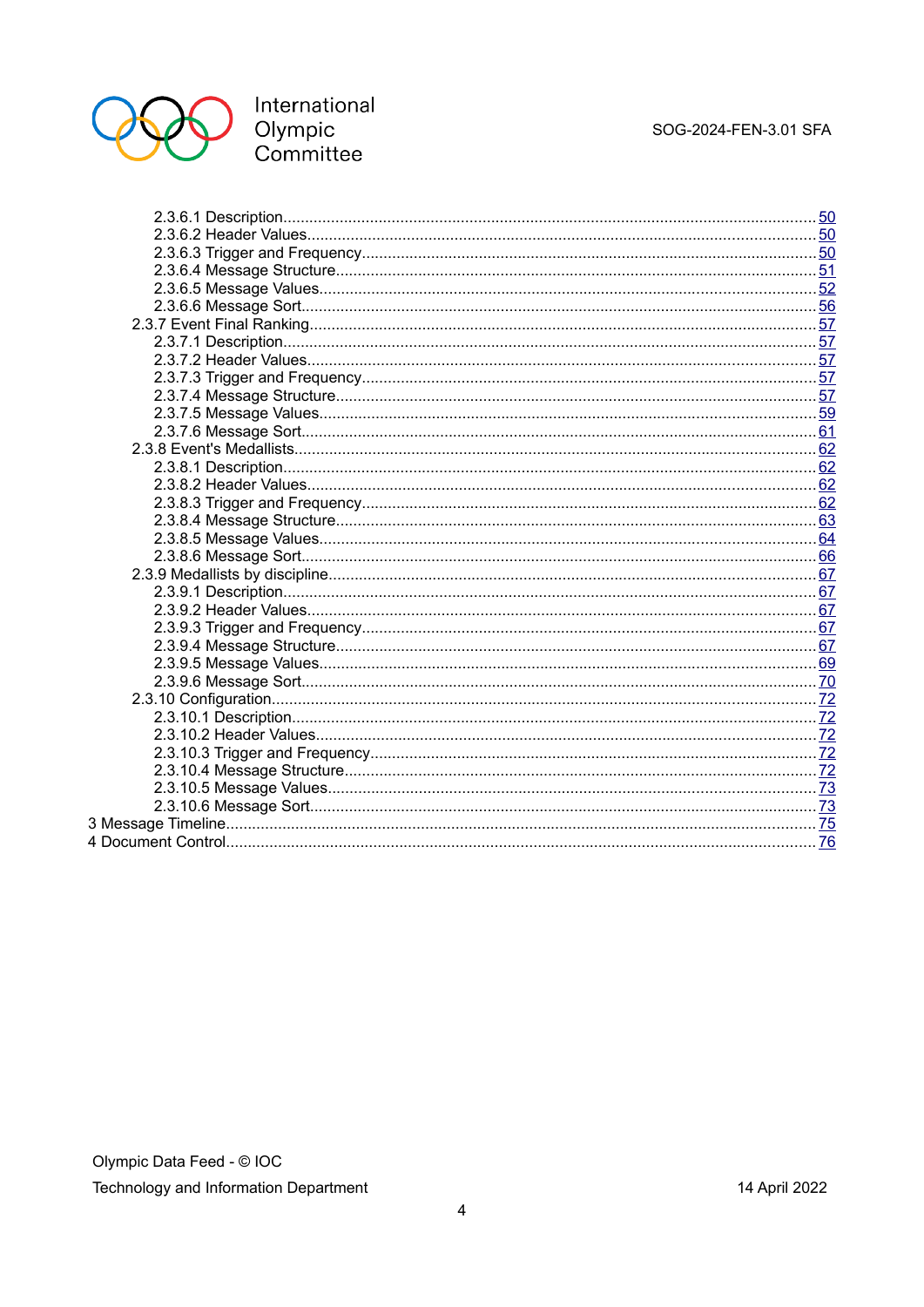2.3.6.1 Description.......................................................................................................50
2.3.6.2 Header Values...................................................................................................50
2.3.6.3 Trigger and Frequency.......................................................................................50
2.3.6.4 Message Structure.............................................................................................51
2.3.6.5 Message Values.................................................................................................52
2.3.6.6 Message Sort.....................................................................................................56
2.3.7 Event Final Ranking...................................................................................................57
2.3.7.1 Description.......................................................................................................57
2.3.7.2 Header Values...................................................................................................57
2.3.7.3 Trigger and Frequency.......................................................................................57
2.3.7.4 Message Structure.............................................................................................57
2.3.7.5 Message Values.................................................................................................59
2.3.7.6 Message Sort.....................................................................................................61
2.3.8 Event's Medallists......................................................................................................62
2.3.8.1 Description.......................................................................................................62
2.3.8.2 Header Values...................................................................................................62
2.3.8.3 Trigger and Frequency.......................................................................................62
2.3.8.4 Message Structure.............................................................................................63
2.3.8.5 Message Values.................................................................................................64
2.3.8.6 Message Sort.....................................................................................................66
2.3.9 Medallists by discipline..............................................................................................67
2.3.9.1 Description.......................................................................................................67
2.3.9.2 Header Values...................................................................................................67
2.3.9.3 Trigger and Frequency.......................................................................................67
2.3.9.4 Message Structure.............................................................................................67
2.3.9.5 Message Values.................................................................................................69
2.3.9.6 Message Sort.....................................................................................................70
2.3.10 Configuration...........................................................................................................72
2.3.10.1 Description......................................................................................................72
2.3.10.2 Header Values..................................................................................................72
2.3.10.3 Trigger and Frequency.....................................................................................72
2.3.10.4 Message Structure...........................................................................................72
2.3.10.5 Message Values...............................................................................................73
2.3.10.6 Message Sort...................................................................................................73
3 Message Timeline.............................................................................................................75
4 Document Control.............................................................................................................76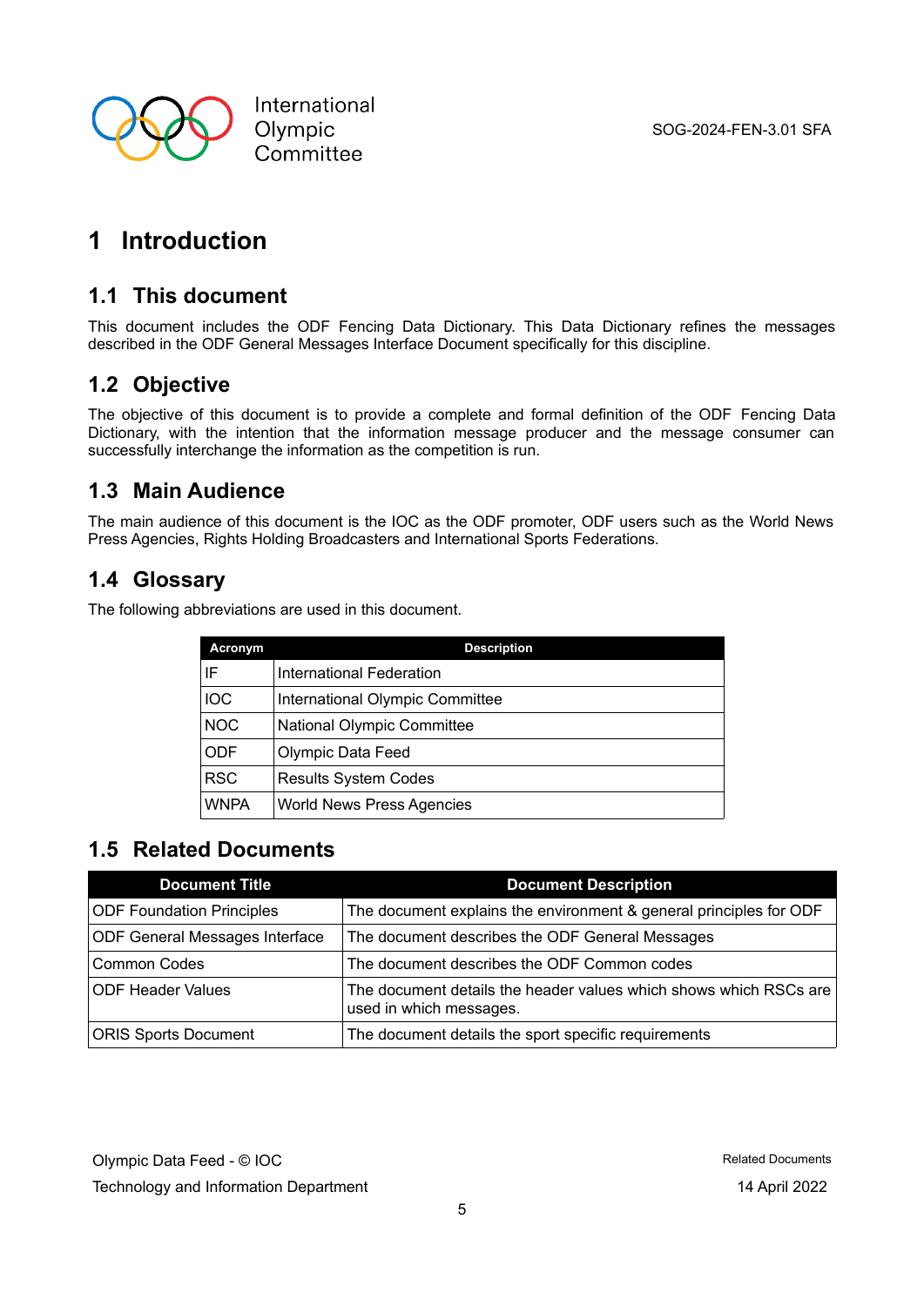# 1 Introduction

## 1.1 This document

This document includes the ODF Fencing Data Dictionary. This Data Dictionary refines the messages described in the ODF General Messages Interface Document specifically for this discipline.

## 1.2 Objective

The objective of this document is to provide a complete and formal definition of the ODF Fencing Data Dictionary, with the intention that the information message producer and the message consumer can successfully interchange the information as the competition is run.

## 1.3 Main Audience

The main audience of this document is the IOC as the ODF promoter, ODF users such as the World News Press Agencies, Rights Holding Broadcasters and International Sports Federations.

## 1.4 Glossary

The following abbreviations are used in this document.

| Acronym | Description |
|---|---|
| IF | International Federation |
| IOC | International Olympic Committee |
| NOC | National Olympic Committee |
| ODF | Olympic Data Feed |
| RSC | Results System Codes |
| WNPA | World News Press Agencies |

## 1.5 Related Documents

| Document Title | Document Description |
|---|---|
| ODF Foundation Principles | The document explains the environment & general principles for ODF |
| ODF General Messages Interface | The document describes the ODF General Messages |
| Common Codes | The document describes the ODF Common codes |
| ODF Header Values | The document details the header values which shows which RSCs are used in which messages. |
| ORIS Sports Document | The document details the sport specific requirements |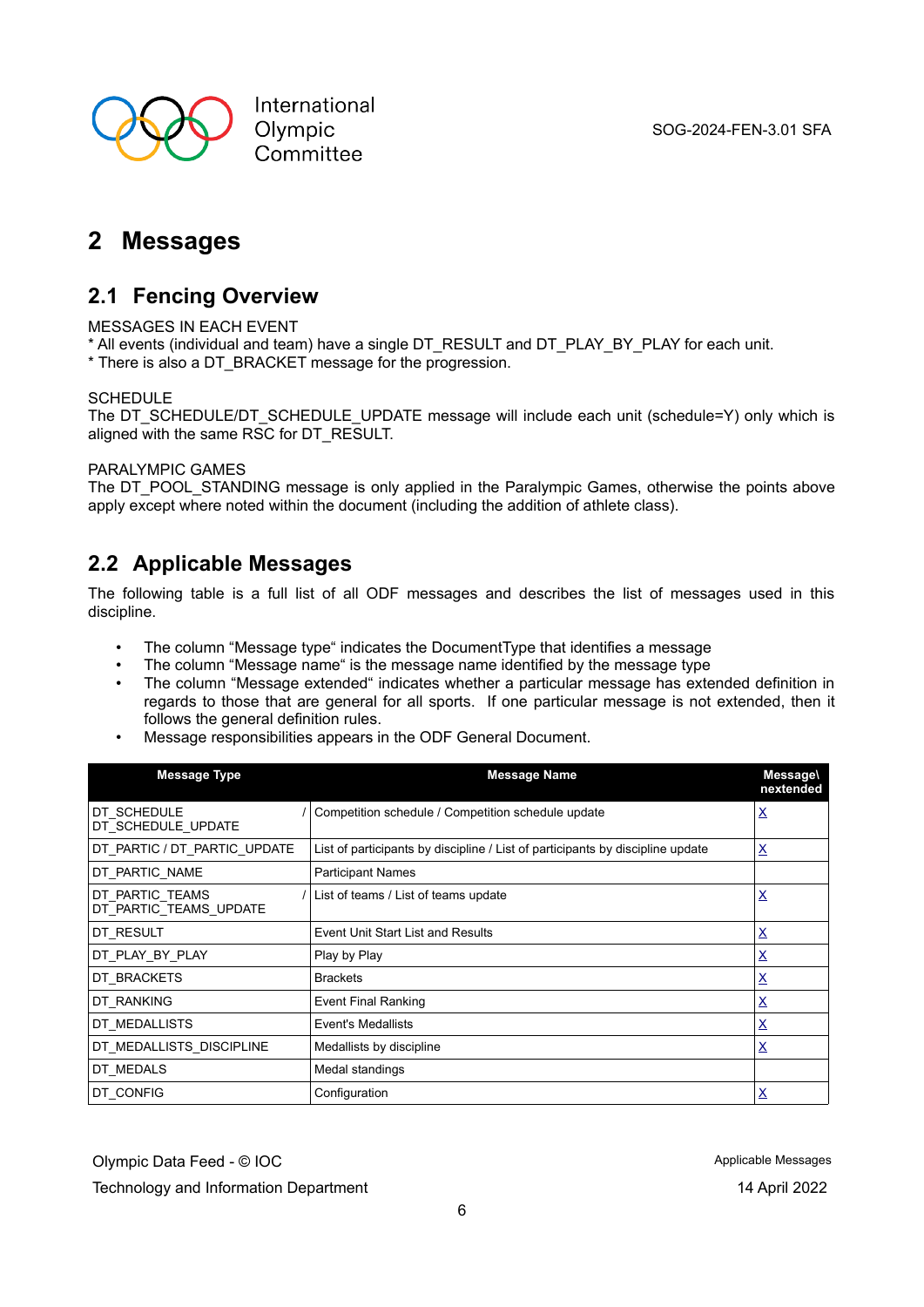# 2 Messages

## 2.1 Fencing Overview

MESSAGES IN EACH EVENT
* All events (individual and team) have a single DT_RESULT and DT_PLAY_BY_PLAY for each unit.
* There is also a DT_BRACKET message for the progression.

SCHEDULE
The DT_SCHEDULE/DT_SCHEDULE_UPDATE message will include each unit (schedule=Y) only which is aligned with the same RSC for DT_RESULT.

PARALYMPIC GAMES
The DT_POOL_STANDING message is only applied in the Paralympic Games, otherwise the points above apply except where noted within the document (including the addition of athlete class).

## 2.2 Applicable Messages

The following table is a full list of all ODF messages and describes the list of messages used in this discipline.

- The column "Message type" indicates the DocumentType that identifies a message
- The column "Message name" is the message name identified by the message type
- The column "Message extended" indicates whether a particular message has extended definition in regards to those that are general for all sports. If one particular message is not extended, then it follows the general definition rules.
- Message responsibilities appears in the ODF General Document.

| Message Type | Message Name | Message\nextended |
|---|---|---|
| DT_SCHEDULE / DT_SCHEDULE_UPDATE | Competition schedule / Competition schedule update | X |
| DT_PARTIC / DT_PARTIC_UPDATE | List of participants by discipline / List of participants by discipline update | X |
| DT_PARTIC_NAME | Participant Names | |
| DT_PARTIC_TEAMS / DT_PARTIC_TEAMS_UPDATE | List of teams / List of teams update | X |
| DT_RESULT | Event Unit Start List and Results | X |
| DT_PLAY_BY_PLAY | Play by Play | X |
| DT_BRACKETS | Brackets | X |
| DT_RANKING | Event Final Ranking | X |
| DT_MEDALLISTS | Event's Medallists | X |
| DT_MEDALLISTS_DISCIPLINE | Medallists by discipline | X |
| DT_MEDALS | Medal standings | |
| DT_CONFIG | Configuration | X |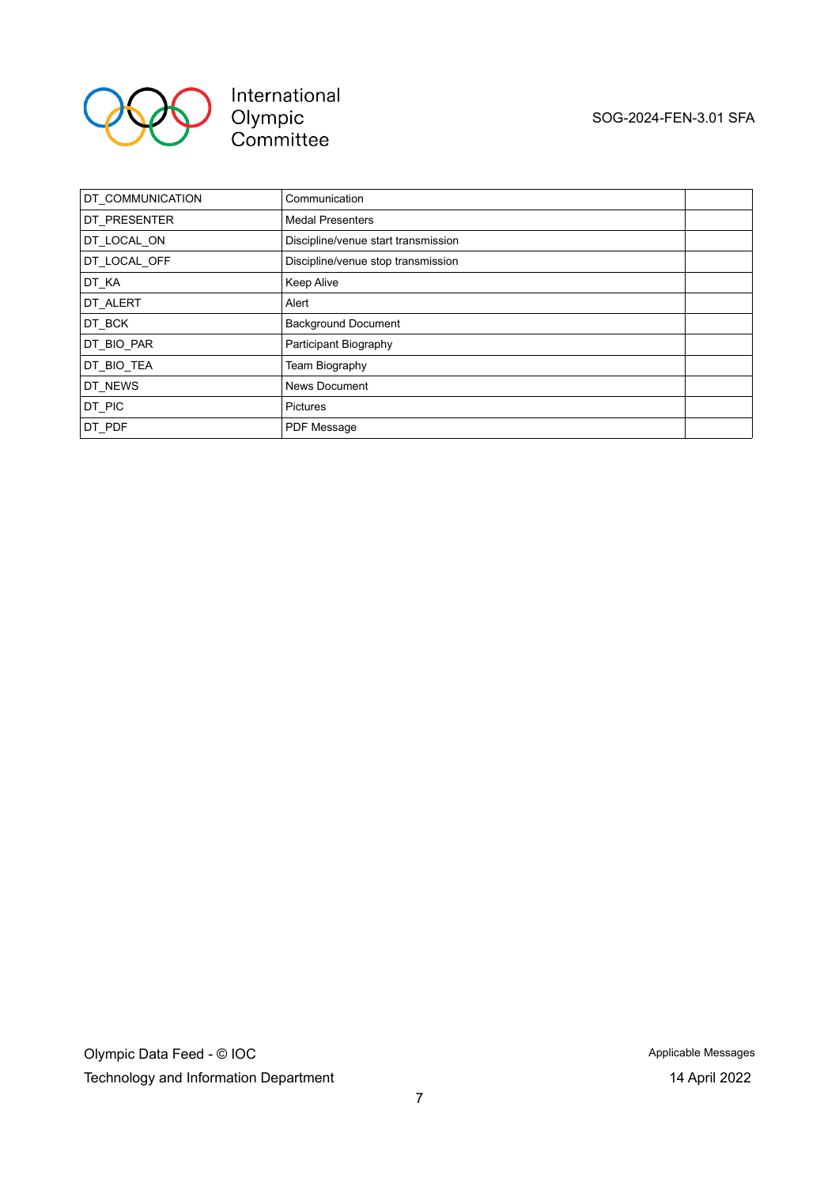| | | |
|---|---|---|
| DT_COMMUNICATION | Communication | |
| DT_PRESENTER | Medal Presenters | |
| DT_LOCAL_ON | Discipline/venue start transmission | |
| DT_LOCAL_OFF | Discipline/venue stop transmission | |
| DT_KA | Keep Alive | |
| DT_ALERT | Alert | |
| DT_BCK | Background Document | |
| DT_BIO_PAR | Participant Biography | |
| DT_BIO_TEA | Team Biography | |
| DT_NEWS | News Document | |
| DT_PIC | Pictures | |
| DT_PDF | PDF Message | |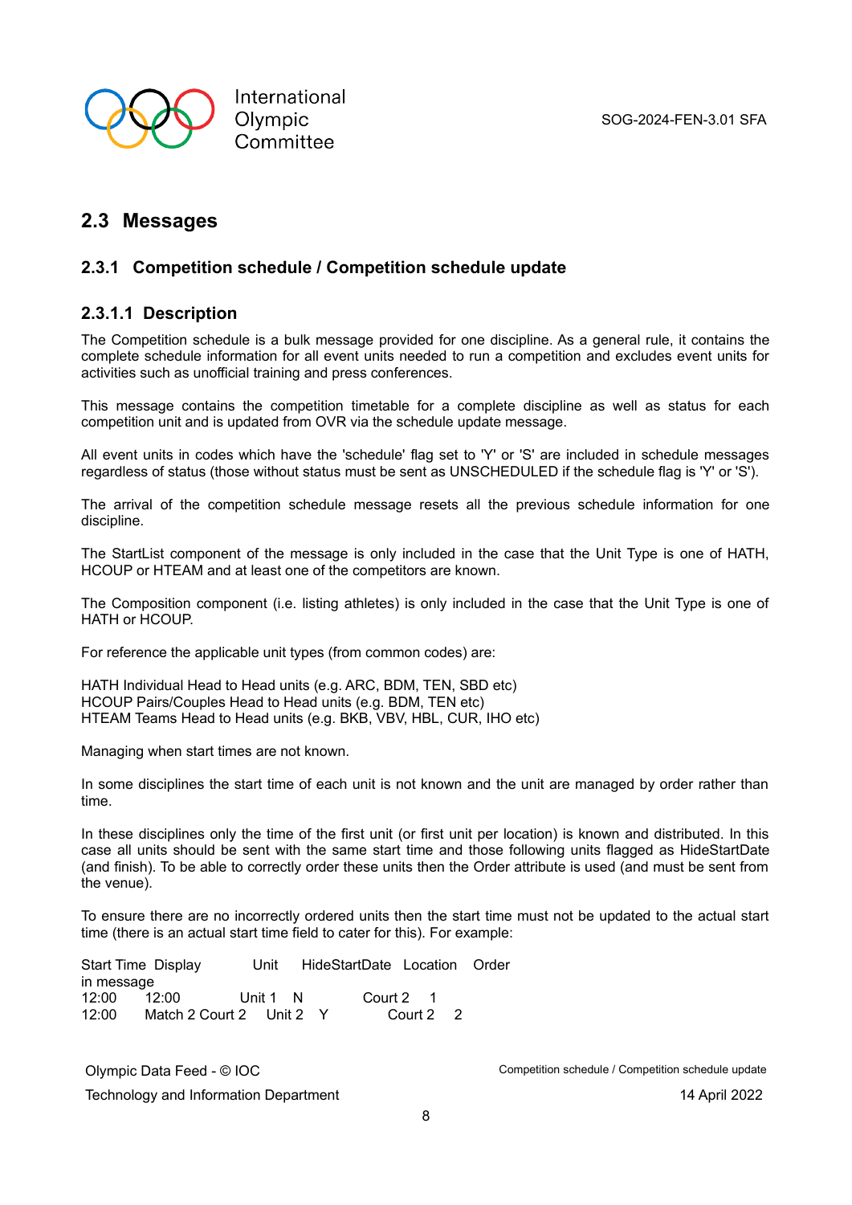## 2.3 Messages

### 2.3.1 Competition schedule / Competition schedule update

#### 2.3.1.1 Description

The Competition schedule is a bulk message provided for one discipline. As a general rule, it contains the complete schedule information for all event units needed to run a competition and excludes event units for activities such as unofficial training and press conferences.

This message contains the competition timetable for a complete discipline as well as status for each competition unit and is updated from OVR via the schedule update message.

All event units in codes which have the 'schedule' flag set to 'Y' or 'S' are included in schedule messages regardless of status (those without status must be sent as UNSCHEDULED if the schedule flag is 'Y' or 'S').

The arrival of the competition schedule message resets all the previous schedule information for one discipline.

The StartList component of the message is only included in the case that the Unit Type is one of HATH, HCOUP or HTEAM and at least one of the competitors are known.

The Composition component (i.e. listing athletes) is only included in the case that the Unit Type is one of HATH or HCOUP.

For reference the applicable unit types (from common codes) are:

HATH Individual Head to Head units (e.g. ARC, BDM, TEN, SBD etc)
HCOUP Pairs/Couples Head to Head units (e.g. BDM, TEN etc)
HTEAM Teams Head to Head units (e.g. BKB, VBV, HBL, CUR, IHO etc)

Managing when start times are not known.

In some disciplines the start time of each unit is not known and the unit are managed by order rather than time.

In these disciplines only the time of the first unit (or first unit per location) is known and distributed. In this case all units should be sent with the same start time and those following units flagged as HideStartDate (and finish). To be able to correctly order these units then the Order attribute is used (and must be sent from the venue).

To ensure there are no incorrectly ordered units then the start time must not be updated to the actual start time (there is an actual start time field to cater for this). For example:

| Start Time in message | Display | Unit | HideStartDate | Location | Order |
|---|---|---|---|---|---|
| 12:00 | 12:00 | Unit 1 | N | Court 2 | 1 |
| 12:00 | Match 2 Court 2 | Unit 2 | Y | Court 2 | 2 |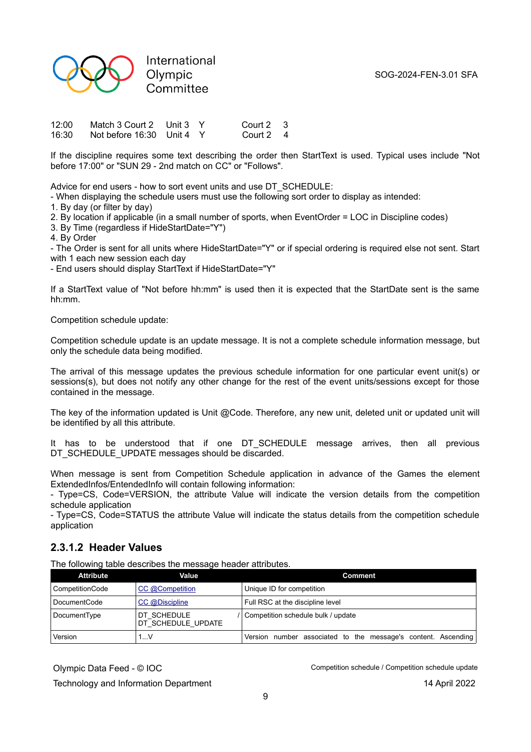| | | | | | |
|---|---|---|---|---|---|
| 12:00 | Match 3 Court 2 | Unit 3 | Y | Court 2 | 3 |
| 16:30 | Not before 16:30 | Unit 4 | Y | Court 2 | 4 |

If the discipline requires some text describing the order then StartText is used. Typical uses include "Not before 17:00" or "SUN 29 - 2nd match on CC" or "Follows".

Advice for end users - how to sort event units and use DT_SCHEDULE:
- When displaying the schedule users must use the following sort order to display as intended:
1. By day (or filter by day)
2. By location if applicable (in a small number of sports, when EventOrder = LOC in Discipline codes)
3. By Time (regardless if HideStartDate="Y")
4. By Order
- The Order is sent for all units where HideStartDate="Y" or if special ordering is required else not sent. Start with 1 each new session each day
- End users should display StartText if HideStartDate="Y"

If a StartText value of "Not before hh:mm" is used then it is expected that the StartDate sent is the same hh:mm.

Competition schedule update:

Competition schedule update is an update message. It is not a complete schedule information message, but only the schedule data being modified.

The arrival of this message updates the previous schedule information for one particular event unit(s) or sessions(s), but does not notify any other change for the rest of the event units/sessions except for those contained in the message.

The key of the information updated is Unit @Code. Therefore, any new unit, deleted unit or updated unit will be identified by all this attribute.

It has to be understood that if one DT_SCHEDULE message arrives, then all previous DT_SCHEDULE_UPDATE messages should be discarded.

When message is sent from Competition Schedule application in advance of the Games the element ExtendedInfos/EntendedInfo will contain following information:
- Type=CS, Code=VERSION, the attribute Value will indicate the version details from the competition schedule application
- Type=CS, Code=STATUS the attribute Value will indicate the status details from the competition schedule application

### 2.3.1.2 Header Values

The following table describes the message header attributes.

| Attribute | Value | Comment |
|---|---|---|
| CompetitionCode | CC @Competition | Unique ID for competition |
| DocumentCode | CC @Discipline | Full RSC at the discipline level |
| DocumentType | DT_SCHEDULE / DT_SCHEDULE_UPDATE | Competition schedule bulk / update |
| Version | 1...V | Version number associated to the message's content. Ascending |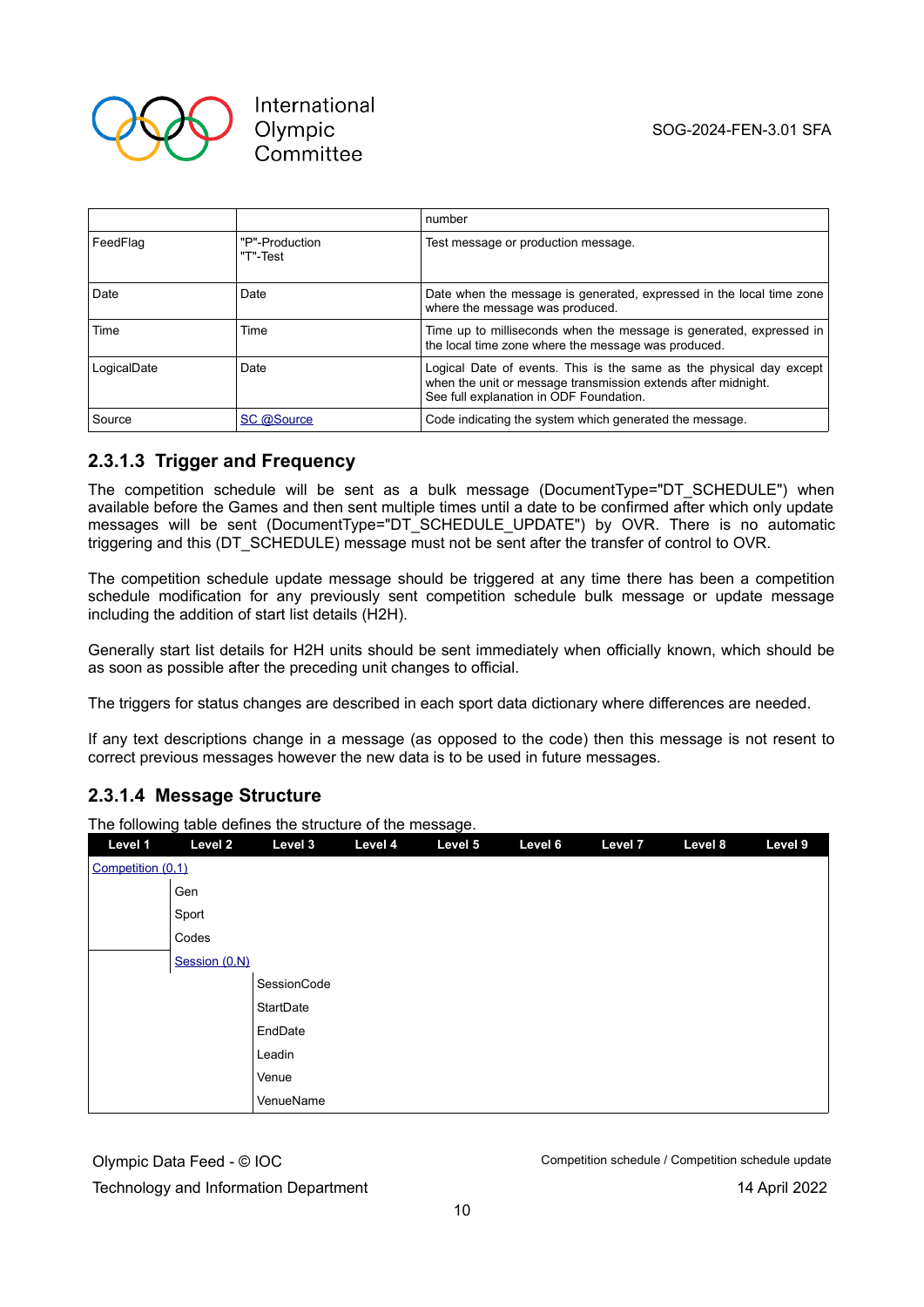| | | number |
|---|---|---|
| FeedFlag | "P"-Production<br>"T"-Test | Test message or production message. |
| Date | Date | Date when the message is generated, expressed in the local time zone where the message was produced. |
| Time | Time | Time up to milliseconds when the message is generated, expressed in the local time zone where the message was produced. |
| LogicalDate | Date | Logical Date of events. This is the same as the physical day except when the unit or message transmission extends after midnight.<br>See full explanation in ODF Foundation. |
| Source | SC @Source | Code indicating the system which generated the message. |

### 2.3.1.3 Trigger and Frequency

The competition schedule will be sent as a bulk message (DocumentType="DT_SCHEDULE") when available before the Games and then sent multiple times until a date to be confirmed after which only update messages will be sent (DocumentType="DT_SCHEDULE_UPDATE") by OVR. There is no automatic triggering and this (DT_SCHEDULE) message must not be sent after the transfer of control to OVR.

The competition schedule update message should be triggered at any time there has been a competition schedule modification for any previously sent competition schedule bulk message or update message including the addition of start list details (H2H).

Generally start list details for H2H units should be sent immediately when officially known, which should be as soon as possible after the preceding unit changes to official.

The triggers for status changes are described in each sport data dictionary where differences are needed.

If any text descriptions change in a message (as opposed to the code) then this message is not resent to correct previous messages however the new data is to be used in future messages.

### 2.3.1.4 Message Structure

The following table defines the structure of the message.

| Level 1 | Level 2 | Level 3 | Level 4 | Level 5 | Level 6 | Level 7 | Level 8 | Level 9 |
|---|---|---|---|---|---|---|---|---|
| Competition (0,1) | | | | | | | | |
| | Gen | | | | | | | |
| | Sport | | | | | | | |
| | Codes | | | | | | | |
| | Session (0,N) | | | | | | | |
| | | SessionCode | | | | | | |
| | | StartDate | | | | | | |
| | | EndDate | | | | | | |
| | | Leadin | | | | | | |
| | | Venue | | | | | | |
| | | VenueName | | | | | | |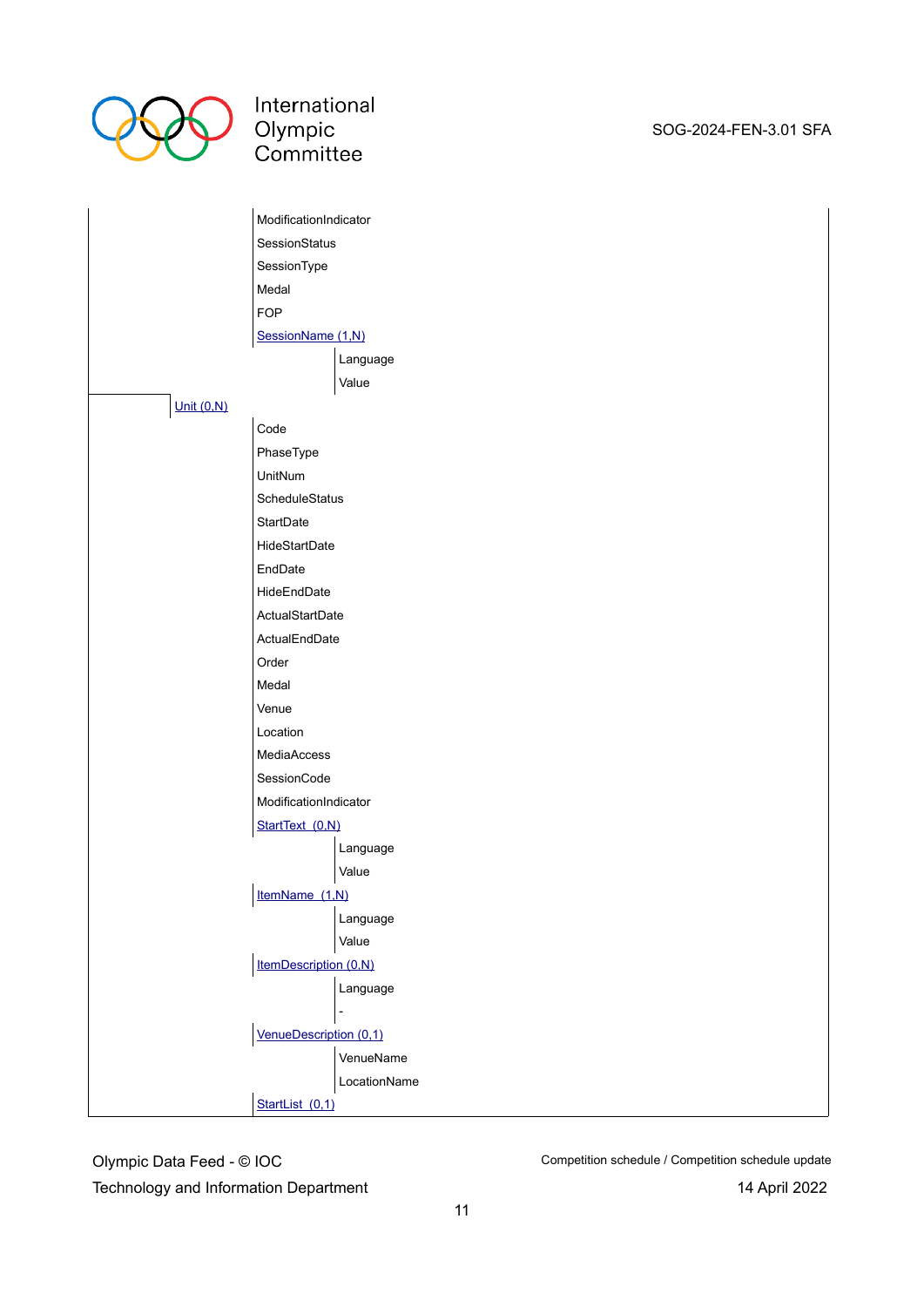- ModificationIndicator
- SessionStatus
- SessionType
- Medal
- FOP
- SessionName (1,N)
  - Language
  - Value

- Unit (0,N)
  - Code
  - PhaseType
  - UnitNum
  - ScheduleStatus
  - StartDate
  - HideStartDate
  - EndDate
  - HideEndDate
  - ActualStartDate
  - ActualEndDate
  - Order
  - Medal
  - Venue
  - Location
  - MediaAccess
  - SessionCode
  - ModificationIndicator
  - StartText (0,N)
    - Language
    - Value
  - ItemName (1,N)
    - Language
    - Value
  - ItemDescription (0,N)
    - Language
    - -
  - VenueDescription (0,1)
    - VenueName
    - LocationName
  - StartList (0,1)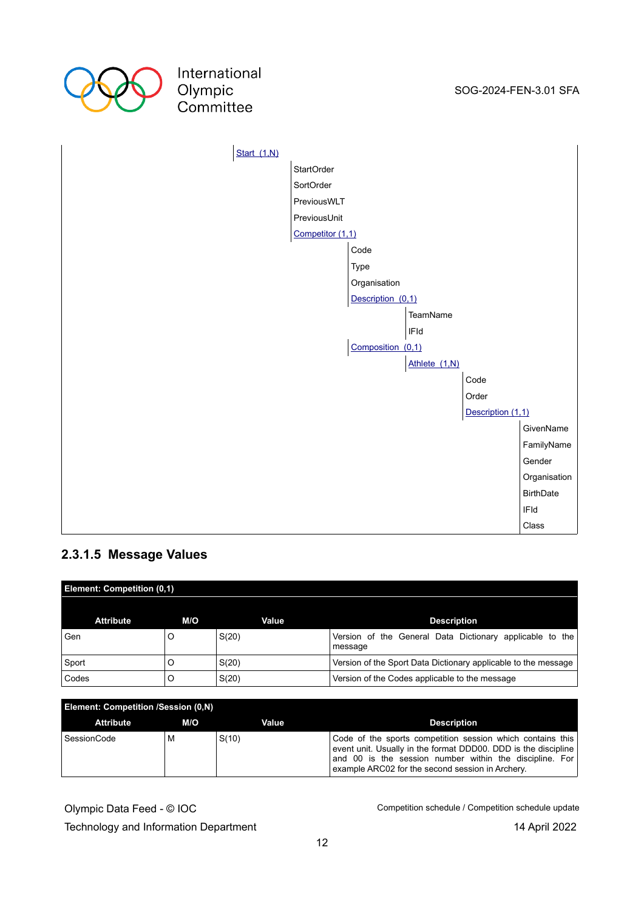- Start (1,N)
  - StartOrder
  - SortOrder
  - PreviousWLT
  - PreviousUnit
  - Competitor (1,1)
    - Code
    - Type
    - Organisation
    - Description (0,1)
      - TeamName
      - IFId
    - Composition (0,1)
      - Athlete (1,N)
        - Code
        - Order
        - Description (1,1)
          - GivenName
          - FamilyName
          - Gender
          - Organisation
          - BirthDate
          - IFId
          - Class

### 2.3.1.5 Message Values

**Element: Competition (0,1)**

| Attribute | M/O | Value | Description |
|---|---|---|---|
| Gen | O | S(20) | Version of the General Data Dictionary applicable to the message |
| Sport | O | S(20) | Version of the Sport Data Dictionary applicable to the message |
| Codes | O | S(20) | Version of the Codes applicable to the message |

**Element: Competition /Session (0,N)**

| Attribute | M/O | Value | Description |
|---|---|---|---|
| SessionCode | M | S(10) | Code of the sports competition session which contains this event unit. Usually in the format DDD00. DDD is the discipline and 00 is the session number within the discipline. For example ARC02 for the second session in Archery. |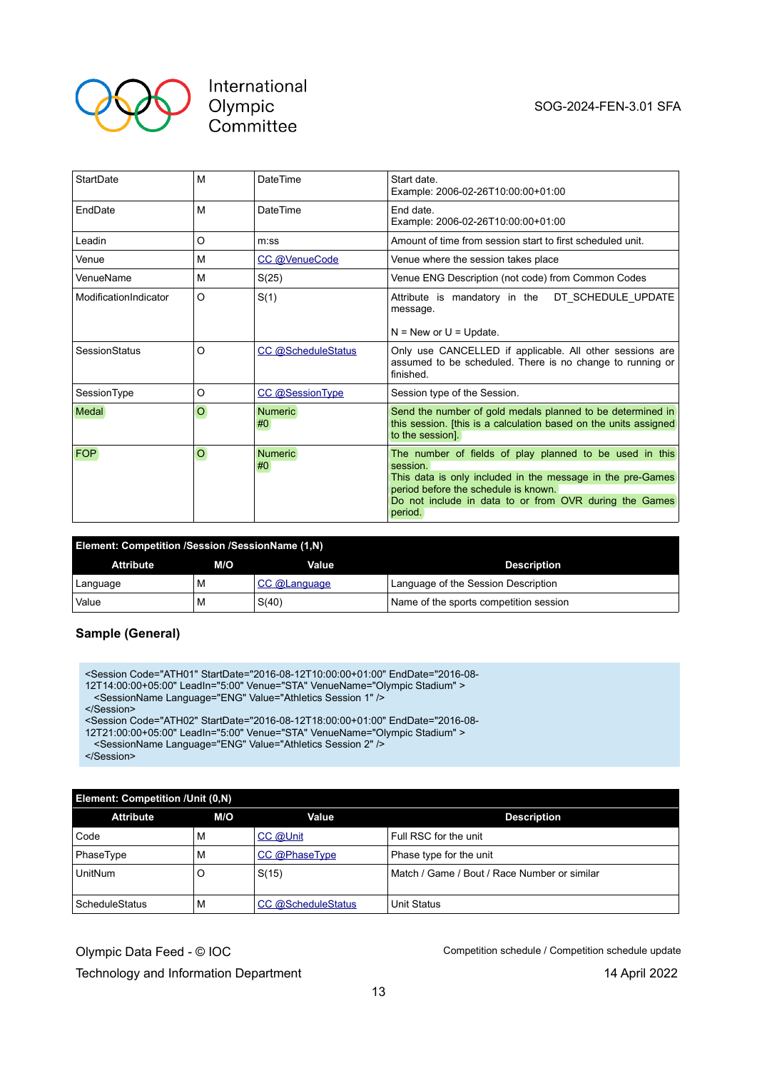| | | | |
|---|---|---|---|
| StartDate | M | DateTime | Start date.<br>Example: 2006-02-26T10:00:00+01:00 |
| EndDate | M | DateTime | End date.<br>Example: 2006-02-26T10:00:00+01:00 |
| LeadIn | O | m:ss | Amount of time from session start to first scheduled unit. |
| Venue | M | CC @VenueCode | Venue where the session takes place |
| VenueName | M | S(25) | Venue ENG Description (not code) from Common Codes |
| ModificationIndicator | O | S(1) | Attribute is mandatory in the DT_SCHEDULE_UPDATE message.<br><br>N = New or U = Update. |
| SessionStatus | O | CC @ScheduleStatus | Only use CANCELLED if applicable. All other sessions are assumed to be scheduled. There is no change to running or finished. |
| SessionType | O | CC @SessionType | Session type of the Session. |
| Medal | O | Numeric<br>#0 | Send the number of gold medals planned to be determined in this session. [this is a calculation based on the units assigned to the session]. |
| FOP | O | Numeric<br>#0 | The number of fields of play planned to be used in this session.<br>This data is only included in the message in the pre-Games period before the schedule is known.<br>Do not include in data to or from OVR during the Games period. |

**Element: Competition /Session /SessionName (1,N)**

| Attribute | M/O | Value | Description |
|---|---|---|---|
| Language | M | CC @Language | Language of the Session Description |
| Value | M | S(40) | Name of the sports competition session |

### Sample (General)

```
<Session Code="ATH01" StartDate="2016-08-12T10:00:00+01:00" EndDate="2016-08-
12T14:00:00+05:00" LeadIn="5:00" Venue="STA" VenueName="Olympic Stadium" >
  <SessionName Language="ENG" Value="Athletics Session 1" />
</Session>
<Session Code="ATH02" StartDate="2016-08-12T18:00:00+01:00" EndDate="2016-08-
12T21:00:00+05:00" LeadIn="5:00" Venue="STA" VenueName="Olympic Stadium" >
  <SessionName Language="ENG" Value="Athletics Session 2" />
</Session>
```

**Element: Competition /Unit (0,N)**

| Attribute | M/O | Value | Description |
|---|---|---|---|
| Code | M | CC @Unit | Full RSC for the unit |
| PhaseType | M | CC @PhaseType | Phase type for the unit |
| UnitNum | O | S(15) | Match / Game / Bout / Race Number or similar |
| ScheduleStatus | M | CC @ScheduleStatus | Unit Status |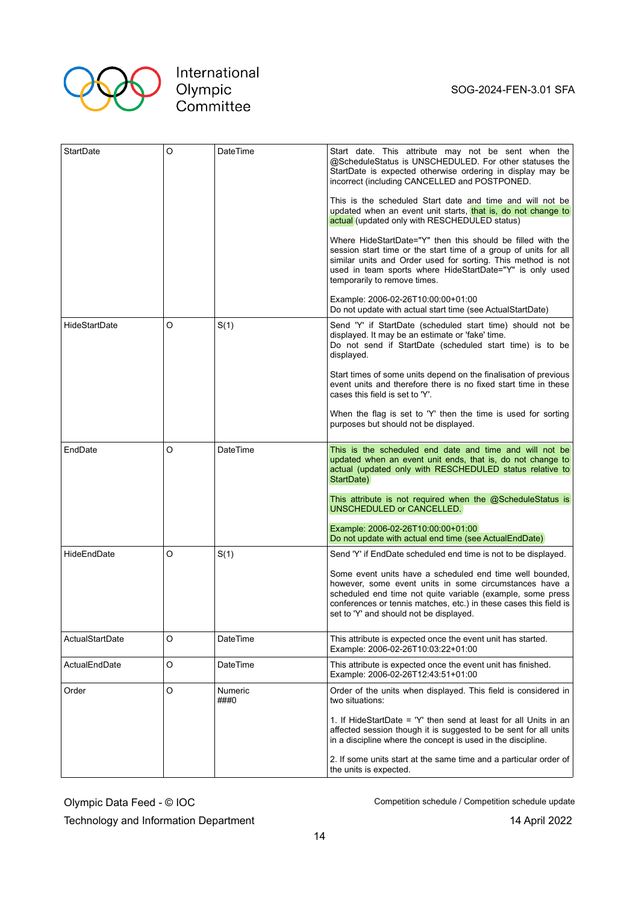| StartDate | O | DateTime | Start date. This attribute may not be sent when the @ScheduleStatus is UNSCHEDULED. For other statuses the StartDate is expected otherwise ordering in display may be incorrect (including CANCELLED and POSTPONED.<br><br>This is the scheduled Start date and time and will not be updated when an event unit starts, that is, do not change to actual (updated only with RESCHEDULED status)<br><br>Where HideStartDate="Y" then this should be filled with the session start time or the start time of a group of units for all similar units and Order used for sorting. This method is not used in team sports where HideStartDate="Y" is only used temporarily to remove times.<br><br>Example: 2006-02-26T10:00:00+01:00<br>Do not update with actual start time (see ActualStartDate) |
|---|---|---|---|
| HideStartDate | O | S(1) | Send 'Y' if StartDate (scheduled start time) should not be displayed. It may be an estimate or 'fake' time.<br>Do not send if StartDate (scheduled start time) is to be displayed.<br><br>Start times of some units depend on the finalisation of previous event units and therefore there is no fixed start time in these cases this field is set to 'Y'.<br><br>When the flag is set to 'Y' then the time is used for sorting purposes but should not be displayed. |
| EndDate | O | DateTime | This is the scheduled end date and time and will not be updated when an event unit ends, that is, do not change to actual (updated only with RESCHEDULED status relative to StartDate)<br><br>This attribute is not required when the @ScheduleStatus is UNSCHEDULED or CANCELLED.<br><br>Example: 2006-02-26T10:00:00+01:00<br>Do not update with actual end time (see ActualEndDate) |
| HideEndDate | O | S(1) | Send 'Y' if EndDate scheduled end time is not to be displayed.<br><br>Some event units have a scheduled end time well bounded, however, some event units in some circumstances have a scheduled end time not quite variable (example, some press conferences or tennis matches, etc.) in these cases this field is set to 'Y' and should not be displayed. |
| ActualStartDate | O | DateTime | This attribute is expected once the event unit has started.<br>Example: 2006-02-26T10:03:22+01:00 |
| ActualEndDate | O | DateTime | This attribute is expected once the event unit has finished.<br>Example: 2006-02-26T12:43:51+01:00 |
| Order | O | Numeric<br>##0 | Order of the units when displayed. This field is considered in two situations:<br><br>1. If HideStartDate = 'Y' then send at least for all Units in an affected session though it is suggested to be sent for all units in a discipline where the concept is used in the discipline.<br><br>2. If some units start at the same time and a particular order of the units is expected. |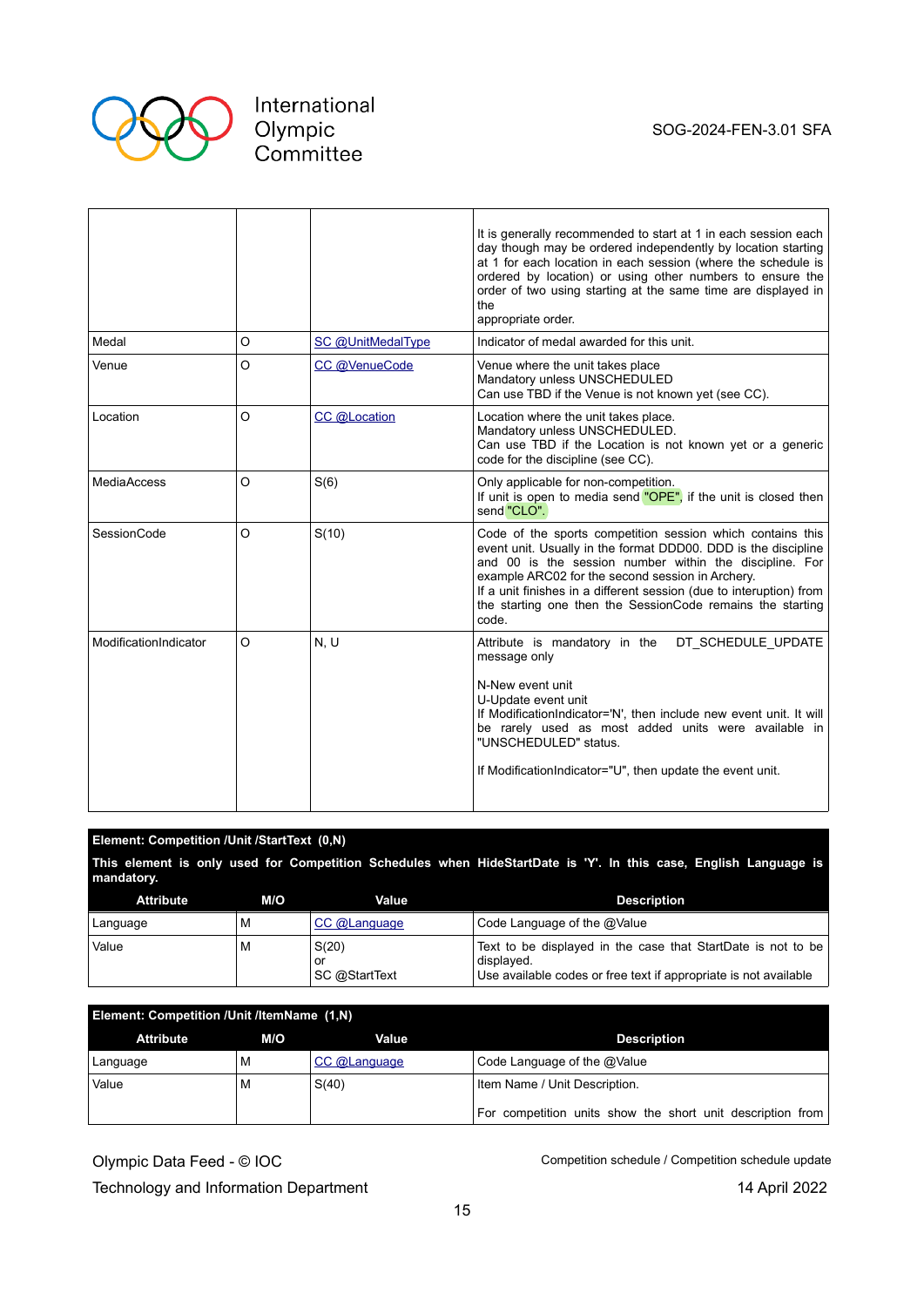| | | | |
|---|---|---|---|
| | | | It is generally recommended to start at 1 in each session each day though may be ordered independently by location starting at 1 for each location in each session (where the schedule is ordered by location) or using other numbers to ensure the order of two using starting at the same time are displayed in the appropriate order. |
| Medal | O | SC @UnitMedalType | Indicator of medal awarded for this unit. |
| Venue | O | CC @VenueCode | Venue where the unit takes place<br>Mandatory unless UNSCHEDULED<br>Can use TBD if the Venue is not known yet (see CC). |
| Location | O | CC @Location | Location where the unit takes place.<br>Mandatory unless UNSCHEDULED.<br>Can use TBD if the Location is not known yet or a generic code for the discipline (see CC). |
| MediaAccess | O | S(6) | Only applicable for non-competition.<br>If unit is open to media send "OPE", if the unit is closed then send "CLO". |
| SessionCode | O | S(10) | Code of the sports competition session which contains this event unit. Usually in the format DDD00. DDD is the discipline and 00 is the session number within the discipline. For example ARC02 for the second session in Archery.<br>If a unit finishes in a different session (due to interuption) from the starting one then the SessionCode remains the starting code. |
| ModificationIndicator | O | N, U | Attribute is mandatory in the DT_SCHEDULE_UPDATE message only<br><br>N-New event unit<br>U-Update event unit<br>If ModificationIndicator='N', then include new event unit. It will be rarely used as most added units were available in "UNSCHEDULED" status.<br><br>If ModificationIndicator="U", then update the event unit. |

**Element: Competition /Unit /StartText (0,N)**

**This element is only used for Competition Schedules when HideStartDate is 'Y'. In this case, English Language is mandatory.**

| Attribute | M/O | Value | Description |
|---|---|---|---|
| Language | M | CC @Language | Code Language of the @Value |
| Value | M | S(20)<br>or<br>SC @StartText | Text to be displayed in the case that StartDate is not to be displayed.<br>Use available codes or free text if appropriate is not available |

**Element: Competition /Unit /ItemName (1,N)**

| Attribute | M/O | Value | Description |
|---|---|---|---|
| Language | M | CC @Language | Code Language of the @Value |
| Value | M | S(40) | Item Name / Unit Description.<br><br>For competition units show the short unit description from |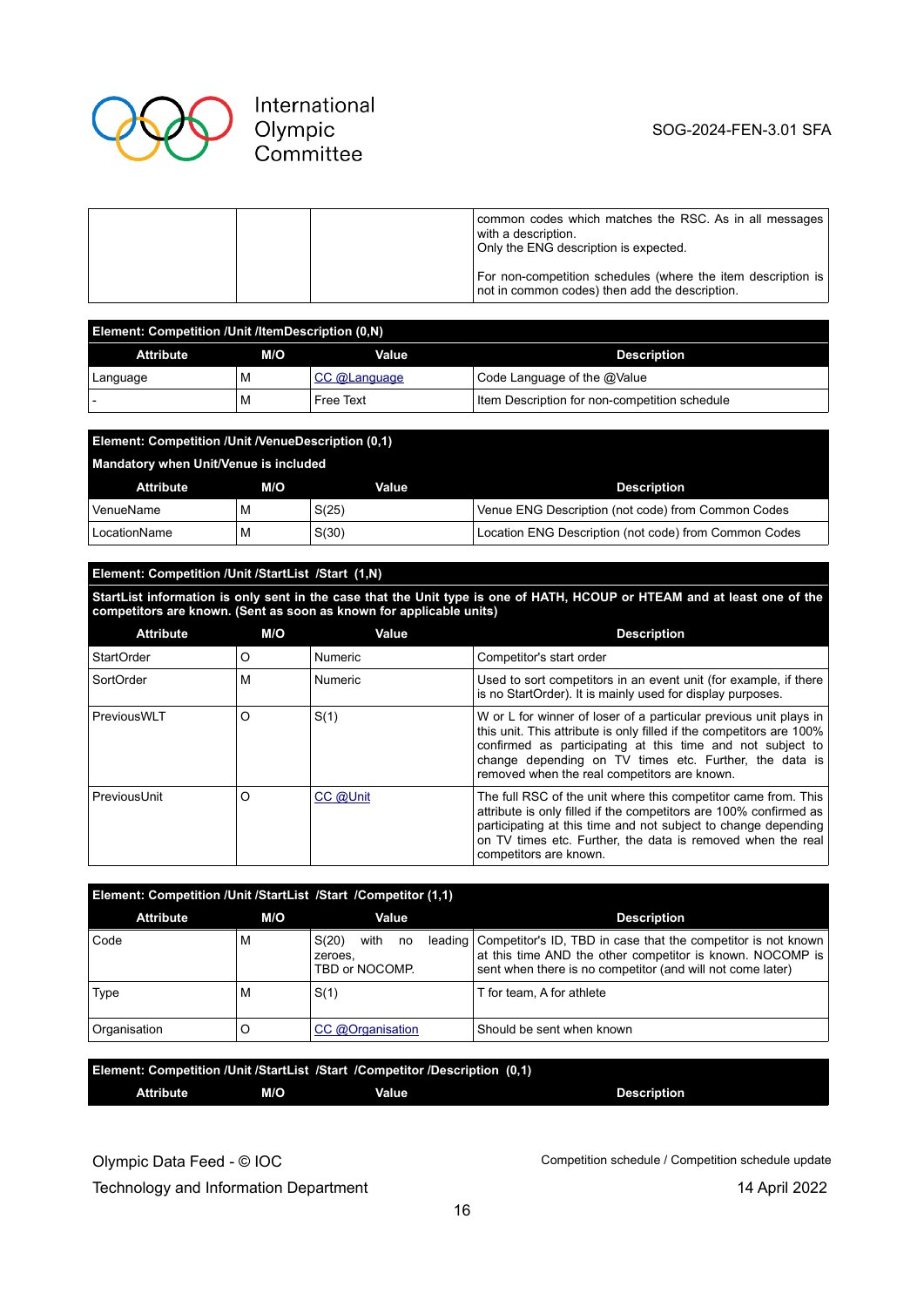| | | | common codes which matches the RSC. As in all messages with a description.<br>Only the ENG description is expected.<br><br>For non-competition schedules (where the item description is not in common codes) then add the description. |
|---|---|---|---|

| Element: Competition /Unit /ItemDescription (0,N) | | | |
|---|---|---|---|
| **Attribute** | **M/O** | **Value** | **Description** |
| Language | M | CC @Language | Code Language of the @Value |
| - | M | Free Text | Item Description for non-competition schedule |

| Element: Competition /Unit /VenueDescription (0,1)<br>Mandatory when Unit/Venue is included | | | |
|---|---|---|---|
| **Attribute** | **M/O** | **Value** | **Description** |
| VenueName | M | S(25) | Venue ENG Description (not code) from Common Codes |
| LocationName | M | S(30) | Location ENG Description (not code) from Common Codes |

| Element: Competition /Unit /StartList /Start (1,N)<br>StartList information is only sent in the case that the Unit type is one of HATH, HCOUP or HTEAM and at least one of the competitors are known. (Sent as soon as known for applicable units) | | | |
|---|---|---|---|
| **Attribute** | **M/O** | **Value** | **Description** |
| StartOrder | O | Numeric | Competitor's start order |
| SortOrder | M | Numeric | Used to sort competitors in an event unit (for example, if there is no StartOrder). It is mainly used for display purposes. |
| PreviousWLT | O | S(1) | W or L for winner of loser of a particular previous unit plays in this unit. This attribute is only filled if the competitors are 100% confirmed as participating at this time and not subject to change depending on TV times etc. Further, the data is removed when the real competitors are known. |
| PreviousUnit | O | CC @Unit | The full RSC of the unit where this competitor came from. This attribute is only filled if the competitors are 100% confirmed as participating at this time and not subject to change depending on TV times etc. Further, the data is removed when the real competitors are known. |

| Element: Competition /Unit /StartList /Start /Competitor (1,1) | | | |
|---|---|---|---|
| **Attribute** | **M/O** | **Value** | **Description** |
| Code | M | S(20) with no leading zeroes,<br>TBD or NOCOMP. | Competitor's ID, TBD in case that the competitor is not known at this time AND the other competitor is known. NOCOMP is sent when there is no competitor (and will not come later) |
| Type | M | S(1) | T for team, A for athlete |
| Organisation | O | CC @Organisation | Should be sent when known |

| Element: Competition /Unit /StartList /Start /Competitor /Description (0,1) | | | |
|---|---|---|---|
| **Attribute** | **M/O** | **Value** | **Description** |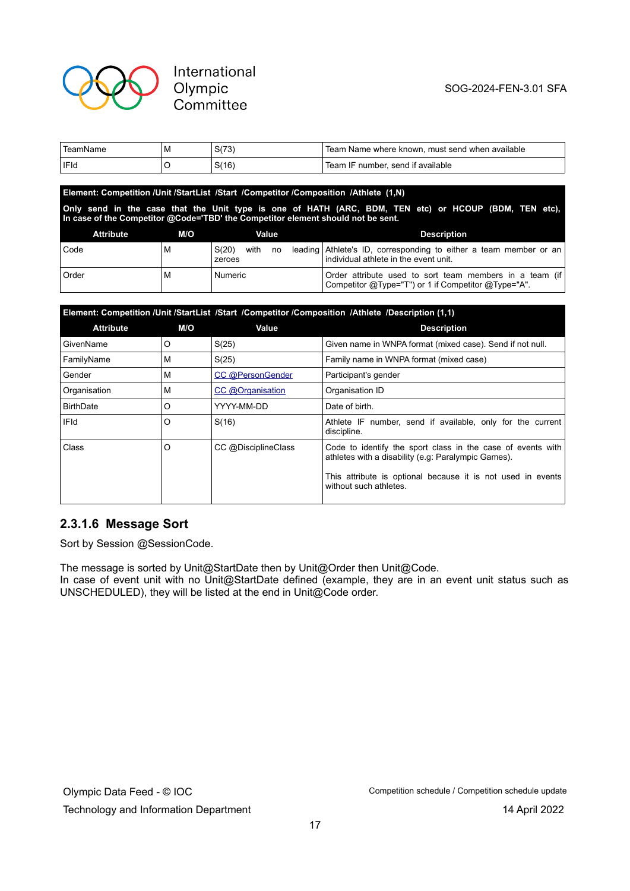| | | | |
|---|---|---|---|
| TeamName | M | S(73) | Team Name where known, must send when available |
| IFId | O | S(16) | Team IF number, send if available |

**Element: Competition /Unit /StartList /Start /Competitor /Composition /Athlete (1,N)**

**Only send in the case that the Unit type is one of HATH (ARC, BDM, TEN etc) or HCOUP (BDM, TEN etc), In case of the Competitor @Code='TBD' the Competitor element should not be sent.**

| Attribute | M/O | Value | Description |
|---|---|---|---|
| Code | M | S(20) with no leading zeroes | Athlete's ID, corresponding to either a team member or an individual athlete in the event unit. |
| Order | M | Numeric | Order attribute used to sort team members in a team (if Competitor @Type="T") or 1 if Competitor @Type="A". |

**Element: Competition /Unit /StartList /Start /Competitor /Composition /Athlete /Description (1,1)**

| Attribute | M/O | Value | Description |
|---|---|---|---|
| GivenName | O | S(25) | Given name in WNPA format (mixed case). Send if not null. |
| FamilyName | M | S(25) | Family name in WNPA format (mixed case) |
| Gender | M | CC @PersonGender | Participant's gender |
| Organisation | M | CC @Organisation | Organisation ID |
| BirthDate | O | YYYY-MM-DD | Date of birth. |
| IFId | O | S(16) | Athlete IF number, send if available, only for the current discipline. |
| Class | O | CC @DisciplineClass | Code to identify the sport class in the case of events with athletes with a disability (e.g: Paralympic Games).<br><br>This attribute is optional because it is not used in events without such athletes. |

### 2.3.1.6 Message Sort

Sort by Session @SessionCode.

The message is sorted by Unit@StartDate then by Unit@Order then Unit@Code.
In case of event unit with no Unit@StartDate defined (example, they are in an event unit status such as UNSCHEDULED), they will be listed at the end in Unit@Code order.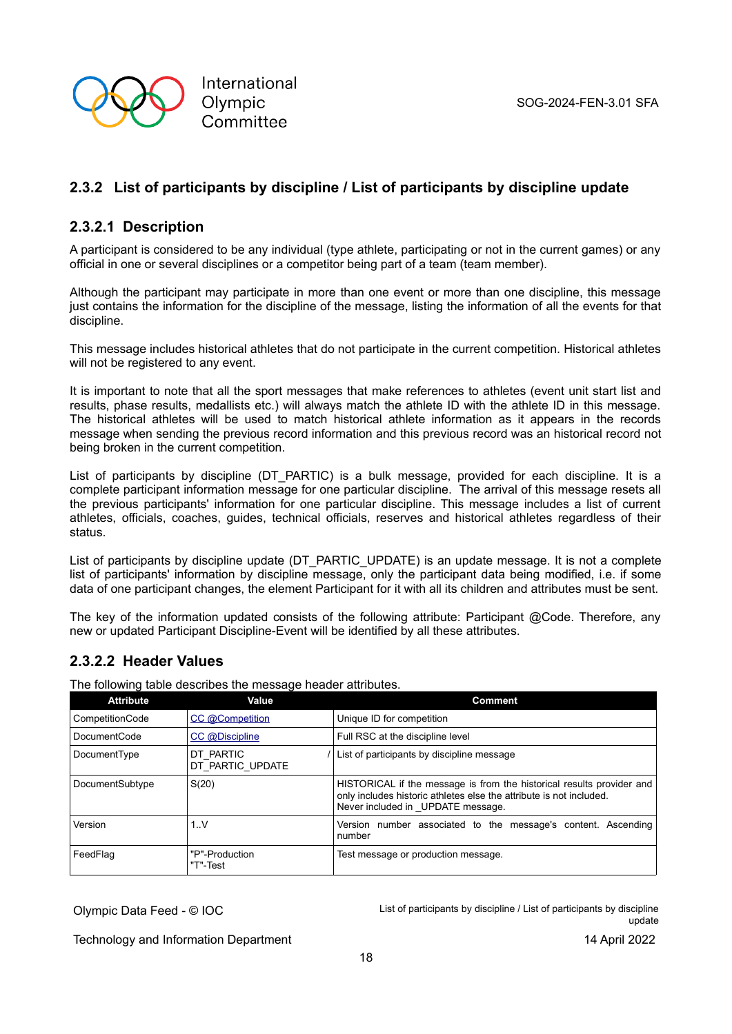### 2.3.2 List of participants by discipline / List of participants by discipline update

#### 2.3.2.1 Description

A participant is considered to be any individual (type athlete, participating or not in the current games) or any official in one or several disciplines or a competitor being part of a team (team member).

Although the participant may participate in more than one event or more than one discipline, this message just contains the information for the discipline of the message, listing the information of all the events for that discipline.

This message includes historical athletes that do not participate in the current competition. Historical athletes will not be registered to any event.

It is important to note that all the sport messages that make references to athletes (event unit start list and results, phase results, medallists etc.) will always match the athlete ID with the athlete ID in this message. The historical athletes will be used to match historical athlete information as it appears in the records message when sending the previous record information and this previous record was an historical record not being broken in the current competition.

List of participants by discipline (DT_PARTIC) is a bulk message, provided for each discipline. It is a complete participant information message for one particular discipline. The arrival of this message resets all the previous participants' information for one particular discipline. This message includes a list of current athletes, officials, coaches, guides, technical officials, reserves and historical athletes regardless of their status.

List of participants by discipline update (DT_PARTIC_UPDATE) is an update message. It is not a complete list of participants' information by discipline message, only the participant data being modified, i.e. if some data of one participant changes, the element Participant for it with all its children and attributes must be sent.

The key of the information updated consists of the following attribute: Participant @Code. Therefore, any new or updated Participant Discipline-Event will be identified by all these attributes.

#### 2.3.2.2 Header Values

The following table describes the message header attributes.

| Attribute | Value | Comment |
|---|---|---|
| CompetitionCode | CC @Competition | Unique ID for competition |
| DocumentCode | CC @Discipline | Full RSC at the discipline level |
| DocumentType | DT_PARTIC / DT_PARTIC_UPDATE | List of participants by discipline message |
| DocumentSubtype | S(20) | HISTORICAL if the message is from the historical results provider and only includes historic athletes else the attribute is not included. Never included in _UPDATE message. |
| Version | 1..V | Version number associated to the message's content. Ascending number |
| FeedFlag | "P"-Production "T"-Test | Test message or production message. |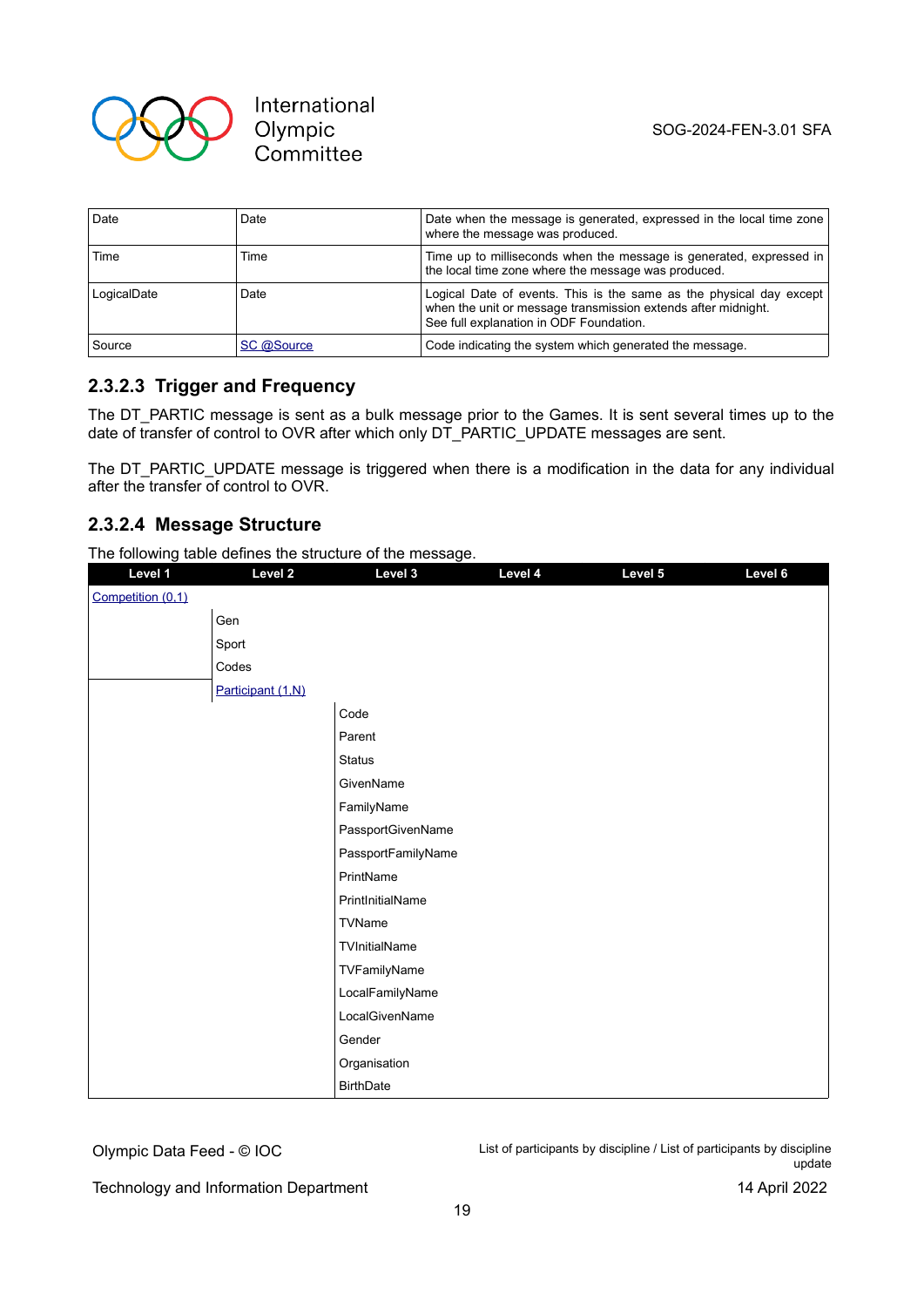| Date | Date | Date when the message is generated, expressed in the local time zone where the message was produced. |
|---|---|---|
| Time | Time | Time up to milliseconds when the message is generated, expressed in the local time zone where the message was produced. |
| LogicalDate | Date | Logical Date of events. This is the same as the physical day except when the unit or message transmission extends after midnight. See full explanation in ODF Foundation. |
| Source | SC @Source | Code indicating the system which generated the message. |

### 2.3.2.3 Trigger and Frequency

The DT_PARTIC message is sent as a bulk message prior to the Games. It is sent several times up to the date of transfer of control to OVR after which only DT_PARTIC_UPDATE messages are sent.

The DT_PARTIC_UPDATE message is triggered when there is a modification in the data for any individual after the transfer of control to OVR.

### 2.3.2.4 Message Structure

The following table defines the structure of the message.

| Level 1 | Level 2 | Level 3 | Level 4 | Level 5 | Level 6 |
|---|---|---|---|---|---|
| Competition (0,1) | | | | | |
| | Gen | | | | |
| | Sport | | | | |
| | Codes | | | | |
| | Participant (1,N) | | | | |
| | | Code | | | |
| | | Parent | | | |
| | | Status | | | |
| | | GivenName | | | |
| | | FamilyName | | | |
| | | PassportGivenName | | | |
| | | PassportFamilyName | | | |
| | | PrintName | | | |
| | | PrintInitialName | | | |
| | | TVName | | | |
| | | TVInitialName | | | |
| | | TVFamilyName | | | |
| | | LocalFamilyName | | | |
| | | LocalGivenName | | | |
| | | Gender | | | |
| | | Organisation | | | |
| | | BirthDate | | | |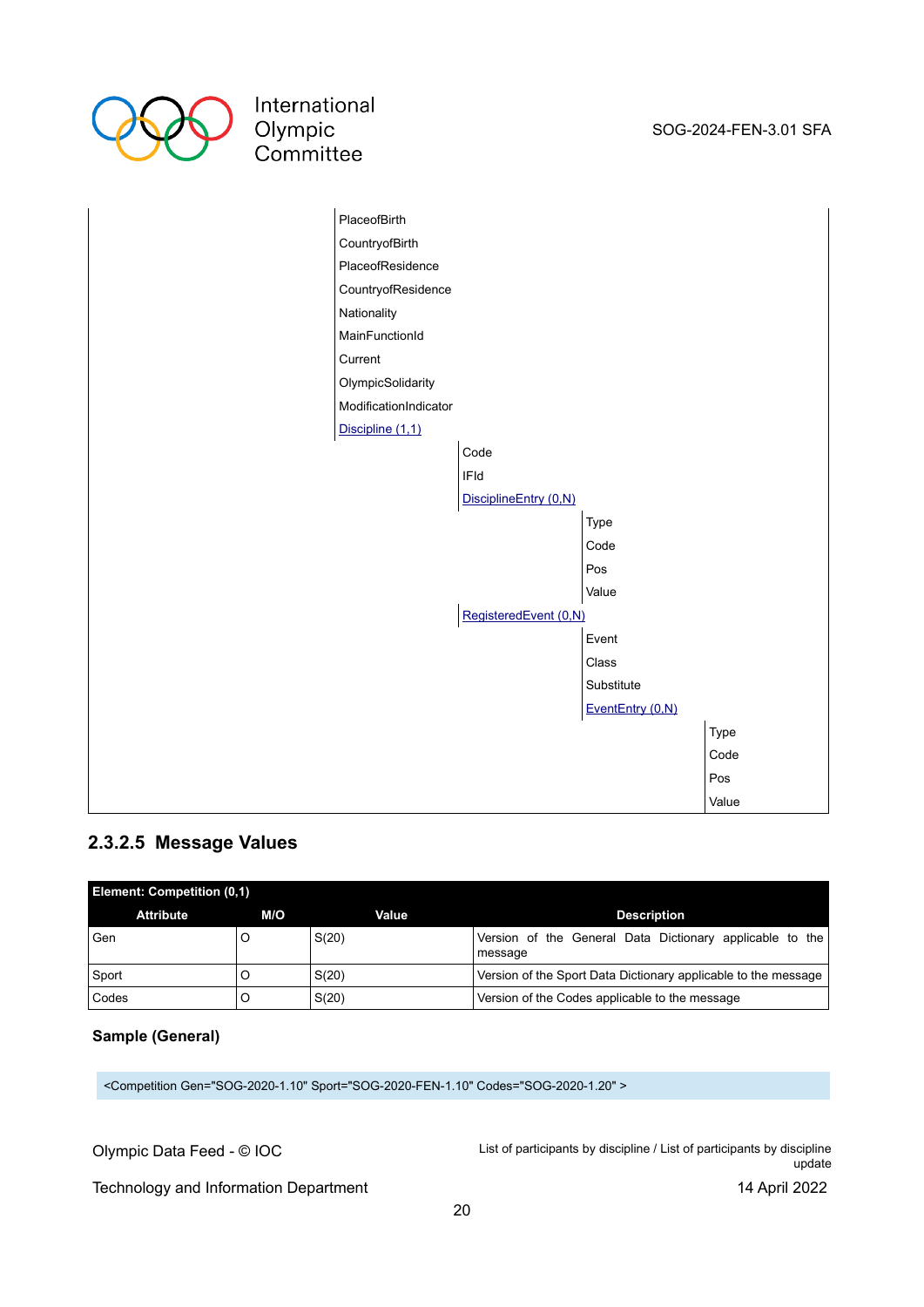| | | | | |
|---|---|---|---|---|
| | PlaceofBirth | | | |
| | CountryofBirth | | | |
| | PlaceofResidence | | | |
| | CountryofResidence | | | |
| | Nationality | | | |
| | MainFunctionId | | | |
| | Current | | | |
| | OlympicSolidarity | | | |
| | ModificationIndicator | | | |
| | Discipline (1,1) | | | |
| | | Code | | |
| | | IFId | | |
| | | DisciplineEntry (0,N) | | |
| | | | Type | |
| | | | Code | |
| | | | Pos | |
| | | | Value | |
| | | RegisteredEvent (0,N) | | |
| | | | Event | |
| | | | Class | |
| | | | Substitute | |
| | | | EventEntry (0,N) | |
| | | | | Type |
| | | | | Code |
| | | | | Pos |
| | | | | Value |

### 2.3.2.5 Message Values

| **Element: Competition (0,1)** | | | |
|---|---|---|---|
| **Attribute** | **M/O** | **Value** | **Description** |
| Gen | O | S(20) | Version of the General Data Dictionary applicable to the message |
| Sport | O | S(20) | Version of the Sport Data Dictionary applicable to the message |
| Codes | O | S(20) | Version of the Codes applicable to the message |

**Sample (General)**

```
<Competition Gen="SOG-2020-1.10" Sport="SOG-2020-FEN-1.10" Codes="SOG-2020-1.20" >
```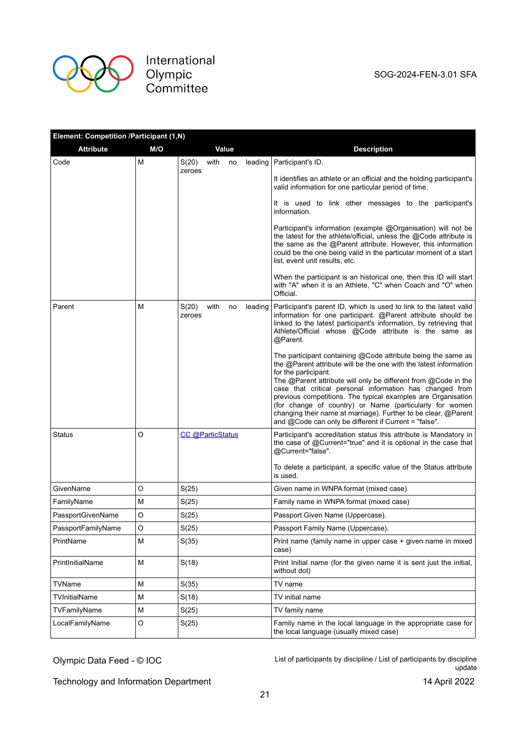| Element: Competition /Participant (1,N) | | | |
|---|---|---|---|
| **Attribute** | **M/O** | **Value** | **Description** |
| Code | M | S(20) with no leading zeroes | Participant's ID.<br><br>It identifies an athlete or an official and the holding participant's valid information for one particular period of time.<br><br>It is used to link other messages to the participant's information.<br><br>Participant's information (example @Organisation) will not be the latest for the athlete/official, unless the @Code attribute is the same as the @Parent attribute. However, this information could be the one being valid in the particular moment of a start list, event unit results, etc.<br><br>When the participant is an historical one, then this ID will start with "A" when it is an Athlete, "C" when Coach and "O" when Official. |
| Parent | M | S(20) with no leading zeroes | Participant's parent ID, which is used to link to the latest valid information for one participant. @Parent attribute should be linked to the latest participant's information, by retrieving that Athlete/Official whose @Code attribute is the same as @Parent.<br><br>The participant containing @Code attribute being the same as the @Parent attribute will be the one with the latest information for the participant.<br>The @Parent attribute will only be different from @Code in the case that critical personal information has changed from previous competitions. The typical examples are Organisation (for change of country) or Name (particularly for women changing their name at marriage). Further to be clear, @Parent and @Code can only be different if Current = "false". |
| Status | O | CC @ParticStatus | Participant's accreditation status this attribute is Mandatory in the case of @Current="true" and it is optional in the case that @Current="false".<br><br>To delete a participant, a specific value of the Status attribute is used. |
| GivenName | O | S(25) | Given name in WNPA format (mixed case) |
| FamilyName | M | S(25) | Family name in WNPA format (mixed case) |
| PassportGivenName | O | S(25) | Passport Given Name (Uppercase). |
| PassportFamilyName | O | S(25) | Passport Family Name (Uppercase). |
| PrintName | M | S(35) | Print name (family name in upper case + given name in mixed case) |
| PrintInitialName | M | S(18) | Print Initial name (for the given name it is sent just the initial, without dot) |
| TVName | M | S(35) | TV name |
| TVInitialName | M | S(18) | TV initial name |
| TVFamilyName | M | S(25) | TV family name |
| LocalFamilyName | O | S(25) | Family name in the local language in the appropriate case for the local language (usually mixed case) |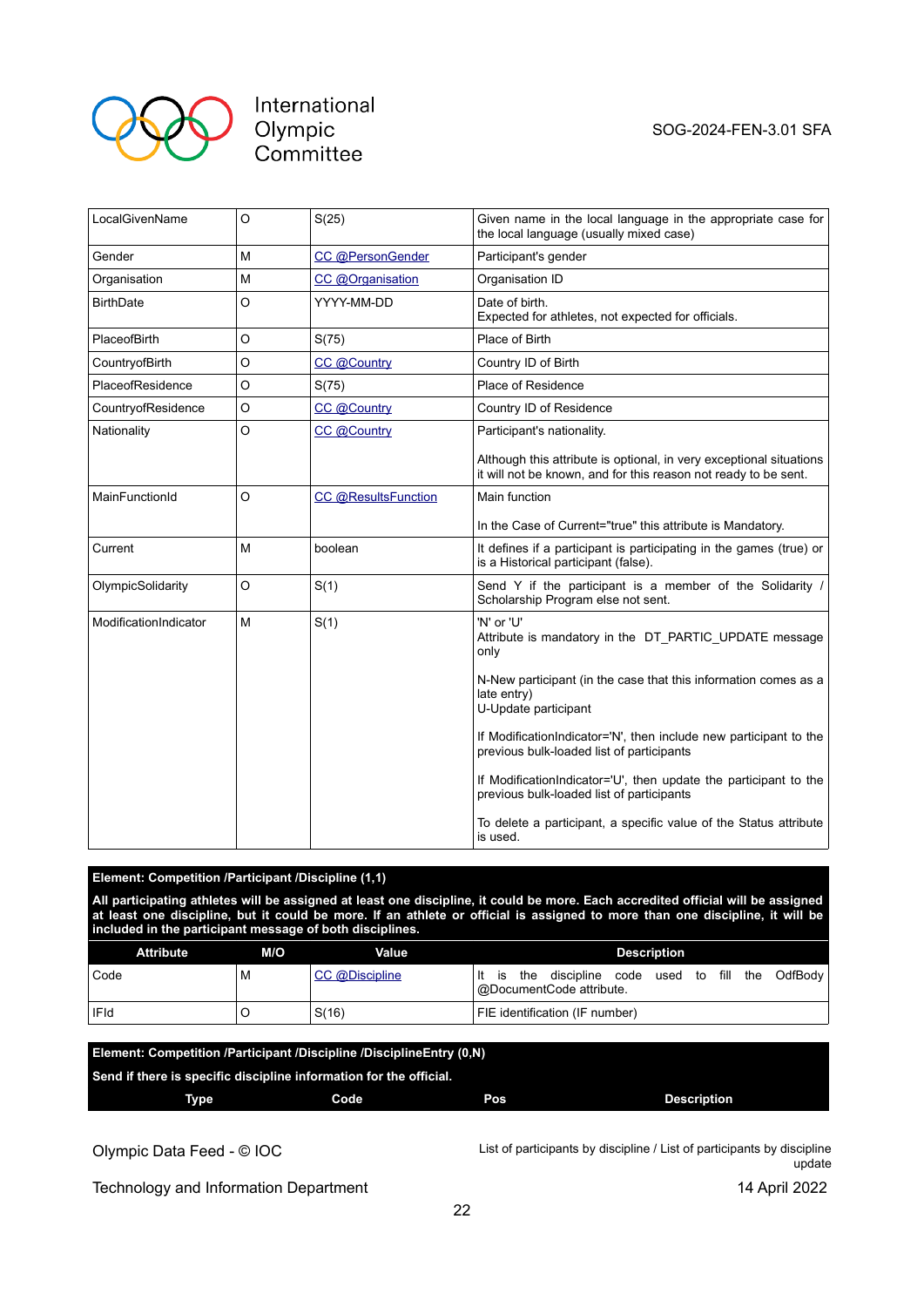| | | | |
|---|---|---|---|
| LocalGivenName | O | S(25) | Given name in the local language in the appropriate case for the local language (usually mixed case) |
| Gender | M | CC @PersonGender | Participant's gender |
| Organisation | M | CC @Organisation | Organisation ID |
| BirthDate | O | YYYY-MM-DD | Date of birth.<br>Expected for athletes, not expected for officials. |
| PlaceofBirth | O | S(75) | Place of Birth |
| CountryofBirth | O | CC @Country | Country ID of Birth |
| PlaceofResidence | O | S(75) | Place of Residence |
| CountryofResidence | O | CC @Country | Country ID of Residence |
| Nationality | O | CC @Country | Participant's nationality.<br><br>Although this attribute is optional, in very exceptional situations it will not be known, and for this reason not ready to be sent. |
| MainFunctionId | O | CC @ResultsFunction | Main function<br><br>In the Case of Current="true" this attribute is Mandatory. |
| Current | M | boolean | It defines if a participant is participating in the games (true) or is a Historical participant (false). |
| OlympicSolidarity | O | S(1) | Send Y if the participant is a member of the Solidarity / Scholarship Program else not sent. |
| ModificationIndicator | M | S(1) | 'N' or 'U'<br>Attribute is mandatory in the DT_PARTIC_UPDATE message only<br><br>N-New participant (in the case that this information comes as a late entry)<br>U-Update participant<br><br>If ModificationIndicator='N', then include new participant to the previous bulk-loaded list of participants<br><br>If ModificationIndicator='U', then update the participant to the previous bulk-loaded list of participants<br><br>To delete a participant, a specific value of the Status attribute is used. |

**Element: Competition /Participant /Discipline (1,1)**

**All participating athletes will be assigned at least one discipline, it could be more. Each accredited official will be assigned at least one discipline, but it could be more. If an athlete or official is assigned to more than one discipline, it will be included in the participant message of both disciplines.**

| Attribute | M/O | Value | Description |
|---|---|---|---|
| Code | M | CC @Discipline | It is the discipline code used to fill the OdfBody @DocumentCode attribute. |
| IFId | O | S(16) | FIE identification (IF number) |

**Element: Competition /Participant /Discipline /DisciplineEntry (0,N)**

**Send if there is specific discipline information for the official.**

| Type | Code | Pos | Description |
|---|---|---|---|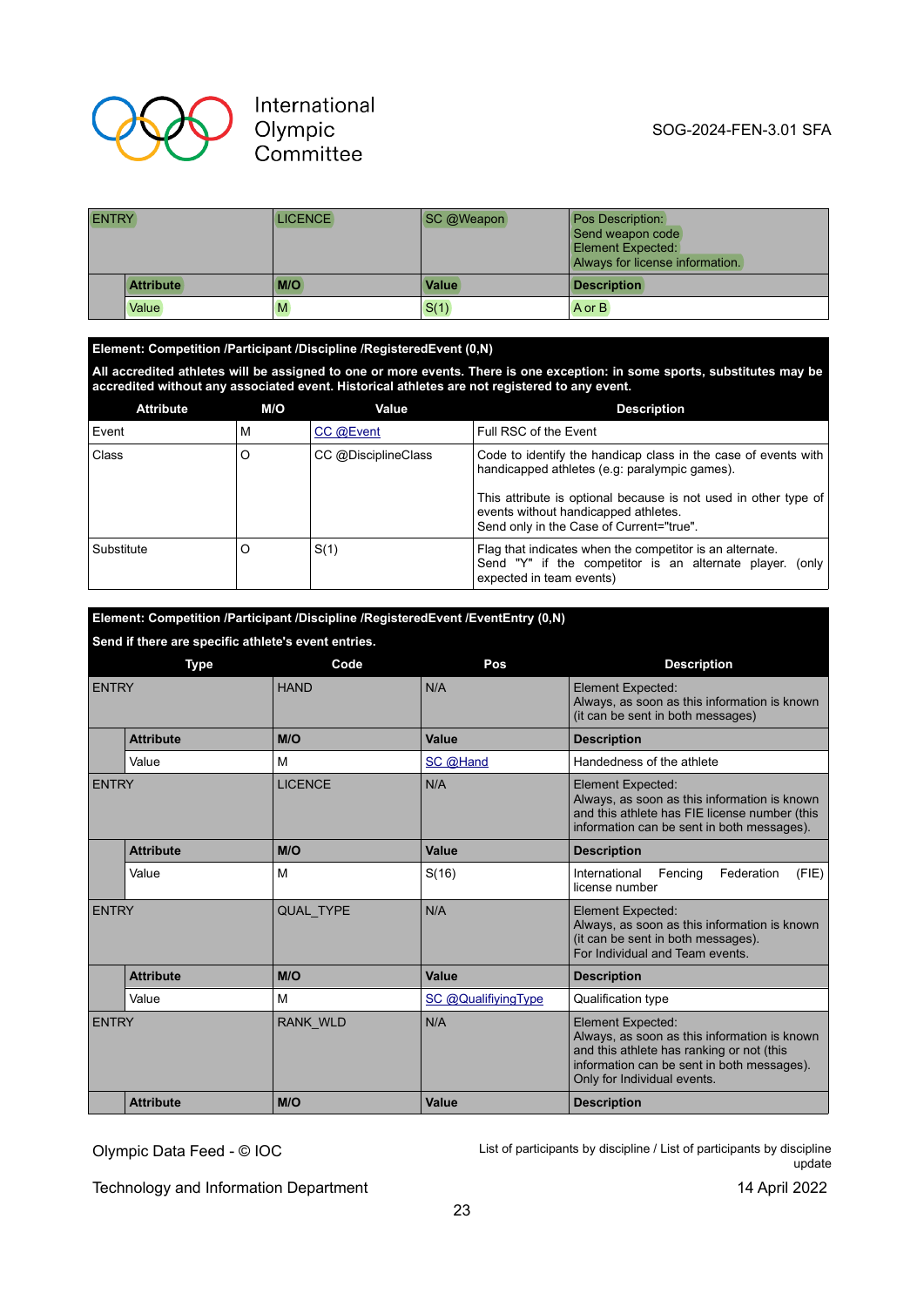| ENTRY | | LICENCE | SC @Weapon | Pos Description: Send weapon code Element Expected: Always for license information. |
|---|---|---|---|---|
| | Attribute | M/O | Value | Description |
| | Value | M | S(1) | A or B |

**Element: Competition /Participant /Discipline /RegisteredEvent (0,N)**

**All accredited athletes will be assigned to one or more events. There is one exception: in some sports, substitutes may be accredited without any associated event. Historical athletes are not registered to any event.**

| Attribute | M/O | Value | Description |
|---|---|---|---|
| Event | M | CC @Event | Full RSC of the Event |
| Class | O | CC @DisciplineClass | Code to identify the handicap class in the case of events with handicapped athletes (e.g: paralympic games).<br><br>This attribute is optional because is not used in other type of events without handicapped athletes.<br>Send only in the Case of Current="true". |
| Substitute | O | S(1) | Flag that indicates when the competitor is an alternate. Send "Y" if the competitor is an alternate player. (only expected in team events) |

**Element: Competition /Participant /Discipline /RegisteredEvent /EventEntry (0,N)**

**Send if there are specific athlete's event entries.**

| Type | | Code | Pos | Description |
|---|---|---|---|---|
| ENTRY | | HAND | N/A | Element Expected:<br>Always, as soon as this information is known (it can be sent in both messages) |
| | **Attribute** | **M/O** | **Value** | **Description** |
| | Value | M | SC @Hand | Handedness of the athlete |
| ENTRY | | LICENCE | N/A | Element Expected:<br>Always, as soon as this information is known and this athlete has FIE license number (this information can be sent in both messages). |
| | **Attribute** | **M/O** | **Value** | **Description** |
| | Value | M | S(16) | International Fencing Federation (FIE) license number |
| ENTRY | | QUAL_TYPE | N/A | Element Expected:<br>Always, as soon as this information is known (it can be sent in both messages).<br>For Individual and Team events. |
| | **Attribute** | **M/O** | **Value** | **Description** |
| | Value | M | SC @QualifiyingType | Qualification type |
| ENTRY | | RANK_WLD | N/A | Element Expected:<br>Always, as soon as this information is known and this athlete has ranking or not (this information can be sent in both messages).<br>Only for Individual events. |
| | **Attribute** | **M/O** | **Value** | **Description** |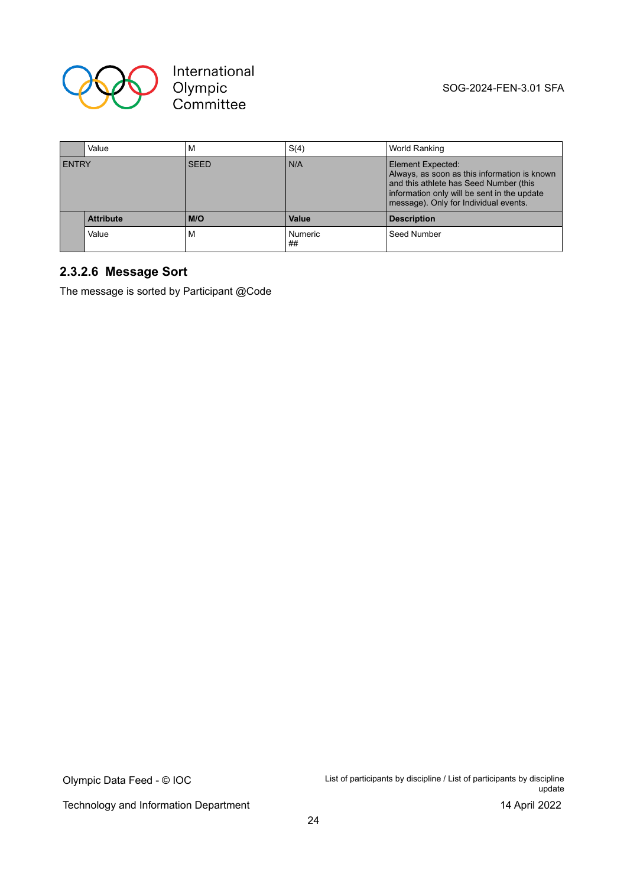| | | | | |
|---|---|---|---|---|
| | Value | M | S(4) | World Ranking |
| ENTRY | | SEED | N/A | Element Expected:<br>Always, as soon as this information is known and this athlete has Seed Number (this information only will be sent in the update message). Only for Individual events. |
| | **Attribute** | **M/O** | **Value** | **Description** |
| | Value | M | Numeric<br>## | Seed Number |

### 2.3.2.6 Message Sort

The message is sorted by Participant @Code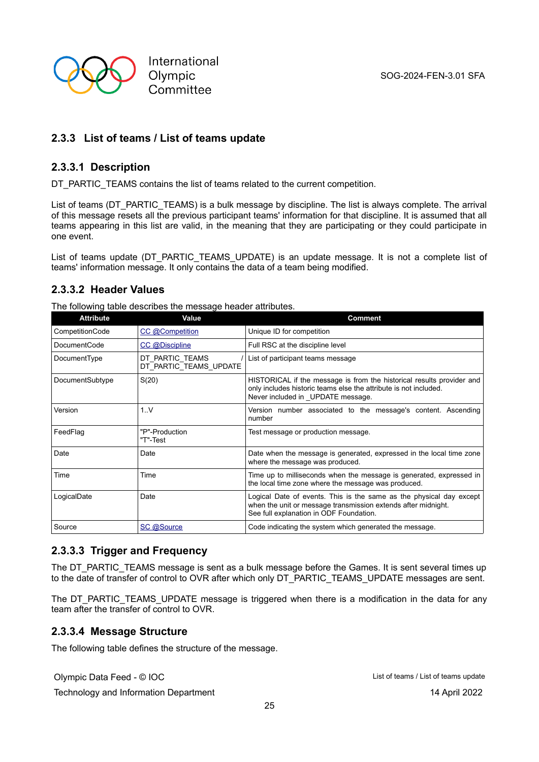### 2.3.3 List of teams / List of teams update

#### 2.3.3.1 Description

DT_PARTIC_TEAMS contains the list of teams related to the current competition.

List of teams (DT_PARTIC_TEAMS) is a bulk message by discipline. The list is always complete. The arrival of this message resets all the previous participant teams' information for that discipline. It is assumed that all teams appearing in this list are valid, in the meaning that they are participating or they could participate in one event.

List of teams update (DT_PARTIC_TEAMS_UPDATE) is an update message. It is not a complete list of teams' information message. It only contains the data of a team being modified.

#### 2.3.3.2 Header Values

The following table describes the message header attributes.

| Attribute | Value | Comment |
|---|---|---|
| CompetitionCode | CC @Competition | Unique ID for competition |
| DocumentCode | CC @Discipline | Full RSC at the discipline level |
| DocumentType | DT_PARTIC_TEAMS / DT_PARTIC_TEAMS_UPDATE | List of participant teams message |
| DocumentSubtype | S(20) | HISTORICAL if the message is from the historical results provider and only includes historic teams else the attribute is not included.<br>Never included in _UPDATE message. |
| Version | 1..V | Version number associated to the message's content. Ascending number |
| FeedFlag | "P"-Production<br>"T"-Test | Test message or production message. |
| Date | Date | Date when the message is generated, expressed in the local time zone where the message was produced. |
| Time | Time | Time up to milliseconds when the message is generated, expressed in the local time zone where the message was produced. |
| LogicalDate | Date | Logical Date of events. This is the same as the physical day except when the unit or message transmission extends after midnight.<br>See full explanation in ODF Foundation. |
| Source | SC @Source | Code indicating the system which generated the message. |

#### 2.3.3.3 Trigger and Frequency

The DT_PARTIC_TEAMS message is sent as a bulk message before the Games. It is sent several times up to the date of transfer of control to OVR after which only DT_PARTIC_TEAMS_UPDATE messages are sent.

The DT_PARTIC_TEAMS_UPDATE message is triggered when there is a modification in the data for any team after the transfer of control to OVR.

#### 2.3.3.4 Message Structure

The following table defines the structure of the message.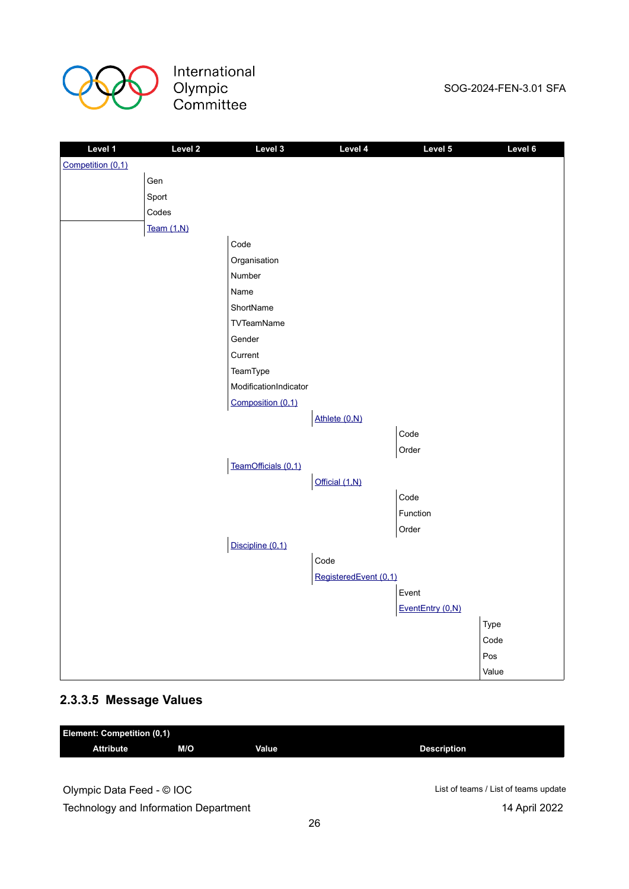| Level 1 | Level 2 | Level 3 | Level 4 | Level 5 | Level 6 |
|---|---|---|---|---|---|
| Competition (0,1) | | | | | |
| | Gen | | | | |
| | Sport | | | | |
| | Codes | | | | |
| | Team (1,N) | | | | |
| | | Code | | | |
| | | Organisation | | | |
| | | Number | | | |
| | | Name | | | |
| | | ShortName | | | |
| | | TVTeamName | | | |
| | | Gender | | | |
| | | Current | | | |
| | | TeamType | | | |
| | | ModificationIndicator | | | |
| | | Composition (0,1) | | | |
| | | | Athlete (0,N) | | |
| | | | | Code | |
| | | | | Order | |
| | | TeamOfficials (0,1) | | | |
| | | | Official (1,N) | | |
| | | | | Code | |
| | | | | Function | |
| | | | | Order | |
| | | Discipline (0,1) | | | |
| | | | Code | | |
| | | | RegisteredEvent (0,1) | | |
| | | | | Event | |
| | | | | EventEntry (0,N) | |
| | | | | | Type |
| | | | | | Code |
| | | | | | Pos |
| | | | | | Value |

### 2.3.3.5 Message Values

| Element: Competition (0,1) | | | |
|---|---|---|---|
| **Attribute** | **M/O** | **Value** | **Description** |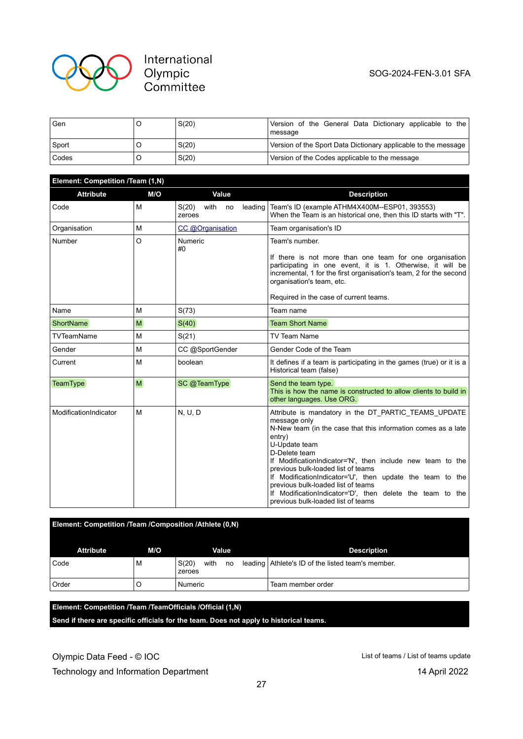| Gen | O | S(20) | Version of the General Data Dictionary applicable to the message |
|---|---|---|---|
| Sport | O | S(20) | Version of the Sport Data Dictionary applicable to the message |
| Codes | O | S(20) | Version of the Codes applicable to the message |

**Element: Competition /Team (1,N)**

| Attribute | M/O | Value | Description |
|---|---|---|---|
| Code | M | S(20) with no leading zeroes | Team's ID (example ATHM4X400M--ESP01, 393553)<br>When the Team is an historical one, then this ID starts with "T". |
| Organisation | M | CC @Organisation | Team organisation's ID |
| Number | O | Numeric<br>#0 | Team's number.<br><br>If there is not more than one team for one organisation participating in one event, it is 1. Otherwise, it will be incremental, 1 for the first organisation's team, 2 for the second organisation's team, etc.<br><br>Required in the case of current teams. |
| Name | M | S(73) | Team name |
| ShortName | M | S(40) | Team Short Name |
| TVTeamName | M | S(21) | TV Team Name |
| Gender | M | CC @SportGender | Gender Code of the Team |
| Current | M | boolean | It defines if a team is participating in the games (true) or it is a Historical team (false) |
| TeamType | M | SC @TeamType | Send the team type.<br>This is how the name is constructed to allow clients to build in other languages. Use ORG. |
| ModificationIndicator | M | N, U, D | Attribute is mandatory in the DT_PARTIC_TEAMS_UPDATE message only<br>N-New team (in the case that this information comes as a late entry)<br>U-Update team<br>D-Delete team<br>If ModificationIndicator='N', then include new team to the previous bulk-loaded list of teams<br>If ModificationIndicator='U', then update the team to the previous bulk-loaded list of teams<br>If ModificationIndicator='D', then delete the team to the previous bulk-loaded list of teams |

**Element: Competition /Team /Composition /Athlete (0,N)**

| Attribute | M/O | Value | Description |
|---|---|---|---|
| Code | M | S(20) with no leading zeroes | Athlete's ID of the listed team's member. |
| Order | O | Numeric | Team member order |

**Element: Competition /Team /TeamOfficials /Official (1,N)**

**Send if there are specific officials for the team. Does not apply to historical teams.**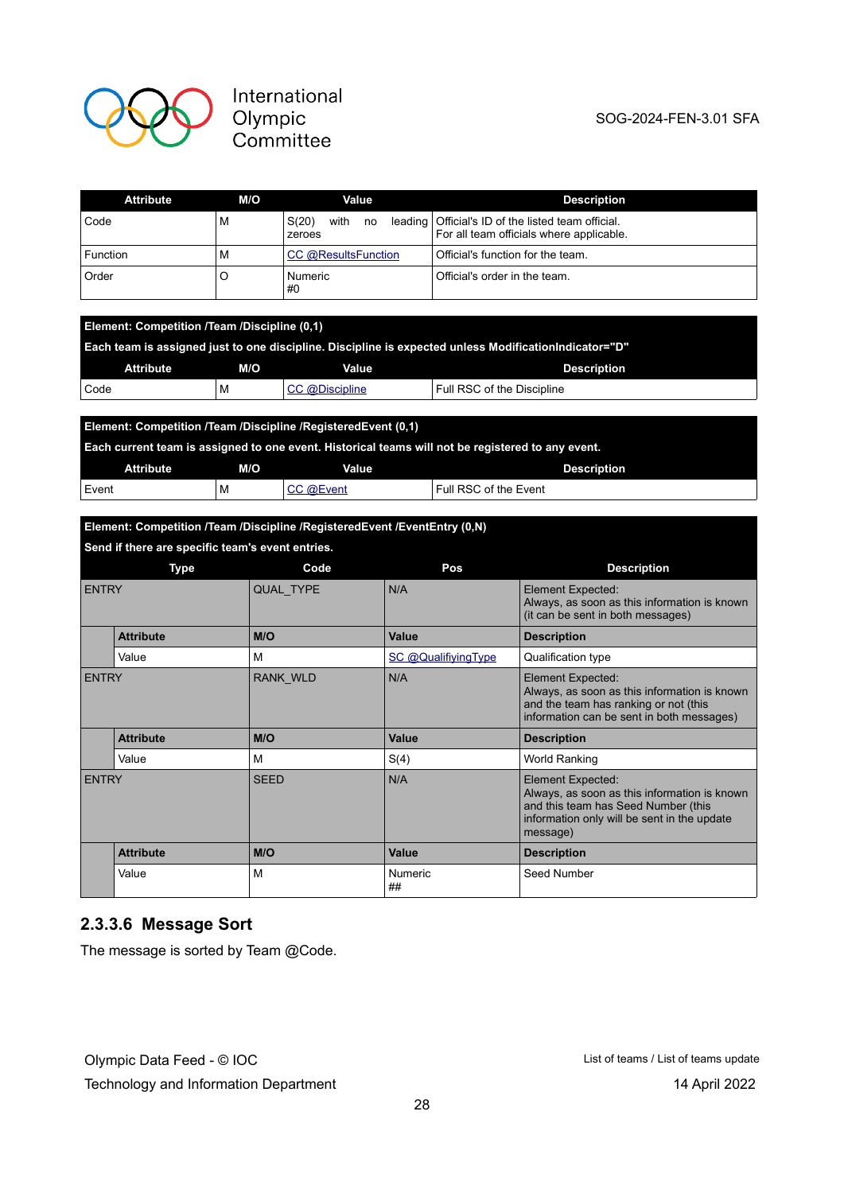| Attribute | M/O | Value | Description |
|---|---|---|---|
| Code | M | S(20) with no leading zeroes | Official's ID of the listed team official. For all team officials where applicable. |
| Function | M | CC @ResultsFunction | Official's function for the team. |
| Order | O | Numeric #0 | Official's order in the team. |

| **Element: Competition /Team /Discipline (0,1)** | | | |
|---|---|---|---|
| **Each team is assigned just to one discipline. Discipline is expected unless ModificationIndicator="D"** | | | |
| **Attribute** | **M/O** | **Value** | **Description** |
| Code | M | CC @Discipline | Full RSC of the Discipline |

| **Element: Competition /Team /Discipline /RegisteredEvent (0,1)** | | | |
|---|---|---|---|
| **Each current team is assigned to one event. Historical teams will not be registered to any event.** | | | |
| **Attribute** | **M/O** | **Value** | **Description** |
| Event | M | CC @Event | Full RSC of the Event |

| **Element: Competition /Team /Discipline /RegisteredEvent /EventEntry (0,N)** | | | | |
|---|---|---|---|---|
| **Send if there are specific team's event entries.** | | | | |
| **Type** | | **Code** | **Pos** | **Description** |
| ENTRY | | QUAL_TYPE | N/A | Element Expected: Always, as soon as this information is known (it can be sent in both messages) |
| | **Attribute** | **M/O** | **Value** | **Description** |
| | Value | M | SC @QualifiyingType | Qualification type |
| ENTRY | | RANK_WLD | N/A | Element Expected: Always, as soon as this information is known and the team has ranking or not (this information can be sent in both messages) |
| | **Attribute** | **M/O** | **Value** | **Description** |
| | Value | M | S(4) | World Ranking |
| ENTRY | | SEED | N/A | Element Expected: Always, as soon as this information is known and this team has Seed Number (this information only will be sent in the update message) |
| | **Attribute** | **M/O** | **Value** | **Description** |
| | Value | M | Numeric ## | Seed Number |

### 2.3.3.6 Message Sort

The message is sorted by Team @Code.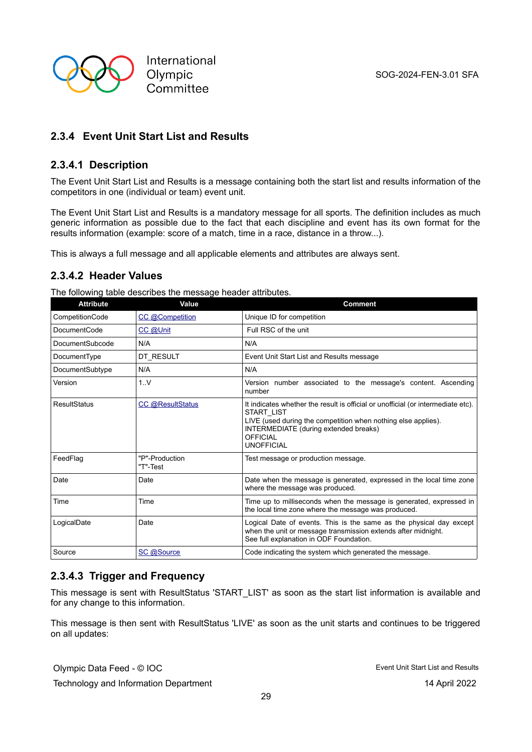## 2.3.4 Event Unit Start List and Results

### 2.3.4.1 Description

The Event Unit Start List and Results is a message containing both the start list and results information of the competitors in one (individual or team) event unit.

The Event Unit Start List and Results is a mandatory message for all sports. The definition includes as much generic information as possible due to the fact that each discipline and event has its own format for the results information (example: score of a match, time in a race, distance in a throw...).

This is always a full message and all applicable elements and attributes are always sent.

### 2.3.4.2 Header Values

The following table describes the message header attributes.

| Attribute | Value | Comment |
|---|---|---|
| CompetitionCode | CC @Competition | Unique ID for competition |
| DocumentCode | CC @Unit | Full RSC of the unit |
| DocumentSubcode | N/A | N/A |
| DocumentType | DT_RESULT | Event Unit Start List and Results message |
| DocumentSubtype | N/A | N/A |
| Version | 1..V | Version number associated to the message's content. Ascending number |
| ResultStatus | CC @ResultStatus | It indicates whether the result is official or unofficial (or intermediate etc).<br>START_LIST<br>LIVE (used during the competition when nothing else applies).<br>INTERMEDIATE (during extended breaks)<br>OFFICIAL<br>UNOFFICIAL |
| FeedFlag | "P"-Production<br>"T"-Test | Test message or production message. |
| Date | Date | Date when the message is generated, expressed in the local time zone where the message was produced. |
| Time | Time | Time up to milliseconds when the message is generated, expressed in the local time zone where the message was produced. |
| LogicalDate | Date | Logical Date of events. This is the same as the physical day except when the unit or message transmission extends after midnight.<br>See full explanation in ODF Foundation. |
| Source | SC @Source | Code indicating the system which generated the message. |

### 2.3.4.3 Trigger and Frequency

This message is sent with ResultStatus 'START_LIST' as soon as the start list information is available and for any change to this information.

This message is then sent with ResultStatus 'LIVE' as soon as the unit starts and continues to be triggered on all updates: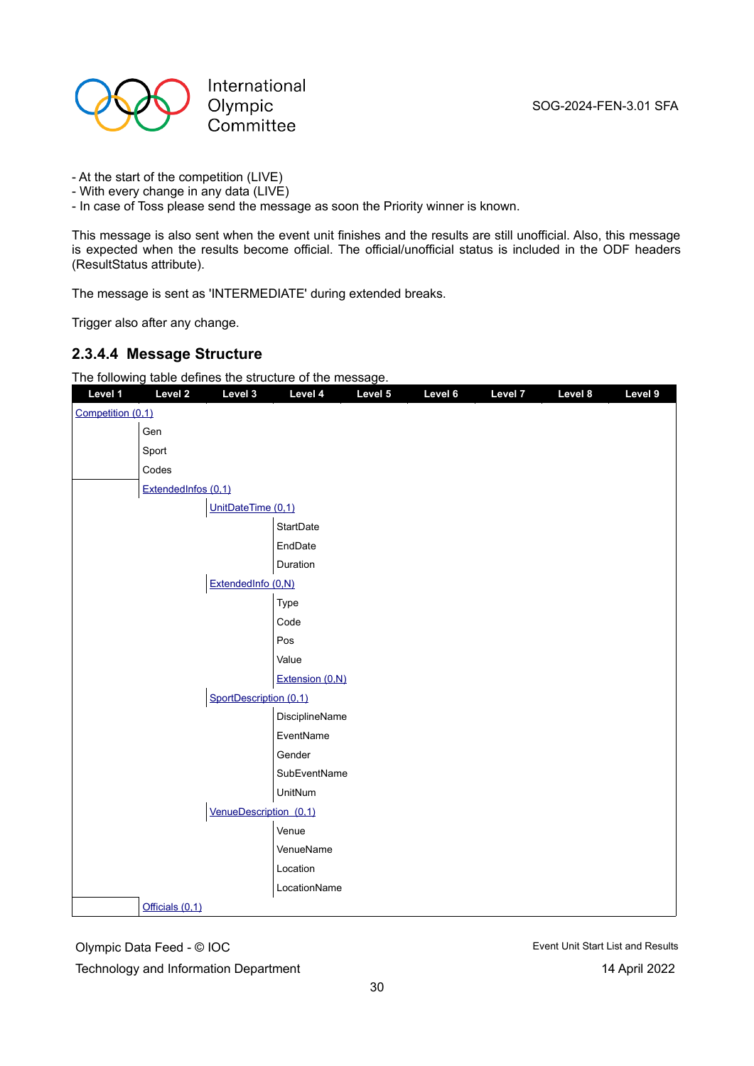- At the start of the competition (LIVE)
- With every change in any data (LIVE)
- In case of Toss please send the message as soon the Priority winner is known.

This message is also sent when the event unit finishes and the results are still unofficial. Also, this message is expected when the results become official. The official/unofficial status is included in the ODF headers (ResultStatus attribute).

The message is sent as 'INTERMEDIATE' during extended breaks.

Trigger also after any change.

### 2.3.4.4 Message Structure

The following table defines the structure of the message.

| Level 1 | Level 2 | Level 3 | Level 4 | Level 5 | Level 6 | Level 7 | Level 8 | Level 9 |
|---|---|---|---|---|---|---|---|---|
| Competition (0,1) | | | | | | | | |
| | Gen | | | | | | | |
| | Sport | | | | | | | |
| | Codes | | | | | | | |
| | ExtendedInfos (0,1) | | | | | | | |
| | | UnitDateTime (0,1) | | | | | | |
| | | | StartDate | | | | | |
| | | | EndDate | | | | | |
| | | | Duration | | | | | |
| | | ExtendedInfo (0,N) | | | | | | |
| | | | Type | | | | | |
| | | | Code | | | | | |
| | | | Pos | | | | | |
| | | | Value | | | | | |
| | | | Extension (0,N) | | | | | |
| | | SportDescription (0,1) | | | | | | |
| | | | DisciplineName | | | | | |
| | | | EventName | | | | | |
| | | | Gender | | | | | |
| | | | SubEventName | | | | | |
| | | | UnitNum | | | | | |
| | | VenueDescription (0,1) | | | | | | |
| | | | Venue | | | | | |
| | | | VenueName | | | | | |
| | | | Location | | | | | |
| | | | LocationName | | | | | |
| | Officials (0,1) | | | | | | | |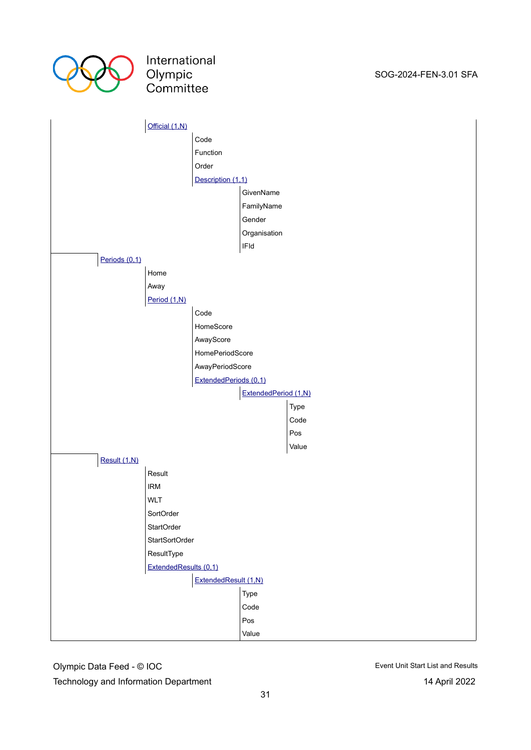- Official (1,N)
  - Code
  - Function
  - Order
  - Description (1,1)
    - GivenName
    - FamilyName
    - Gender
    - Organisation
    - IFId
- Periods (0,1)
  - Home
  - Away
  - Period (1,N)
    - Code
    - HomeScore
    - AwayScore
    - HomePeriodScore
    - AwayPeriodScore
    - ExtendedPeriods (0,1)
      - ExtendedPeriod (1,N)
        - Type
        - Code
        - Pos
        - Value
- Result (1,N)
  - Result
  - IRM
  - WLT
  - SortOrder
  - StartOrder
  - StartSortOrder
  - ResultType
  - ExtendedResults (0,1)
    - ExtendedResult (1,N)
      - Type
      - Code
      - Pos
      - Value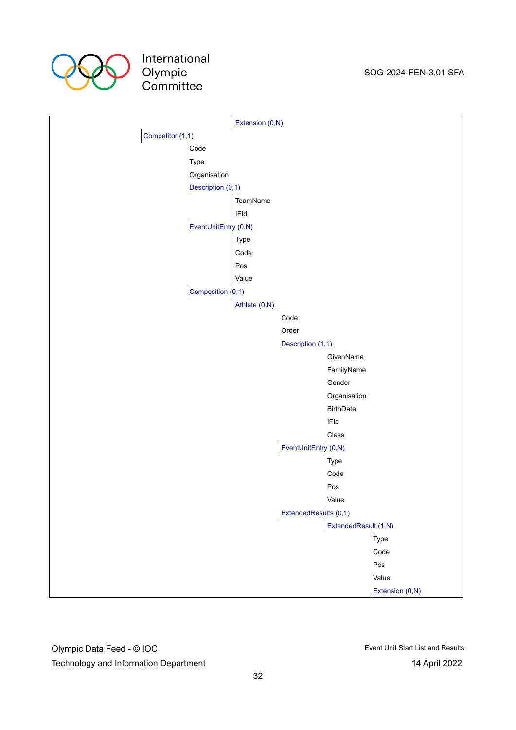- Extension (0,N)

- Competitor (1,1)
  - Code
  - Type
  - Organisation
  - Description (0,1)
    - TeamName
    - IFId
  - EventUnitEntry (0,N)
    - Type
    - Code
    - Pos
    - Value
  - Composition (0,1)
    - Athlete (0,N)
      - Code
      - Order
      - Description (1,1)
        - GivenName
        - FamilyName
        - Gender
        - Organisation
        - BirthDate
        - IFId
        - Class
      - EventUnitEntry (0,N)
        - Type
        - Code
        - Pos
        - Value
      - ExtendedResults (0,1)
        - ExtendedResult (1,N)
          - Type
          - Code
          - Pos
          - Value
          - Extension (0,N)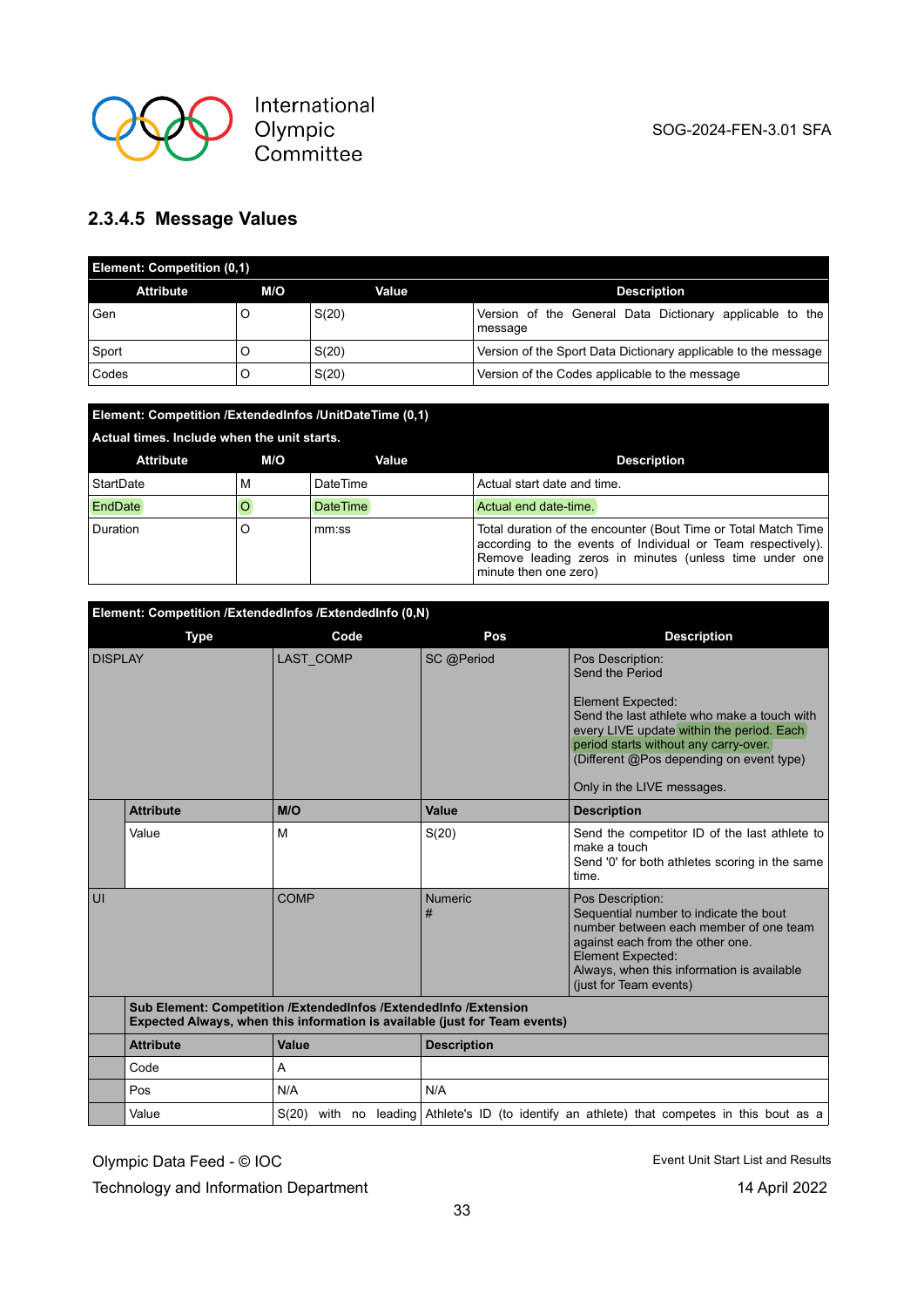### 2.3.4.5 Message Values

| Element: Competition (0,1) | | | |
|---|---|---|---|
| **Attribute** | **M/O** | **Value** | **Description** |
| Gen | O | S(20) | Version of the General Data Dictionary applicable to the message |
| Sport | O | S(20) | Version of the Sport Data Dictionary applicable to the message |
| Codes | O | S(20) | Version of the Codes applicable to the message |

| Element: Competition /ExtendedInfos /UnitDateTime (0,1) Actual times. Include when the unit starts. | | | |
|---|---|---|---|
| **Attribute** | **M/O** | **Value** | **Description** |
| StartDate | M | DateTime | Actual start date and time. |
| EndDate | O | DateTime | Actual end date-time. |
| Duration | O | mm:ss | Total duration of the encounter (Bout Time or Total Match Time according to the events of Individual or Team respectively). Remove leading zeros in minutes (unless time under one minute then one zero) |

| Element: Competition /ExtendedInfos /ExtendedInfo (0,N) | | | | |
|---|---|---|---|---|
| **Type** | | **Code** | **Pos** | **Description** |
| DISPLAY | | LAST_COMP | SC @Period | Pos Description:<br>Send the Period<br><br>Element Expected:<br>Send the last athlete who make a touch with every LIVE update within the period. Each period starts without any carry-over.<br>(Different @Pos depending on event type)<br><br>Only in the LIVE messages. |
| | **Attribute** | **M/O** | **Value** | **Description** |
| | Value | M | S(20) | Send the competitor ID of the last athlete to make a touch<br>Send '0' for both athletes scoring in the same time. |
| UI | | COMP | Numeric<br># | Pos Description:<br>Sequential number to indicate the bout number between each member of one team against each from the other one.<br>Element Expected:<br>Always, when this information is available (just for Team events) |
| | **Sub Element: Competition /ExtendedInfos /ExtendedInfo /Extension Expected Always, when this information is available (just for Team events)** | | | |
| | **Attribute** | **Value** | **Description** | |
| | Code | A | | |
| | Pos | N/A | N/A | |
| | Value | S(20) with no leading | Athlete's ID (to identify an athlete) that competes in this bout as a | |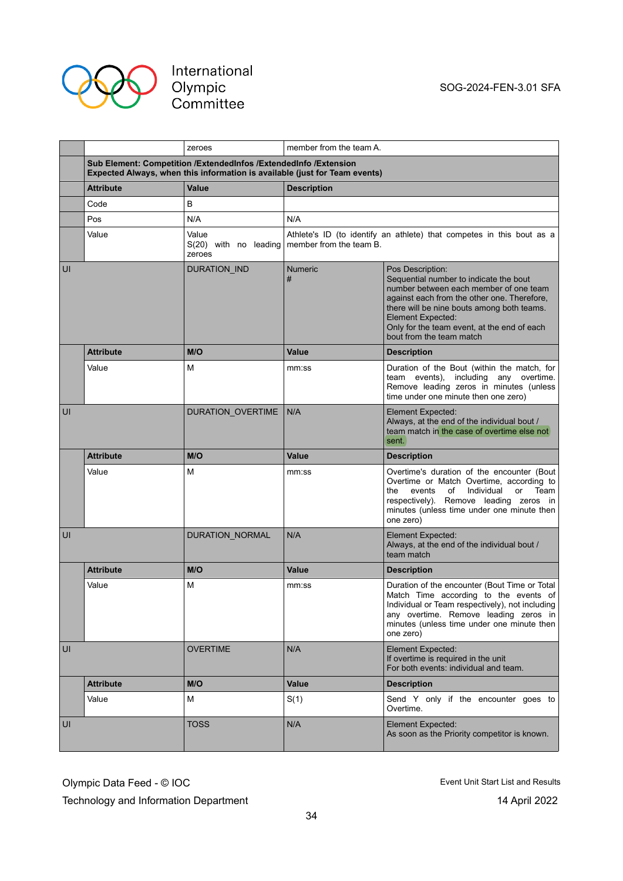| | | | | |
|---|---|---|---|---|
| | | zeroes | member from the team A. | |
| | **Sub Element: Competition /ExtendedInfos /ExtendedInfo /Extension Expected Always, when this information is available (just for Team events)** | | | |
| | **Attribute** | **Value** | **Description** | |
| | Code | B | | |
| | Pos | N/A | N/A | |
| | Value | Value S(20) with no leading zeroes | Athlete's ID (to identify an athlete) that competes in this bout as a member from the team B. | |
| UI | | DURATION_IND | Numeric # | Pos Description: Sequential number to indicate the bout number between each member of one team against each from the other one. Therefore, there will be nine bouts among both teams. Element Expected: Only for the team event, at the end of each bout from the team match |
| | **Attribute** | **M/O** | **Value** | **Description** |
| | Value | M | mm:ss | Duration of the Bout (within the match, for team events), including any overtime. Remove leading zeros in minutes (unless time under one minute then one zero) |
| UI | | DURATION_OVERTIME | N/A | Element Expected: Always, at the end of the individual bout / team match in the case of overtime else not sent. |
| | **Attribute** | **M/O** | **Value** | **Description** |
| | Value | M | mm:ss | Overtime's duration of the encounter (Bout Overtime or Match Overtime, according to the events of Individual or Team respectively). Remove leading zeros in minutes (unless time under one minute then one zero) |
| UI | | DURATION_NORMAL | N/A | Element Expected: Always, at the end of the individual bout / team match |
| | **Attribute** | **M/O** | **Value** | **Description** |
| | Value | M | mm:ss | Duration of the encounter (Bout Time or Total Match Time according to the events of Individual or Team respectively), not including any overtime. Remove leading zeros in minutes (unless time under one minute then one zero) |
| UI | | OVERTIME | N/A | Element Expected: If overtime is required in the unit For both events: individual and team. |
| | **Attribute** | **M/O** | **Value** | **Description** |
| | Value | M | S(1) | Send Y only if the encounter goes to Overtime. |
| UI | | TOSS | N/A | Element Expected: As soon as the Priority competitor is known. |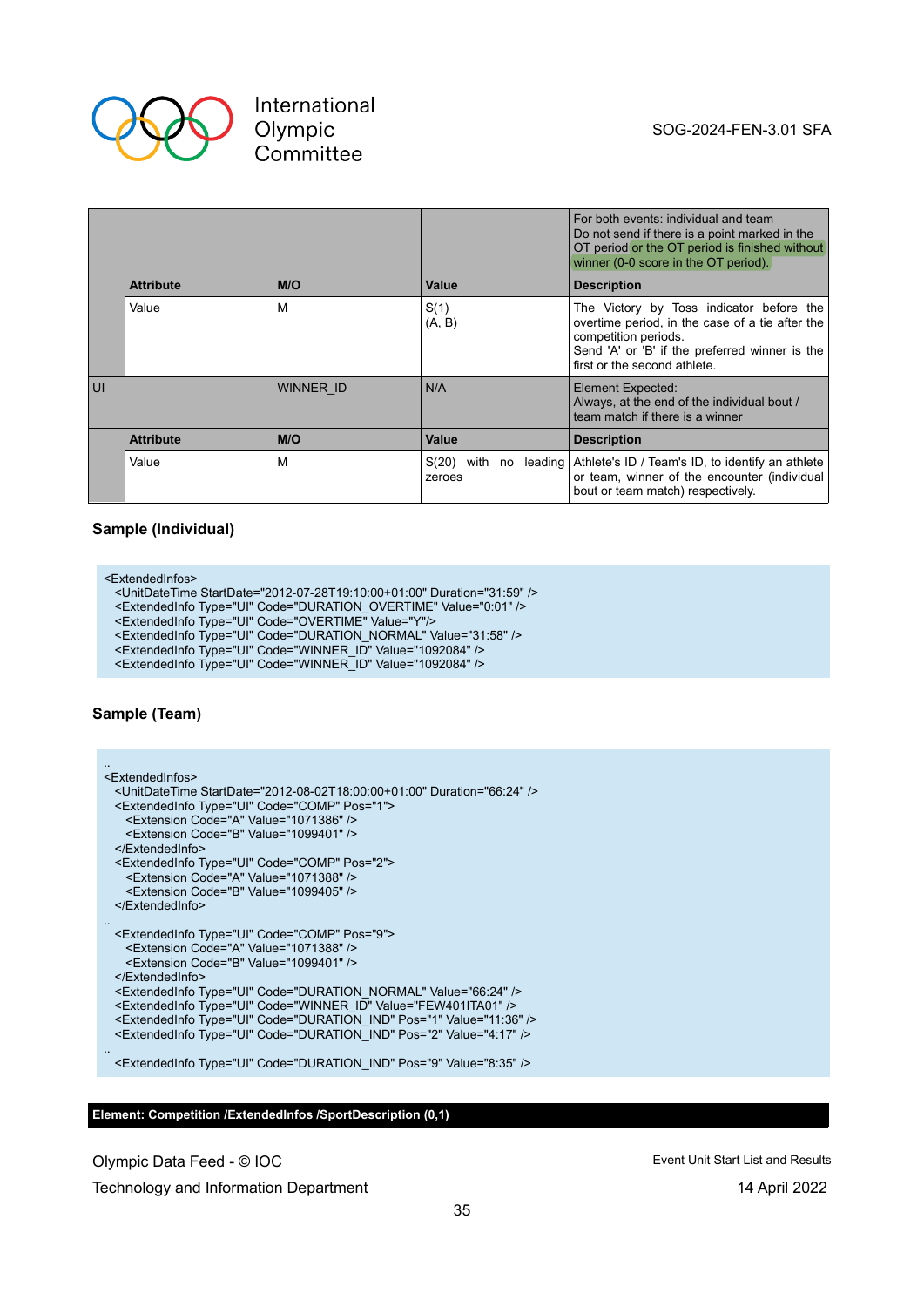| | | | For both events: individual and team<br>Do not send if there is a point marked in the OT period or the OT period is finished without winner (0-0 score in the OT period). |
|---|---|---|---|
| | **Attribute** | **M/O** | **Value** | **Description** |
| | Value | M | S(1)<br>(A, B) | The Victory by Toss indicator before the overtime period, in the case of a tie after the competition periods.<br>Send 'A' or 'B' if the preferred winner is the first or the second athlete. |
| UI | | WINNER_ID | N/A | Element Expected:<br>Always, at the end of the individual bout / team match if there is a winner |
| | **Attribute** | **M/O** | **Value** | **Description** |
| | Value | M | S(20) with no leading zeroes | Athlete's ID / Team's ID, to identify an athlete or team, winner of the encounter (individual bout or team match) respectively. |

### Sample (Individual)

```
<ExtendedInfos>
  <UnitDateTime StartDate="2012-07-28T19:10:00+01:00" Duration="31:59" />
  <ExtendedInfo Type="UI" Code="DURATION_OVERTIME" Value="0:01" />
  <ExtendedInfo Type="UI" Code="OVERTIME" Value="Y"/>
  <ExtendedInfo Type="UI" Code="DURATION_NORMAL" Value="31:58" />
  <ExtendedInfo Type="UI" Code="WINNER_ID" Value="1092084" />
  <ExtendedInfo Type="UI" Code="WINNER_ID" Value="1092084" />
```

### Sample (Team)

```
..
<ExtendedInfos>
  <UnitDateTime StartDate="2012-08-02T18:00:00+01:00" Duration="66:24" />
  <ExtendedInfo Type="UI" Code="COMP" Pos="1">
    <Extension Code="A" Value="1071386" />
    <Extension Code="B" Value="1099401" />
  </ExtendedInfo>
  <ExtendedInfo Type="UI" Code="COMP" Pos="2">
    <Extension Code="A" Value="1071388" />
    <Extension Code="B" Value="1099405" />
  </ExtendedInfo>
..
  <ExtendedInfo Type="UI" Code="COMP" Pos="9">
    <Extension Code="A" Value="1071388" />
    <Extension Code="B" Value="1099401" />
  </ExtendedInfo>
  <ExtendedInfo Type="UI" Code="DURATION_NORMAL" Value="66:24" />
  <ExtendedInfo Type="UI" Code="WINNER_ID" Value="FEW401ITA01" />
  <ExtendedInfo Type="UI" Code="DURATION_IND" Pos="1" Value="11:36" />
  <ExtendedInfo Type="UI" Code="DURATION_IND" Pos="2" Value="4:17" />
..
  <ExtendedInfo Type="UI" Code="DURATION_IND" Pos="9" Value="8:35" />
```

**Element: Competition /ExtendedInfos /SportDescription (0,1)**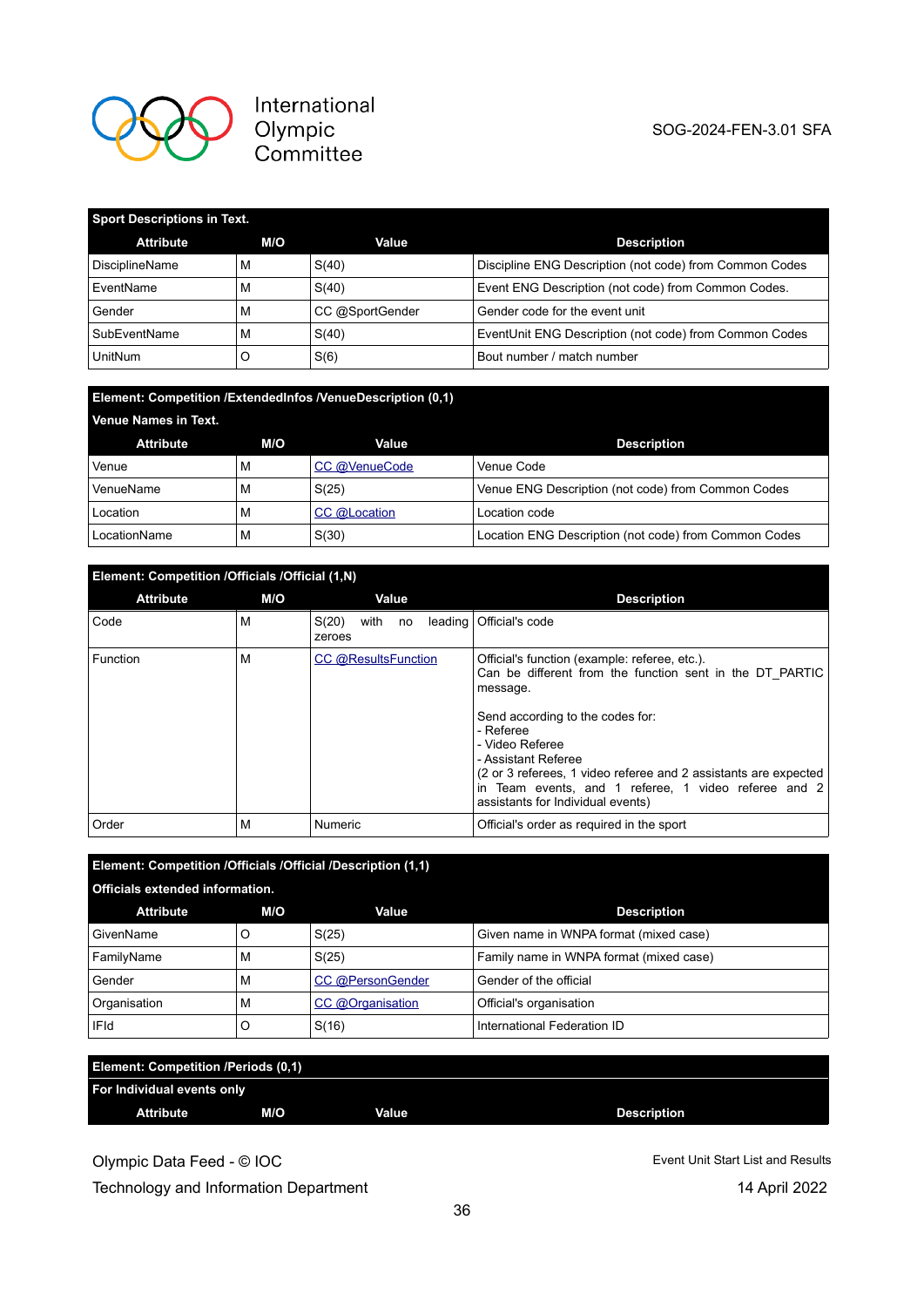| Sport Descriptions in Text. | | | |
|---|---|---|---|
| **Attribute** | **M/O** | **Value** | **Description** |
| DisciplineName | M | S(40) | Discipline ENG Description (not code) from Common Codes |
| EventName | M | S(40) | Event ENG Description (not code) from Common Codes. |
| Gender | M | CC @SportGender | Gender code for the event unit |
| SubEventName | M | S(40) | EventUnit ENG Description (not code) from Common Codes |
| UnitNum | O | S(6) | Bout number / match number |

| Element: Competition /ExtendedInfos /VenueDescription (0,1)<br>Venue Names in Text. | | | |
|---|---|---|---|
| **Attribute** | **M/O** | **Value** | **Description** |
| Venue | M | CC @VenueCode | Venue Code |
| VenueName | M | S(25) | Venue ENG Description (not code) from Common Codes |
| Location | M | CC @Location | Location code |
| LocationName | M | S(30) | Location ENG Description (not code) from Common Codes |

| Element: Competition /Officials /Official (1,N) | | | |
|---|---|---|---|
| **Attribute** | **M/O** | **Value** | **Description** |
| Code | M | S(20) with no leading zeroes | Official's code |
| Function | M | CC @ResultsFunction | Official's function (example: referee, etc.).<br>Can be different from the function sent in the DT_PARTIC message.<br><br>Send according to the codes for:<br>- Referee<br>- Video Referee<br>- Assistant Referee<br>(2 or 3 referees, 1 video referee and 2 assistants are expected in Team events, and 1 referee, 1 video referee and 2 assistants for Individual events) |
| Order | M | Numeric | Official's order as required in the sport |

| Element: Competition /Officials /Official /Description (1,1)<br>Officials extended information. | | | |
|---|---|---|---|
| **Attribute** | **M/O** | **Value** | **Description** |
| GivenName | O | S(25) | Given name in WNPA format (mixed case) |
| FamilyName | M | S(25) | Family name in WNPA format (mixed case) |
| Gender | M | CC @PersonGender | Gender of the official |
| Organisation | M | CC @Organisation | Official's organisation |
| IFId | O | S(16) | International Federation ID |

| Element: Competition /Periods (0,1)<br>For Individual events only | | | |
|---|---|---|---|
| **Attribute** | **M/O** | **Value** | **Description** |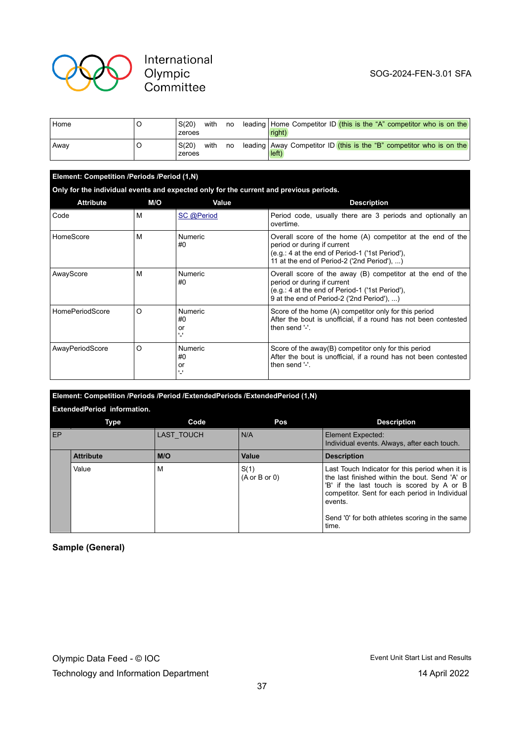| Home | O | S(20) with no leading zeroes | Home Competitor ID (this is the "A" competitor who is on the right) |
|---|---|---|---|
| Away | O | S(20) with no leading zeroes | Away Competitor ID (this is the "B" competitor who is on the left) |

**Element: Competition /Periods /Period (1,N)**

**Only for the individual events and expected only for the current and previous periods.**

| Attribute | M/O | Value | Description |
|---|---|---|---|
| Code | M | SC @Period | Period code, usually there are 3 periods and optionally an overtime. |
| HomeScore | M | Numeric<br>#0 | Overall score of the home (A) competitor at the end of the period or during if current<br>(e.g.: 4 at the end of Period-1 ('1st Period'),<br>11 at the end of Period-2 ('2nd Period'), ...) |
| AwayScore | M | Numeric<br>#0 | Overall score of the away (B) competitor at the end of the period or during if current<br>(e.g.: 4 at the end of Period-1 ('1st Period'),<br>9 at the end of Period-2 ('2nd Period'), ...) |
| HomePeriodScore | O | Numeric<br>#0<br>or<br>'-' | Score of the home (A) competitor only for this period<br>After the bout is unofficial, if a round has not been contested then send '-'. |
| AwayPeriodScore | O | Numeric<br>#0<br>or<br>'-' | Score of the away(B) competitor only for this period<br>After the bout is unofficial, if a round has not been contested then send '-'. |

**Element: Competition /Periods /Period /ExtendedPeriods /ExtendedPeriod (1,N)**

**ExtendedPeriod information.**

| Type | | Code | Pos | Description |
|---|---|---|---|---|
| EP | | LAST_TOUCH | N/A | Element Expected:<br>Individual events. Always, after each touch. |
| | **Attribute** | **M/O** | **Value** | **Description** |
| | Value | M | S(1)<br>(A or B or 0) | Last Touch Indicator for this period when it is the last finished within the bout. Send 'A' or 'B' if the last touch is scored by A or B competitor. Sent for each period in Individual events.<br><br>Send '0' for both athletes scoring in the same time. |

**Sample (General)**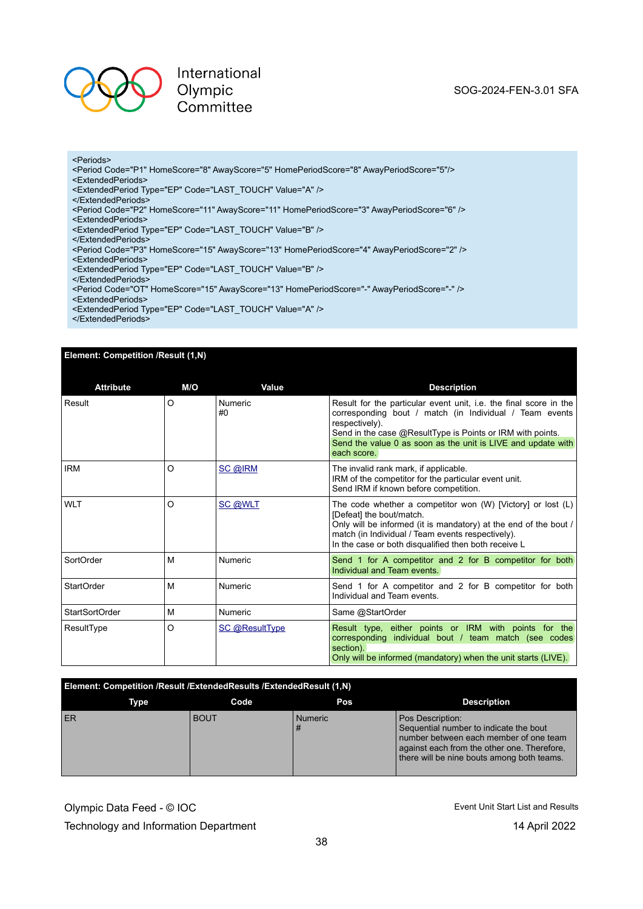```
<Periods>
<Period Code="P1" HomeScore="8" AwayScore="5" HomePeriodScore="8" AwayPeriodScore="5"/>
<ExtendedPeriods>
<ExtendedPeriod Type="EP" Code="LAST_TOUCH" Value="A" />
</ExtendedPeriods>
<Period Code="P2" HomeScore="11" AwayScore="11" HomePeriodScore="3" AwayPeriodScore="6" />
<ExtendedPeriods>
<ExtendedPeriod Type="EP" Code="LAST_TOUCH" Value="B" />
</ExtendedPeriods>
<Period Code="P3" HomeScore="15" AwayScore="13" HomePeriodScore="4" AwayPeriodScore="2" />
<ExtendedPeriods>
<ExtendedPeriod Type="EP" Code="LAST_TOUCH" Value="B" />
</ExtendedPeriods>
<Period Code="OT" HomeScore="15" AwayScore="13" HomePeriodScore="-" AwayPeriodScore="-" />
<ExtendedPeriods>
<ExtendedPeriod Type="EP" Code="LAST_TOUCH" Value="A" />
</ExtendedPeriods>
```

**Element: Competition /Result (1,N)**

| Attribute | M/O | Value | Description |
|---|---|---|---|
| Result | O | Numeric<br>#0 | Result for the particular event unit, i.e. the final score in the corresponding bout / match (in Individual / Team events respectively).<br>Send in the case @ResultType is Points or IRM with points.<br>Send the value 0 as soon as the unit is LIVE and update with each score. |
| IRM | O | SC @IRM | The invalid rank mark, if applicable.<br>IRM of the competitor for the particular event unit.<br>Send IRM if known before competition. |
| WLT | O | SC @WLT | The code whether a competitor won (W) [Victory] or lost (L) [Defeat] the bout/match.<br>Only will be informed (it is mandatory) at the end of the bout / match (in Individual / Team events respectively).<br>In the case or both disqualified then both receive L |
| SortOrder | M | Numeric | Send 1 for A competitor and 2 for B competitor for both Individual and Team events. |
| StartOrder | M | Numeric | Send 1 for A competitor and 2 for B competitor for both Individual and Team events. |
| StartSortOrder | M | Numeric | Same @StartOrder |
| ResultType | O | SC @ResultType | Result type, either points or IRM with points for the corresponding individual bout / team match (see codes section).<br>Only will be informed (mandatory) when the unit starts (LIVE). |

**Element: Competition /Result /ExtendedResults /ExtendedResult (1,N)**

| Type | Code | Pos | Description |
|---|---|---|---|
| ER | BOUT | Numeric<br># | Pos Description:<br>Sequential number to indicate the bout number between each member of one team against each from the other one. Therefore, there will be nine bouts among both teams. |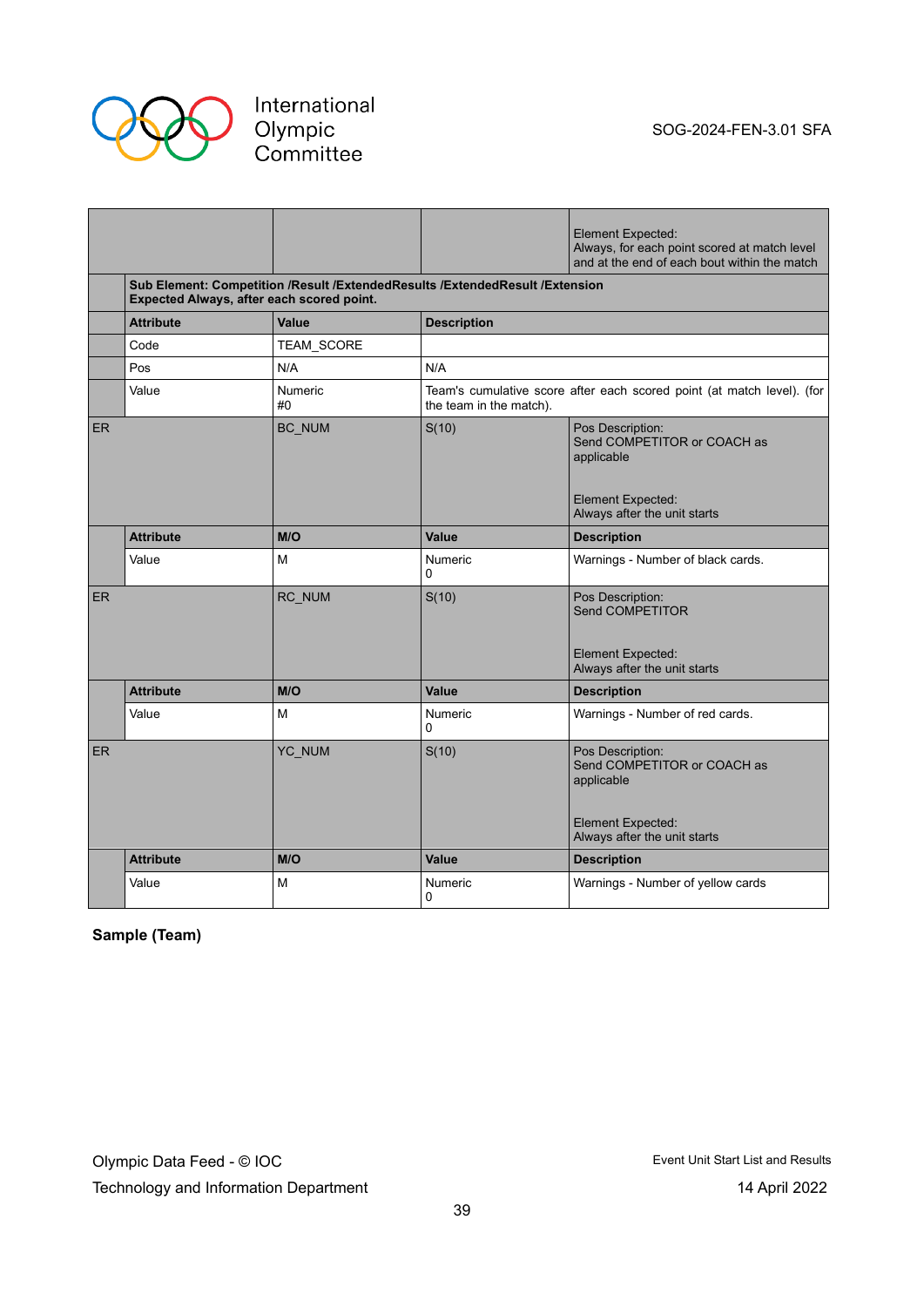| | | | |
|---|---|---|---|
| | | | Element Expected:<br>Always, for each point scored at match level and at the end of each bout within the match |
| | **Sub Element: Competition /Result /ExtendedResults /ExtendedResult /Extension<br>Expected Always, after each scored point.** | | |
| | **Attribute** | **Value** | **Description** |
| | Code | TEAM_SCORE | |
| | Pos | N/A | N/A |
| | Value | Numeric<br>#0 | Team's cumulative score after each scored point (at match level). (for the team in the match). |
| ER | BC_NUM | S(10) | Pos Description:<br>Send COMPETITOR or COACH as applicable<br><br>Element Expected:<br>Always after the unit starts |
| | **Attribute** | **M/O** | **Value** | **Description** |
| | Value | M | Numeric<br>0 | Warnings - Number of black cards. |
| ER | RC_NUM | S(10) | Pos Description:<br>Send COMPETITOR<br><br>Element Expected:<br>Always after the unit starts |
| | **Attribute** | **M/O** | **Value** | **Description** |
| | Value | M | Numeric<br>0 | Warnings - Number of red cards. |
| ER | YC_NUM | S(10) | Pos Description:<br>Send COMPETITOR or COACH as applicable<br><br>Element Expected:<br>Always after the unit starts |
| | **Attribute** | **M/O** | **Value** | **Description** |
| | Value | M | Numeric<br>0 | Warnings - Number of yellow cards |

**Sample (Team)**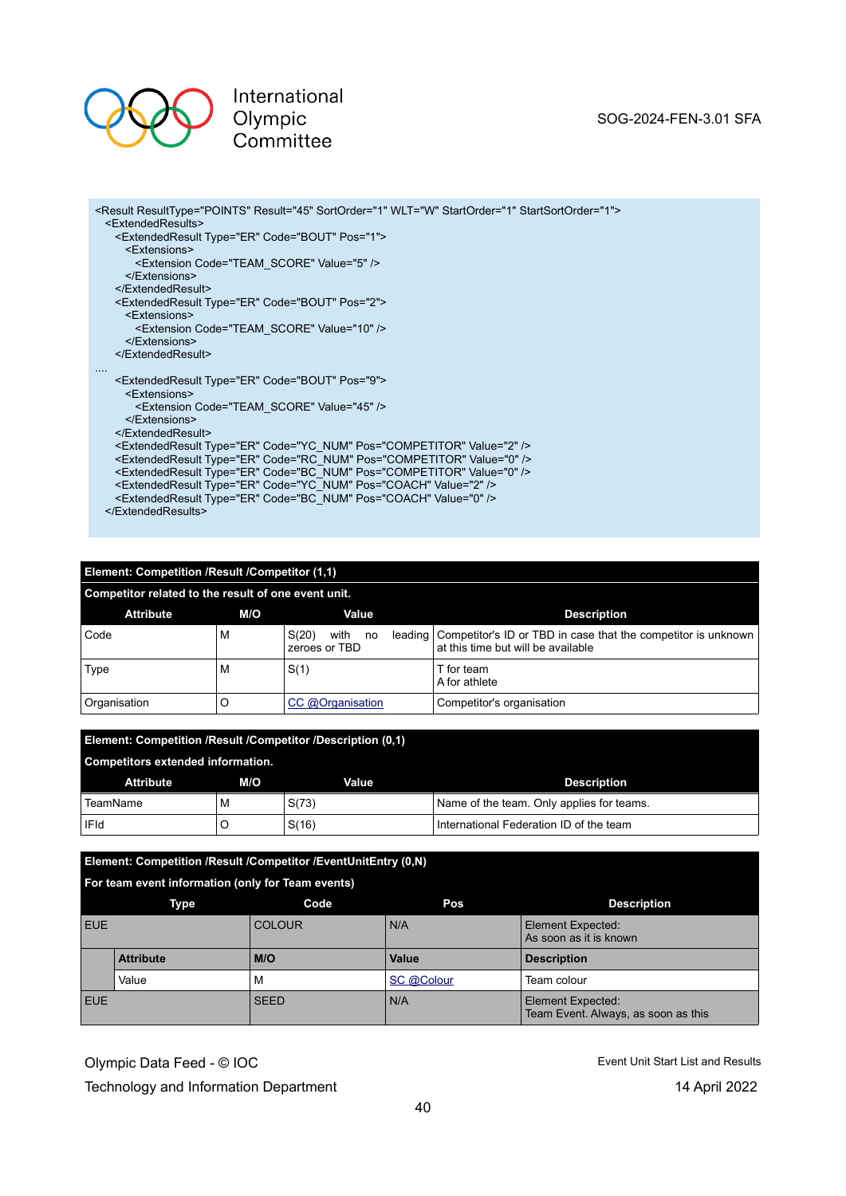```
<Result ResultType="POINTS" Result="45" SortOrder="1" WLT="W" StartOrder="1" StartSortOrder="1">
  <ExtendedResults>
    <ExtendedResult Type="ER" Code="BOUT" Pos="1">
      <Extensions>
        <Extension Code="TEAM_SCORE" Value="5" />
      </Extensions>
    </ExtendedResult>
    <ExtendedResult Type="ER" Code="BOUT" Pos="2">
      <Extensions>
        <Extension Code="TEAM_SCORE" Value="10" />
      </Extensions>
    </ExtendedResult>
....
    <ExtendedResult Type="ER" Code="BOUT" Pos="9">
      <Extensions>
        <Extension Code="TEAM_SCORE" Value="45" />
      </Extensions>
    </ExtendedResult>
    <ExtendedResult Type="ER" Code="YC_NUM" Pos="COMPETITOR" Value="2" />
    <ExtendedResult Type="ER" Code="RC_NUM" Pos="COMPETITOR" Value="0" />
    <ExtendedResult Type="ER" Code="BC_NUM" Pos="COMPETITOR" Value="0" />
    <ExtendedResult Type="ER" Code="YC_NUM" Pos="COACH" Value="2" />
    <ExtendedResult Type="ER" Code="BC_NUM" Pos="COACH" Value="0" />
  </ExtendedResults>
```

**Element: Competition /Result /Competitor (1,1)**

**Competitor related to the result of one event unit.**

| Attribute | M/O | Value | Description |
|---|---|---|---|
| Code | M | S(20) with no leading zeroes or TBD | Competitor's ID or TBD in case that the competitor is unknown at this time but will be available |
| Type | M | S(1) | T for team<br>A for athlete |
| Organisation | O | CC @Organisation | Competitor's organisation |

**Element: Competition /Result /Competitor /Description (0,1)**

**Competitors extended information.**

| Attribute | M/O | Value | Description |
|---|---|---|---|
| TeamName | M | S(73) | Name of the team. Only applies for teams. |
| IFId | O | S(16) | International Federation ID of the team |

**Element: Competition /Result /Competitor /EventUnitEntry (0,N)**

**For team event information (only for Team events)**

| Type | | Code | Pos | Description |
|---|---|---|---|---|
| EUE | | COLOUR | N/A | Element Expected:<br>As soon as it is known |
| | **Attribute** | **M/O** | **Value** | **Description** |
| | Value | M | SC @Colour | Team colour |
| EUE | | SEED | N/A | Element Expected:<br>Team Event. Always, as soon as this |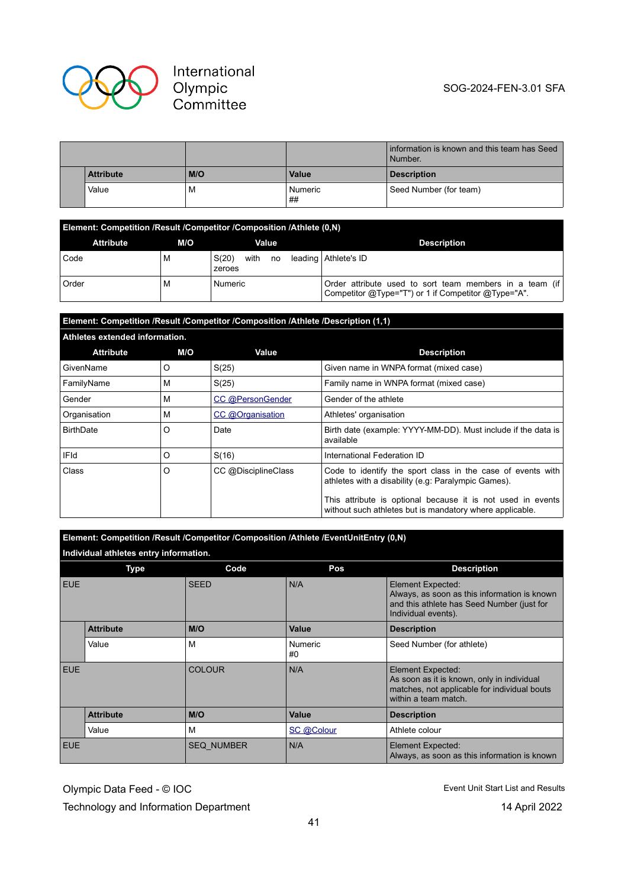| | | | information is known and this team has Seed Number. |
|---|---|---|---|
| | **Attribute** | **M/O** | **Value** | **Description** |
| | Value | M | Numeric ## | Seed Number (for team) |

**Element: Competition /Result /Competitor /Composition /Athlete (0,N)**

| Attribute | M/O | Value | Description |
|---|---|---|---|
| Code | M | S(20) with no leading zeroes | Athlete's ID |
| Order | M | Numeric | Order attribute used to sort team members in a team (if Competitor @Type="T") or 1 if Competitor @Type="A". |

**Element: Competition /Result /Competitor /Composition /Athlete /Description (1,1)**

**Athletes extended information.**

| Attribute | M/O | Value | Description |
|---|---|---|---|
| GivenName | O | S(25) | Given name in WNPA format (mixed case) |
| FamilyName | M | S(25) | Family name in WNPA format (mixed case) |
| Gender | M | CC @PersonGender | Gender of the athlete |
| Organisation | M | CC @Organisation | Athletes' organisation |
| BirthDate | O | Date | Birth date (example: YYYY-MM-DD). Must include if the data is available |
| IFId | O | S(16) | International Federation ID |
| Class | O | CC @DisciplineClass | Code to identify the sport class in the case of events with athletes with a disability (e.g: Paralympic Games).<br><br>This attribute is optional because it is not used in events without such athletes but is mandatory where applicable. |

**Element: Competition /Result /Competitor /Composition /Athlete /EventUnitEntry (0,N)**

**Individual athletes entry information.**

| Type | | Code | Pos | Description |
|---|---|---|---|---|
| EUE | | SEED | N/A | Element Expected:<br>Always, as soon as this information is known and this athlete has Seed Number (just for Individual events). |
| | **Attribute** | **M/O** | **Value** | **Description** |
| | Value | M | Numeric #0 | Seed Number (for athlete) |
| EUE | | COLOUR | N/A | Element Expected:<br>As soon as it is known, only in individual matches, not applicable for individual bouts within a team match. |
| | **Attribute** | **M/O** | **Value** | **Description** |
| | Value | M | SC @Colour | Athlete colour |
| EUE | | SEQ_NUMBER | N/A | Element Expected:<br>Always, as soon as this information is known |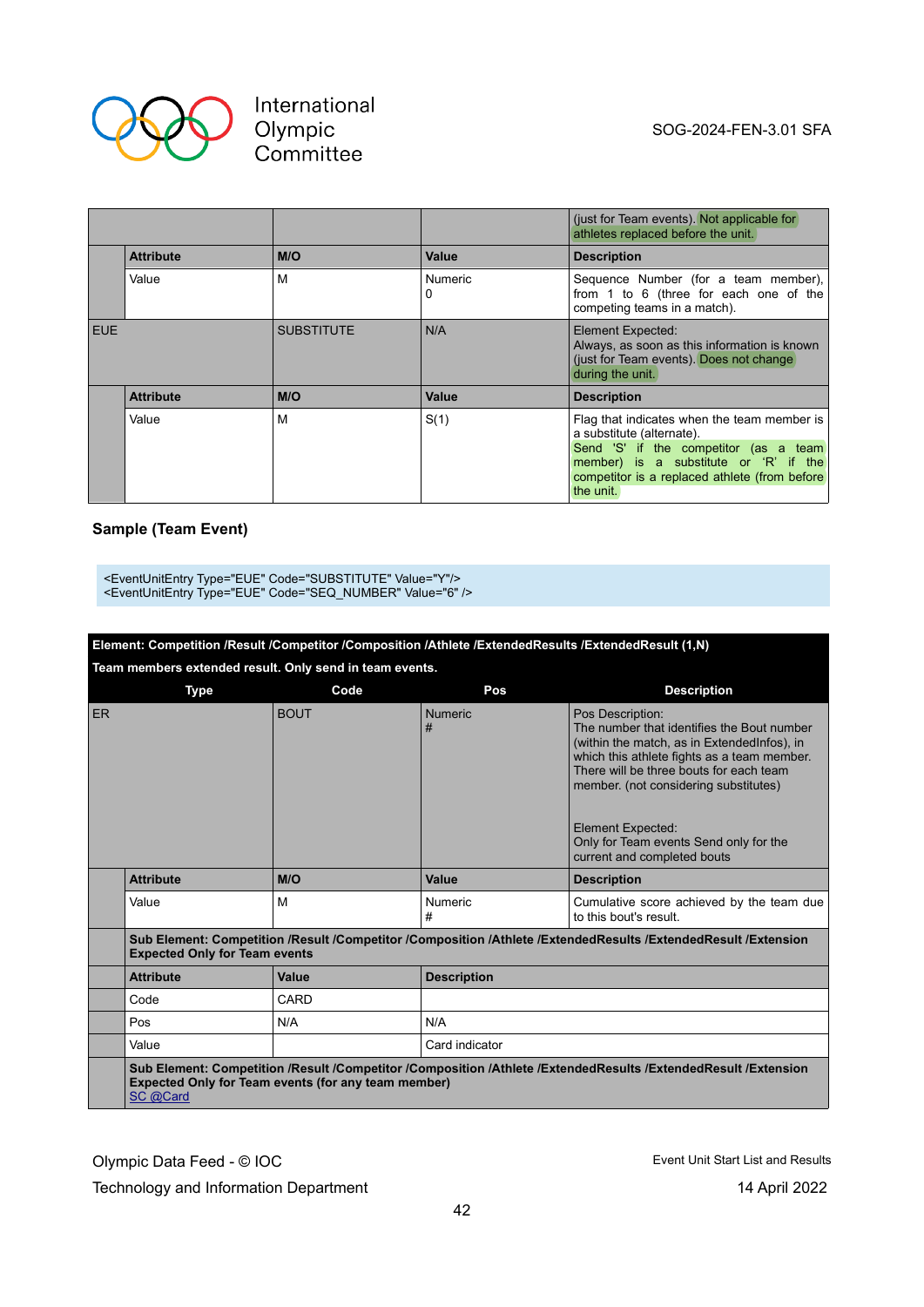| | | | |
|---|---|---|---|
| | | | (just for Team events). Not applicable for athletes replaced before the unit. |
| | **Attribute** | **M/O** | **Value** | **Description** |
| | Value | M | Numeric<br>0 | Sequence Number (for a team member), from 1 to 6 (three for each one of the competing teams in a match). |
| EUE | | SUBSTITUTE | N/A | Element Expected:<br>Always, as soon as this information is known (just for Team events). Does not change during the unit. |
| | **Attribute** | **M/O** | **Value** | **Description** |
| | Value | M | S(1) | Flag that indicates when the team member is a substitute (alternate).<br>Send 'S' if the competitor (as a team member) is a substitute or 'R' if the competitor is a replaced athlete (from before the unit. |

### Sample (Team Event)

```
<EventUnitEntry Type="EUE" Code="SUBSTITUTE" Value="Y"/>
<EventUnitEntry Type="EUE" Code="SEQ_NUMBER" Value="6" />
```

**Element: Competition /Result /Competitor /Composition /Athlete /ExtendedResults /ExtendedResult (1,N)**

**Team members extended result. Only send in team events.**

| Type | | Code | Pos | Description |
|---|---|---|---|---|
| ER | | BOUT | Numeric<br># | Pos Description:<br>The number that identifies the Bout number (within the match, as in ExtendedInfos), in which this athlete fights as a team member. There will be three bouts for each team member. (not considering substitutes)<br><br>Element Expected:<br>Only for Team events Send only for the current and completed bouts |
| | **Attribute** | **M/O** | **Value** | **Description** |
| | Value | M | Numeric<br># | Cumulative score achieved by the team due to this bout's result. |
| | **Sub Element: Competition /Result /Competitor /Composition /Athlete /ExtendedResults /ExtendedResult /Extension Expected Only for Team events** | | | |
| | **Attribute** | **Value** | **Description** | |
| | Code | CARD | | |
| | Pos | N/A | N/A | |
| | Value | | Card indicator | |
| | **Sub Element: Competition /Result /Competitor /Composition /Athlete /ExtendedResults /ExtendedResult /Extension Expected Only for Team events (for any team member)**<br>SC @Card | | | |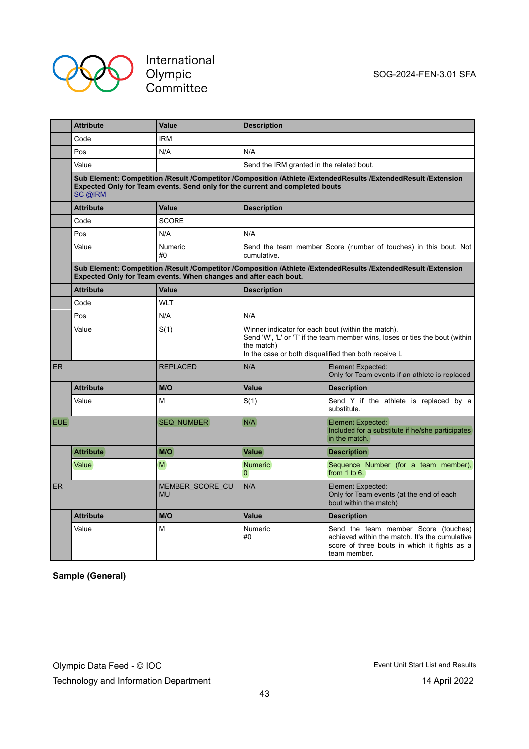| | Attribute | Value | Description | |
|---|---|---|---|---|
| | Code | IRM | | |
| | Pos | N/A | N/A | |
| | Value | | Send the IRM granted in the related bout. | |
| | **Sub Element: Competition /Result /Competitor /Composition /Athlete /ExtendedResults /ExtendedResult /Extension Expected Only for Team events. Send only for the current and completed bouts** SC @IRM | | | |
| | **Attribute** | **Value** | **Description** | |
| | Code | SCORE | | |
| | Pos | N/A | N/A | |
| | Value | Numeric #0 | Send the team member Score (number of touches) in this bout. Not cumulative. | |
| | **Sub Element: Competition /Result /Competitor /Composition /Athlete /ExtendedResults /ExtendedResult /Extension Expected Only for Team events. When changes and after each bout.** | | | |
| | **Attribute** | **Value** | **Description** | |
| | Code | WLT | | |
| | Pos | N/A | N/A | |
| | Value | S(1) | Winner indicator for each bout (within the match). Send 'W', 'L' or 'T' if the team member wins, loses or ties the bout (within the match) In the case or both disqualified then both receive L | |
| ER | | REPLACED | N/A | Element Expected: Only for Team events if an athlete is replaced |
| | **Attribute** | **M/O** | **Value** | **Description** |
| | Value | M | S(1) | Send Y if the athlete is replaced by a substitute. |
| EUE | | SEQ_NUMBER | N/A | Element Expected: Included for a substitute if he/she participates in the match. |
| | **Attribute** | **M/O** | **Value** | **Description** |
| | Value | M | Numeric 0 | Sequence Number (for a team member), from 1 to 6. |
| ER | | MEMBER_SCORE_CUMU | N/A | Element Expected: Only for Team events (at the end of each bout within the match) |
| | **Attribute** | **M/O** | **Value** | **Description** |
| | Value | M | Numeric #0 | Send the team member Score (touches) achieved within the match. It's the cumulative score of three bouts in which it fights as a team member. |

**Sample (General)**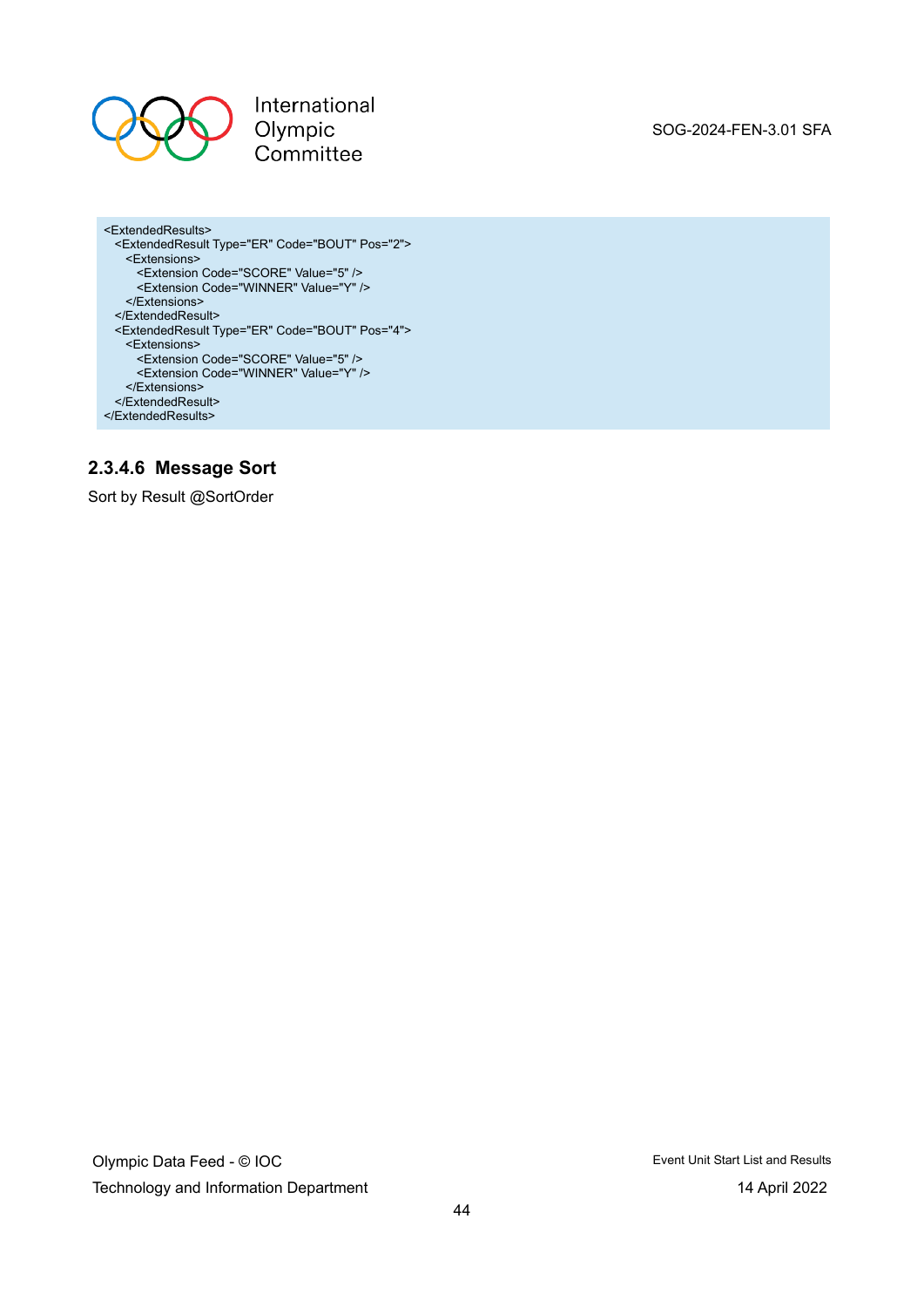```
<ExtendedResults>
  <ExtendedResult Type="ER" Code="BOUT" Pos="2">
    <Extensions>
      <Extension Code="SCORE" Value="5" />
      <Extension Code="WINNER" Value="Y" />
    </Extensions>
  </ExtendedResult>
  <ExtendedResult Type="ER" Code="BOUT" Pos="4">
    <Extensions>
      <Extension Code="SCORE" Value="5" />
      <Extension Code="WINNER" Value="Y" />
    </Extensions>
  </ExtendedResult>
</ExtendedResults>
```

#### 2.3.4.6 Message Sort

Sort by Result @SortOrder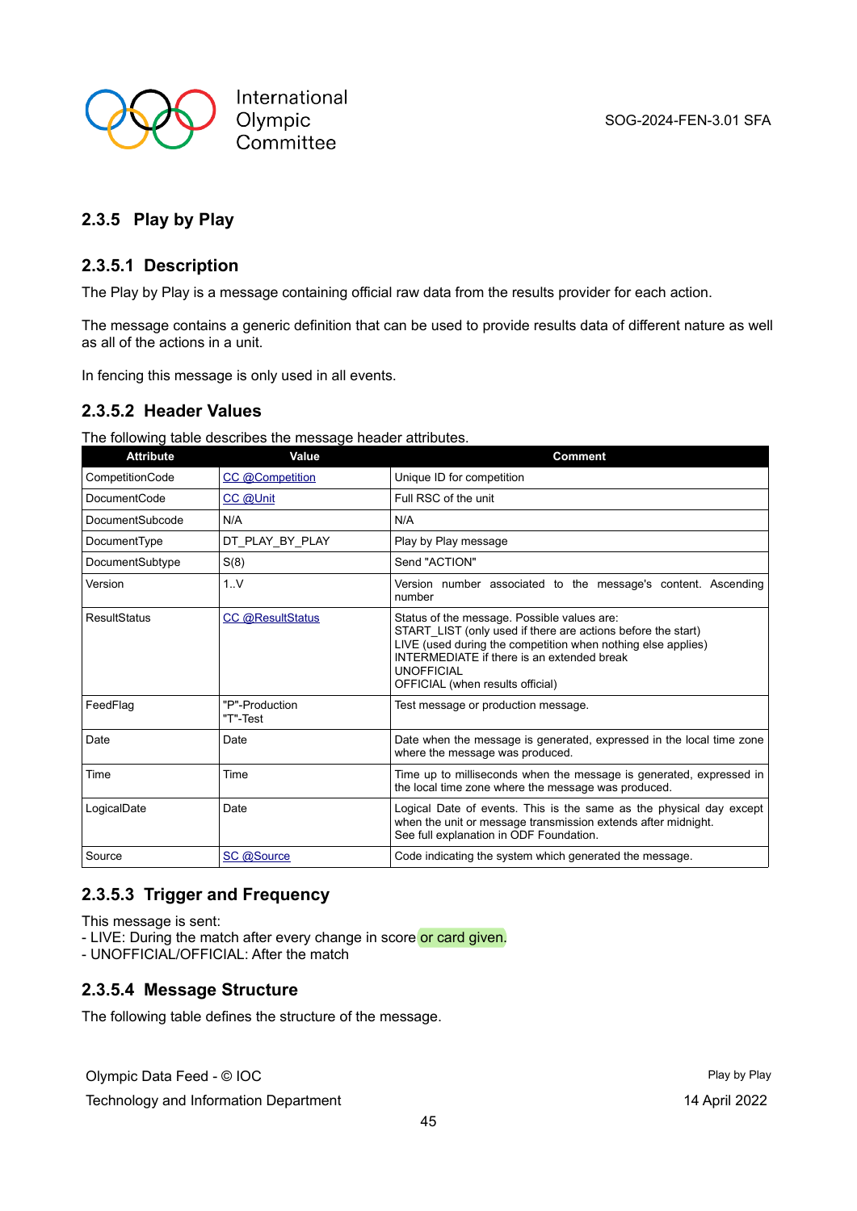### 2.3.5 Play by Play

#### 2.3.5.1 Description

The Play by Play is a message containing official raw data from the results provider for each action.

The message contains a generic definition that can be used to provide results data of different nature as well as all of the actions in a unit.

In fencing this message is only used in all events.

#### 2.3.5.2 Header Values

The following table describes the message header attributes.

| Attribute | Value | Comment |
|---|---|---|
| CompetitionCode | CC @Competition | Unique ID for competition |
| DocumentCode | CC @Unit | Full RSC of the unit |
| DocumentSubcode | N/A | N/A |
| DocumentType | DT_PLAY_BY_PLAY | Play by Play message |
| DocumentSubtype | S(8) | Send "ACTION" |
| Version | 1..V | Version number associated to the message's content. Ascending number |
| ResultStatus | CC @ResultStatus | Status of the message. Possible values are:<br>START_LIST (only used if there are actions before the start)<br>LIVE (used during the competition when nothing else applies)<br>INTERMEDIATE if there is an extended break<br>UNOFFICIAL<br>OFFICIAL (when results official) |
| FeedFlag | "P"-Production<br>"T"-Test | Test message or production message. |
| Date | Date | Date when the message is generated, expressed in the local time zone where the message was produced. |
| Time | Time | Time up to milliseconds when the message is generated, expressed in the local time zone where the message was produced. |
| LogicalDate | Date | Logical Date of events. This is the same as the physical day except when the unit or message transmission extends after midnight.<br>See full explanation in ODF Foundation. |
| Source | SC @Source | Code indicating the system which generated the message. |

#### 2.3.5.3 Trigger and Frequency

This message is sent:
- LIVE: During the match after every change in score or card given.
- UNOFFICIAL/OFFICIAL: After the match

#### 2.3.5.4 Message Structure

The following table defines the structure of the message.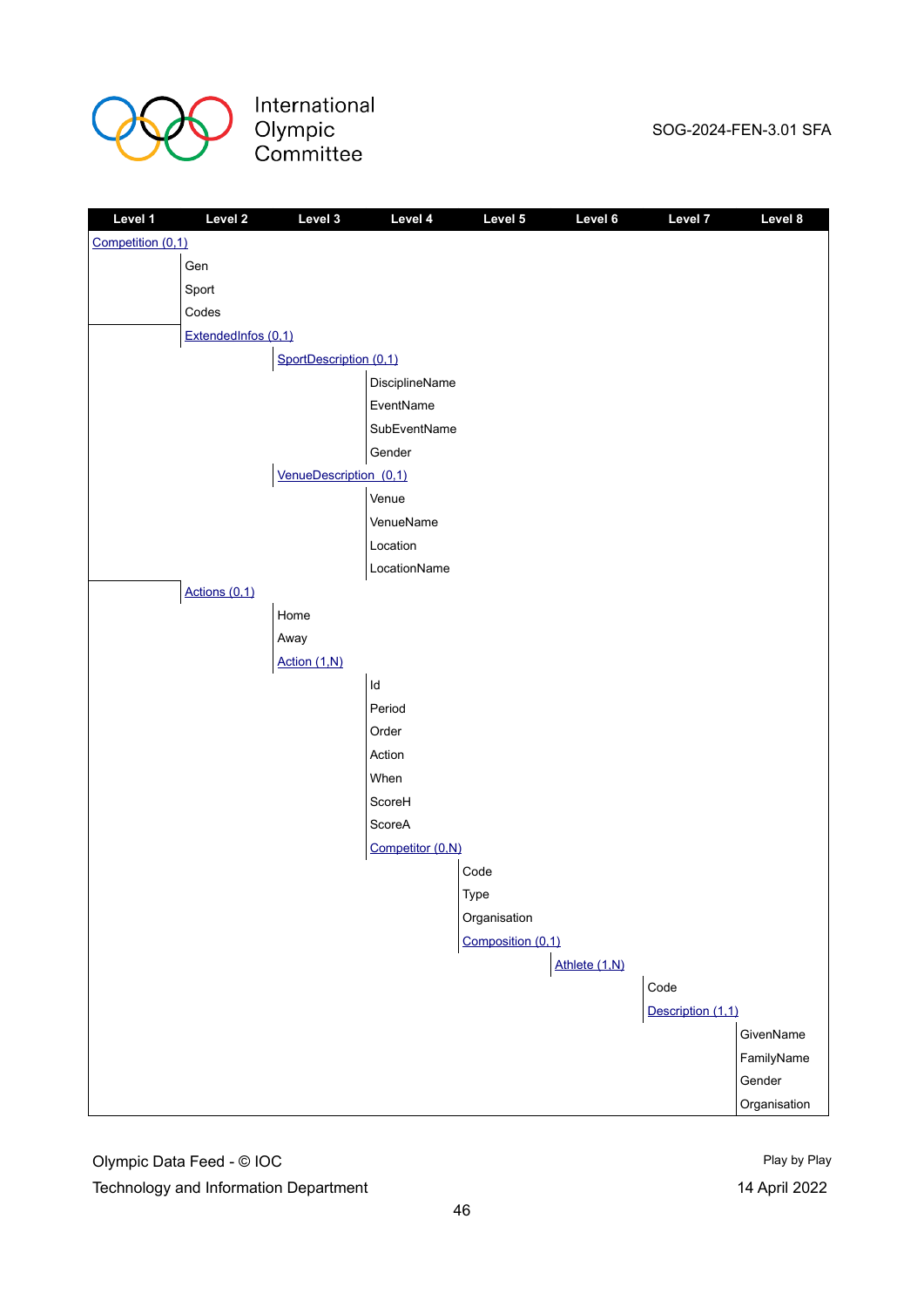| Level 1 | Level 2 | Level 3 | Level 4 | Level 5 | Level 6 | Level 7 | Level 8 |
|---|---|---|---|---|---|---|---|
| Competition (0,1) | | | | | | | |
| | Gen | | | | | | |
| | Sport | | | | | | |
| | Codes | | | | | | |
| | ExtendedInfos (0,1) | | | | | | |
| | | SportDescription (0,1) | | | | | |
| | | | DisciplineName | | | | |
| | | | EventName | | | | |
| | | | SubEventName | | | | |
| | | | Gender | | | | |
| | | VenueDescription (0,1) | | | | | |
| | | | Venue | | | | |
| | | | VenueName | | | | |
| | | | Location | | | | |
| | | | LocationName | | | | |
| | Actions (0,1) | | | | | | |
| | | Home | | | | | |
| | | Away | | | | | |
| | | Action (1,N) | | | | | |
| | | | Id | | | | |
| | | | Period | | | | |
| | | | Order | | | | |
| | | | Action | | | | |
| | | | When | | | | |
| | | | ScoreH | | | | |
| | | | ScoreA | | | | |
| | | | Competitor (0,N) | | | | |
| | | | | Code | | | |
| | | | | Type | | | |
| | | | | Organisation | | | |
| | | | | Composition (0,1) | | | |
| | | | | | Athlete (1,N) | | |
| | | | | | | Code | |
| | | | | | | Description (1,1) | |
| | | | | | | | GivenName |
| | | | | | | | FamilyName |
| | | | | | | | Gender |
| | | | | | | | Organisation |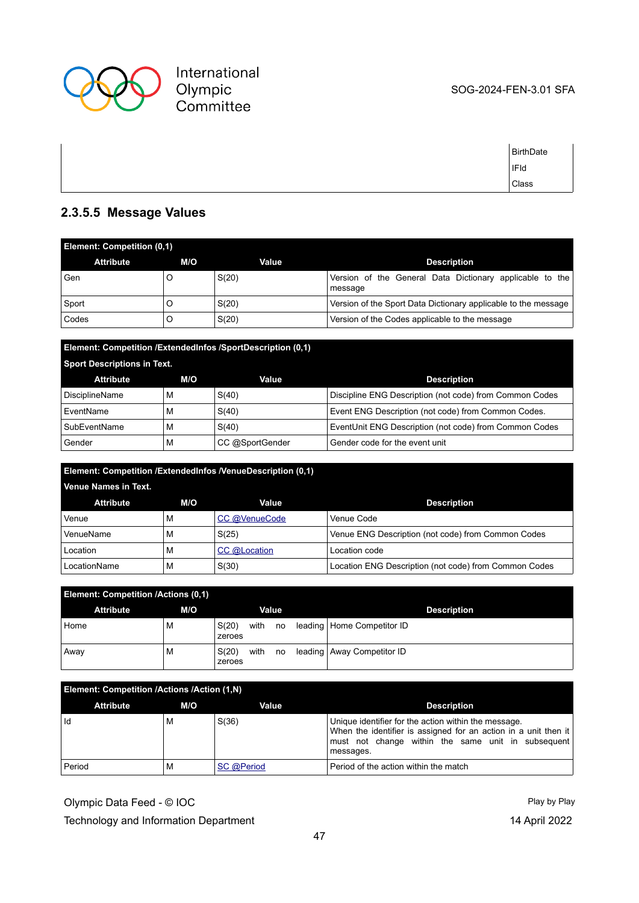| | |
|---|---|
| | BirthDate<br>IFId<br>Class |

### 2.3.5.5 Message Values

| Element: Competition (0,1) | | | |
|---|---|---|---|
| **Attribute** | **M/O** | **Value** | **Description** |
| Gen | O | S(20) | Version of the General Data Dictionary applicable to the message |
| Sport | O | S(20) | Version of the Sport Data Dictionary applicable to the message |
| Codes | O | S(20) | Version of the Codes applicable to the message |

| Element: Competition /ExtendedInfos /SportDescription (0,1)<br>Sport Descriptions in Text. | | | |
|---|---|---|---|
| **Attribute** | **M/O** | **Value** | **Description** |
| DisciplineName | M | S(40) | Discipline ENG Description (not code) from Common Codes |
| EventName | M | S(40) | Event ENG Description (not code) from Common Codes. |
| SubEventName | M | S(40) | EventUnit ENG Description (not code) from Common Codes |
| Gender | M | CC @SportGender | Gender code for the event unit |

| Element: Competition /ExtendedInfos /VenueDescription (0,1)<br>Venue Names in Text. | | | |
|---|---|---|---|
| **Attribute** | **M/O** | **Value** | **Description** |
| Venue | M | CC @VenueCode | Venue Code |
| VenueName | M | S(25) | Venue ENG Description (not code) from Common Codes |
| Location | M | CC @Location | Location code |
| LocationName | M | S(30) | Location ENG Description (not code) from Common Codes |

| Element: Competition /Actions (0,1) | | | |
|---|---|---|---|
| **Attribute** | **M/O** | **Value** | **Description** |
| Home | M | S(20) with no leading zeroes | Home Competitor ID |
| Away | M | S(20) with no leading zeroes | Away Competitor ID |

| Element: Competition /Actions /Action (1,N) | | | |
|---|---|---|---|
| **Attribute** | **M/O** | **Value** | **Description** |
| Id | M | S(36) | Unique identifier for the action within the message.<br>When the identifier is assigned for an action in a unit then it must not change within the same unit in subsequent messages. |
| Period | M | SC @Period | Period of the action within the match |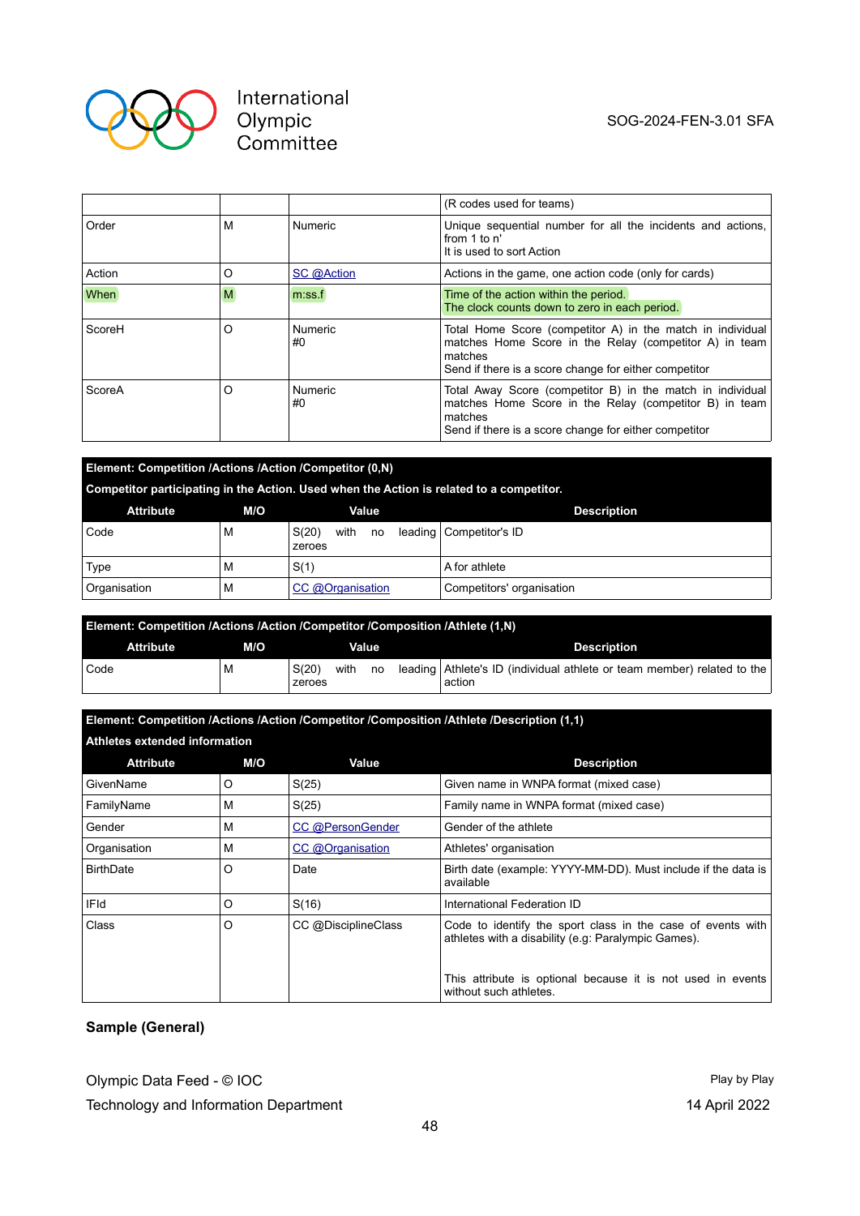|  |  |  | (R codes used for teams) |
|---|---|---|---|
| Order | M | Numeric | Unique sequential number for all the incidents and actions, from 1 to n'<br>It is used to sort Action |
| Action | O | SC @Action | Actions in the game, one action code (only for cards) |
| When | M | m:ss.f | Time of the action within the period.<br>The clock counts down to zero in each period. |
| ScoreH | O | Numeric<br>#0 | Total Home Score (competitor A) in the match in individual matches Home Score in the Relay (competitor A) in team matches<br>Send if there is a score change for either competitor |
| ScoreA | O | Numeric<br>#0 | Total Away Score (competitor B) in the match in individual matches Home Score in the Relay (competitor B) in team matches<br>Send if there is a score change for either competitor |

**Element: Competition /Actions /Action /Competitor (0,N)**

**Competitor participating in the Action. Used when the Action is related to a competitor.**

| Attribute | M/O | Value | Description |
|---|---|---|---|
| Code | M | S(20) with no leading zeroes | Competitor's ID |
| Type | M | S(1) | A for athlete |
| Organisation | M | CC @Organisation | Competitors' organisation |

**Element: Competition /Actions /Action /Competitor /Composition /Athlete (1,N)**

| Attribute | M/O | Value | Description |
|---|---|---|---|
| Code | M | S(20) with no leading zeroes | Athlete's ID (individual athlete or team member) related to the action |

**Element: Competition /Actions /Action /Competitor /Composition /Athlete /Description (1,1)**

**Athletes extended information**

| Attribute | M/O | Value | Description |
|---|---|---|---|
| GivenName | O | S(25) | Given name in WNPA format (mixed case) |
| FamilyName | M | S(25) | Family name in WNPA format (mixed case) |
| Gender | M | CC @PersonGender | Gender of the athlete |
| Organisation | M | CC @Organisation | Athletes' organisation |
| BirthDate | O | Date | Birth date (example: YYYY-MM-DD). Must include if the data is available |
| IFId | O | S(16) | International Federation ID |
| Class | O | CC @DisciplineClass | Code to identify the sport class in the case of events with athletes with a disability (e.g: Paralympic Games).<br><br>This attribute is optional because it is not used in events without such athletes. |

**Sample (General)**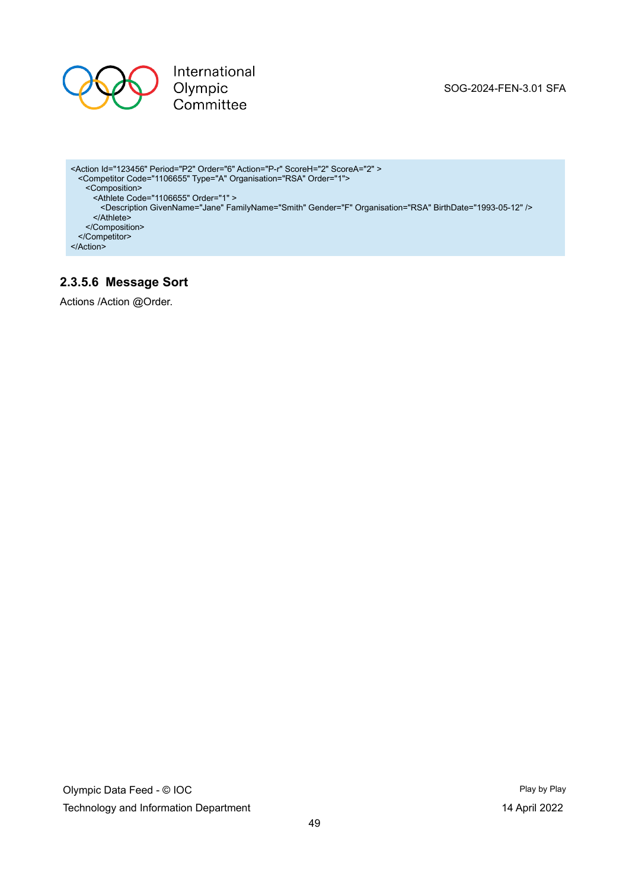```
<Action Id="123456" Period="P2" Order="6" Action="P-r" ScoreH="2" ScoreA="2" >
  <Competitor Code="1106655" Type="A" Organisation="RSA" Order="1">
    <Composition>
      <Athlete Code="1106655" Order="1" >
        <Description GivenName="Jane" FamilyName="Smith" Gender="F" Organisation="RSA" BirthDate="1993-05-12" />
      </Athlete>
    </Composition>
  </Competitor>
</Action>
```

#### 2.3.5.6 Message Sort

Actions /Action @Order.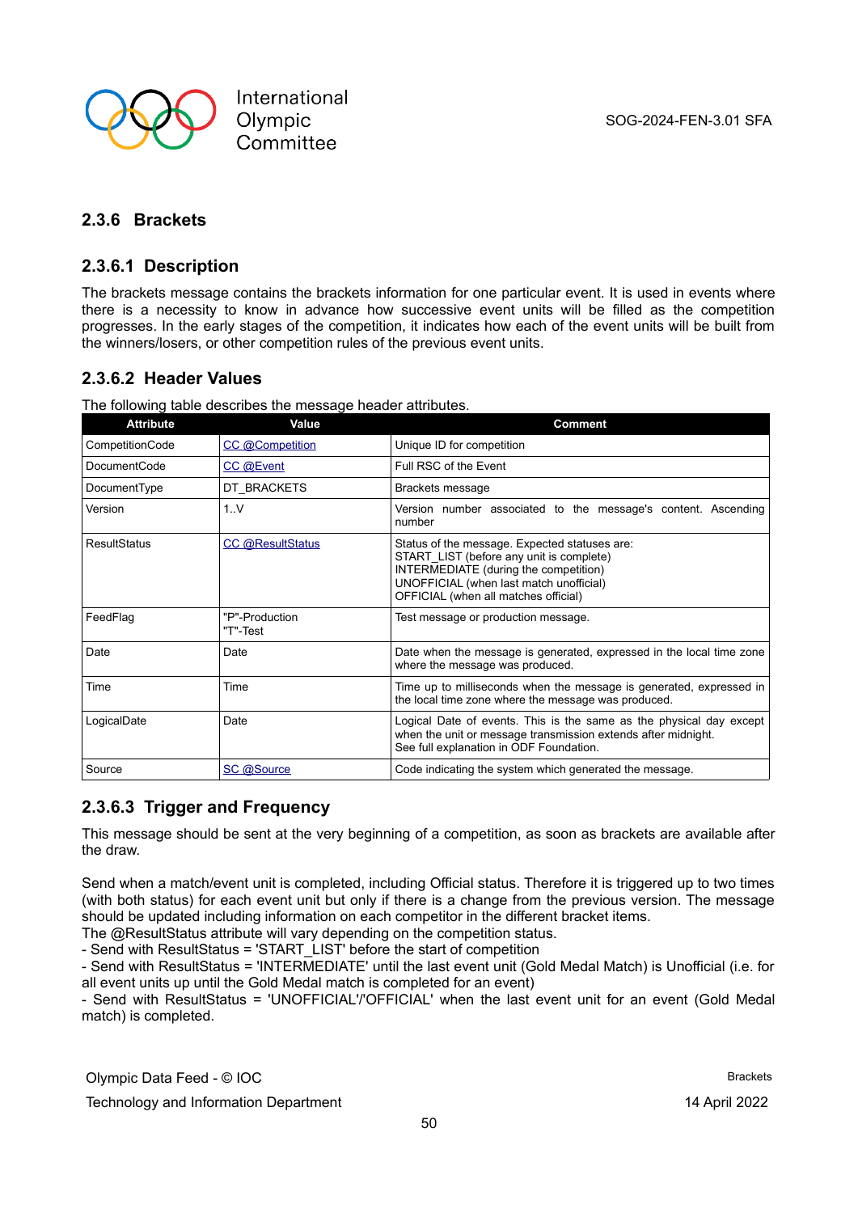### 2.3.6 Brackets

#### 2.3.6.1 Description

The brackets message contains the brackets information for one particular event. It is used in events where there is a necessity to know in advance how successive event units will be filled as the competition progresses. In the early stages of the competition, it indicates how each of the event units will be built from the winners/losers, or other competition rules of the previous event units.

#### 2.3.6.2 Header Values

The following table describes the message header attributes.

| Attribute | Value | Comment |
|---|---|---|
| CompetitionCode | CC @Competition | Unique ID for competition |
| DocumentCode | CC @Event | Full RSC of the Event |
| DocumentType | DT_BRACKETS | Brackets message |
| Version | 1..V | Version number associated to the message's content. Ascending number |
| ResultStatus | CC @ResultStatus | Status of the message. Expected statuses are:<br>START_LIST (before any unit is complete)<br>INTERMEDIATE (during the competition)<br>UNOFFICIAL (when last match unofficial)<br>OFFICIAL (when all matches official) |
| FeedFlag | "P"-Production<br>"T"-Test | Test message or production message. |
| Date | Date | Date when the message is generated, expressed in the local time zone where the message was produced. |
| Time | Time | Time up to milliseconds when the message is generated, expressed in the local time zone where the message was produced. |
| LogicalDate | Date | Logical Date of events. This is the same as the physical day except when the unit or message transmission extends after midnight.<br>See full explanation in ODF Foundation. |
| Source | SC @Source | Code indicating the system which generated the message. |

#### 2.3.6.3 Trigger and Frequency

This message should be sent at the very beginning of a competition, as soon as brackets are available after the draw.

Send when a match/event unit is completed, including Official status. Therefore it is triggered up to two times (with both status) for each event unit but only if there is a change from the previous version. The message should be updated including information on each competitor in the different bracket items.

The @ResultStatus attribute will vary depending on the competition status.

- Send with ResultStatus = 'START_LIST' before the start of competition
- Send with ResultStatus = 'INTERMEDIATE' until the last event unit (Gold Medal Match) is Unofficial (i.e. for all event units up until the Gold Medal match is completed for an event)
- Send with ResultStatus = 'UNOFFICIAL'/'OFFICIAL' when the last event unit for an event (Gold Medal match) is completed.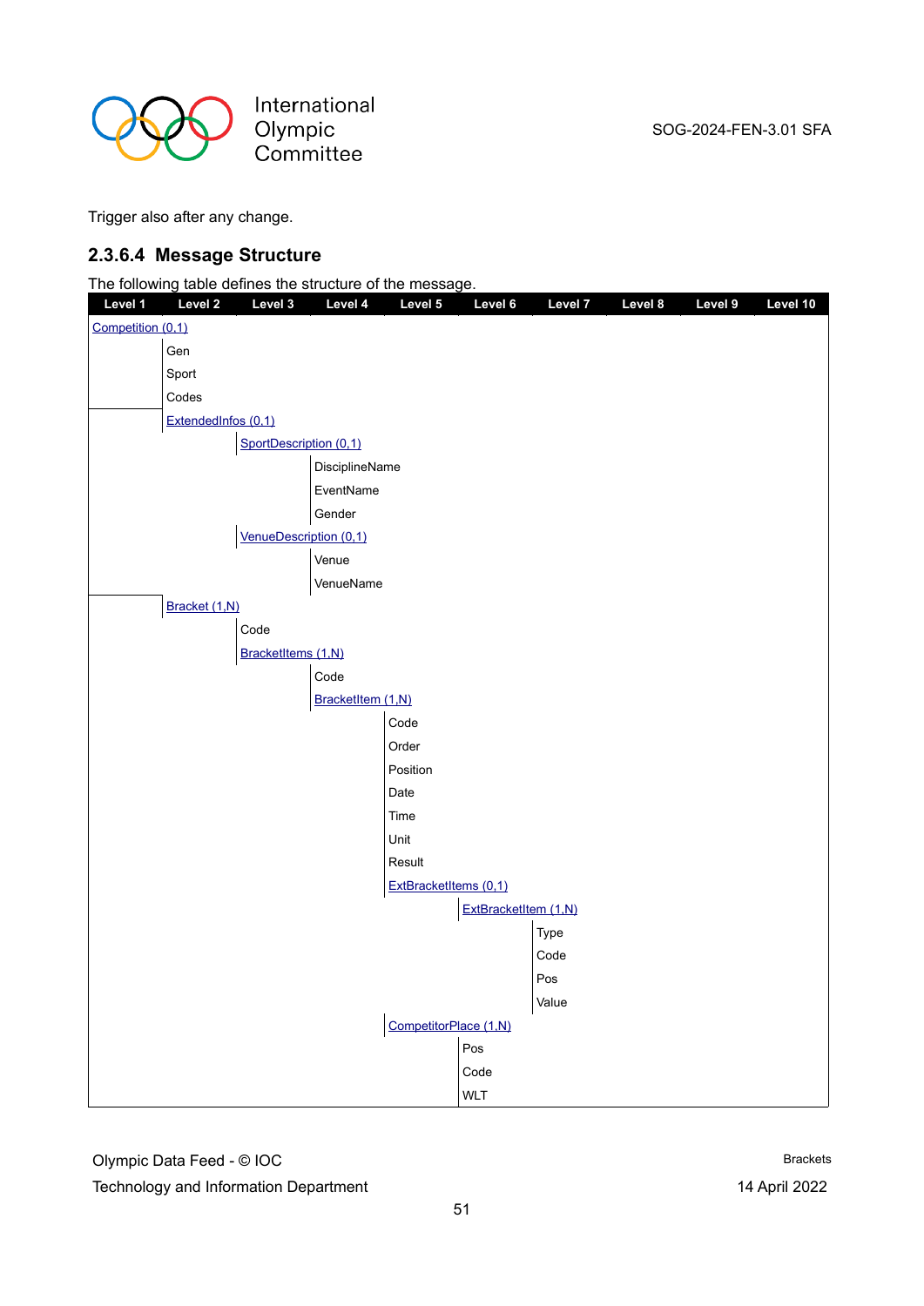Trigger also after any change.

### 2.3.6.4 Message Structure

The following table defines the structure of the message.

| Level 1 | Level 2 | Level 3 | Level 4 | Level 5 | Level 6 | Level 7 | Level 8 | Level 9 | Level 10 |
|---|---|---|---|---|---|---|---|---|---|
| Competition (0,1) | | | | | | | | | |
| | Gen | | | | | | | | |
| | Sport | | | | | | | | |
| | Codes | | | | | | | | |
| | ExtendedInfos (0,1) | | | | | | | | |
| | | SportDescription (0,1) | | | | | | | |
| | | | DisciplineName | | | | | | |
| | | | EventName | | | | | | |
| | | | Gender | | | | | | |
| | | VenueDescription (0,1) | | | | | | | |
| | | | Venue | | | | | | |
| | | | VenueName | | | | | | |
| | Bracket (1,N) | | | | | | | | |
| | | Code | | | | | | | |
| | | BracketItems (1,N) | | | | | | | |
| | | | Code | | | | | | |
| | | | BracketItem (1,N) | | | | | | |
| | | | | Code | | | | | |
| | | | | Order | | | | | |
| | | | | Position | | | | | |
| | | | | Date | | | | | |
| | | | | Time | | | | | |
| | | | | Unit | | | | | |
| | | | | Result | | | | | |
| | | | | ExtBracketItems (0,1) | | | | | |
| | | | | | ExtBracketItem (1,N) | | | | |
| | | | | | | Type | | | |
| | | | | | | Code | | | |
| | | | | | | Pos | | | |
| | | | | | | Value | | | |
| | | | | CompetitorPlace (1,N) | | | | | |
| | | | | | Pos | | | | |
| | | | | | Code | | | | |
| | | | | | WLT | | | | |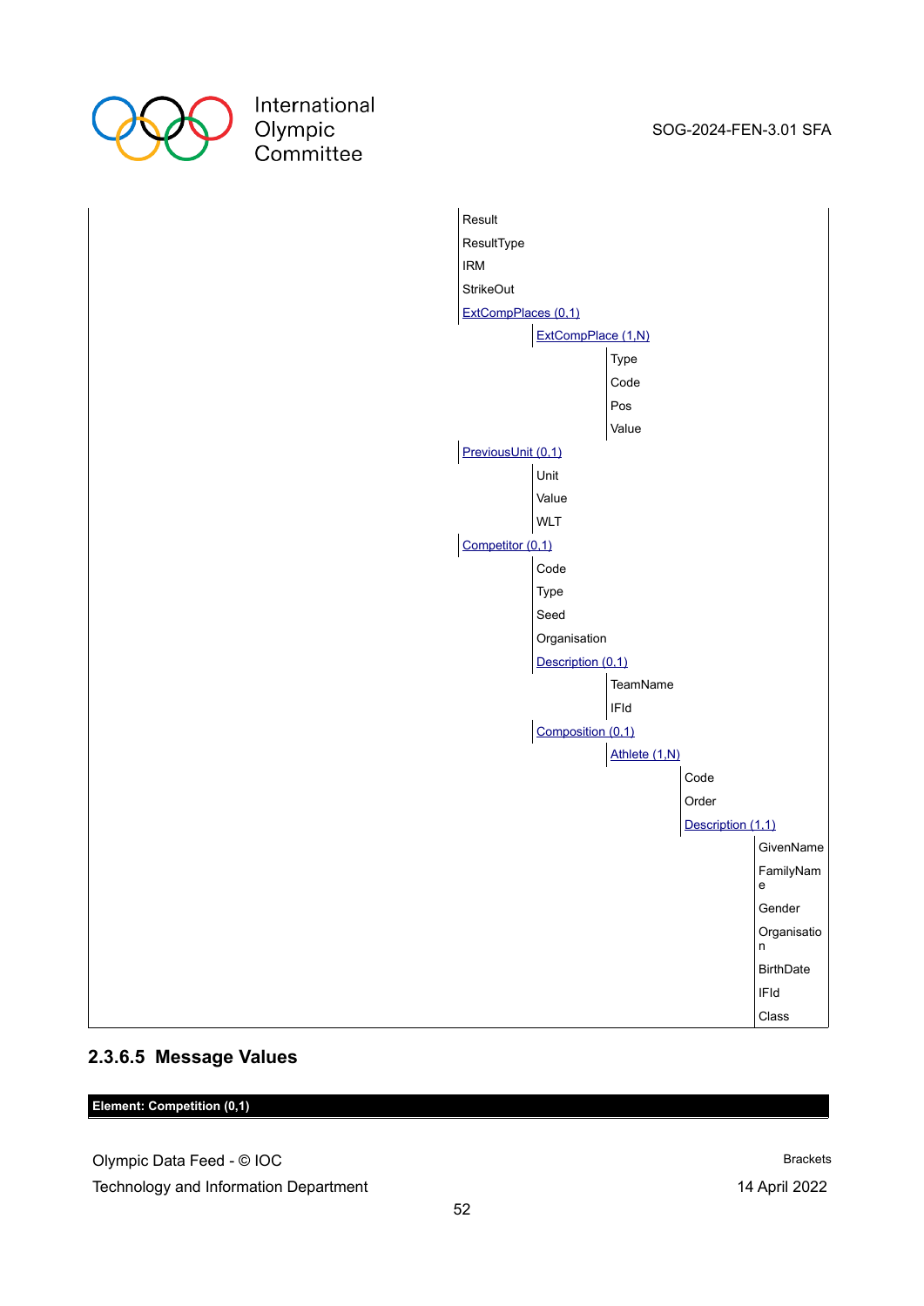- Result
- ResultType
- IRM
- StrikeOut
- ExtCompPlaces (0,1)
  - ExtCompPlace (1,N)
    - Type
    - Code
    - Pos
    - Value
- PreviousUnit (0,1)
  - Unit
  - Value
  - WLT
- Competitor (0,1)
  - Code
  - Type
  - Seed
  - Organisation
  - Description (0,1)
    - TeamName
    - IFId
  - Composition (0,1)
    - Athlete (1,N)
      - Code
      - Order
      - Description (1,1)
        - GivenName
        - FamilyName
        - Gender
        - Organisation
        - BirthDate
        - IFId
        - Class

### 2.3.6.5 Message Values

| Element: Competition (0,1) |
|---|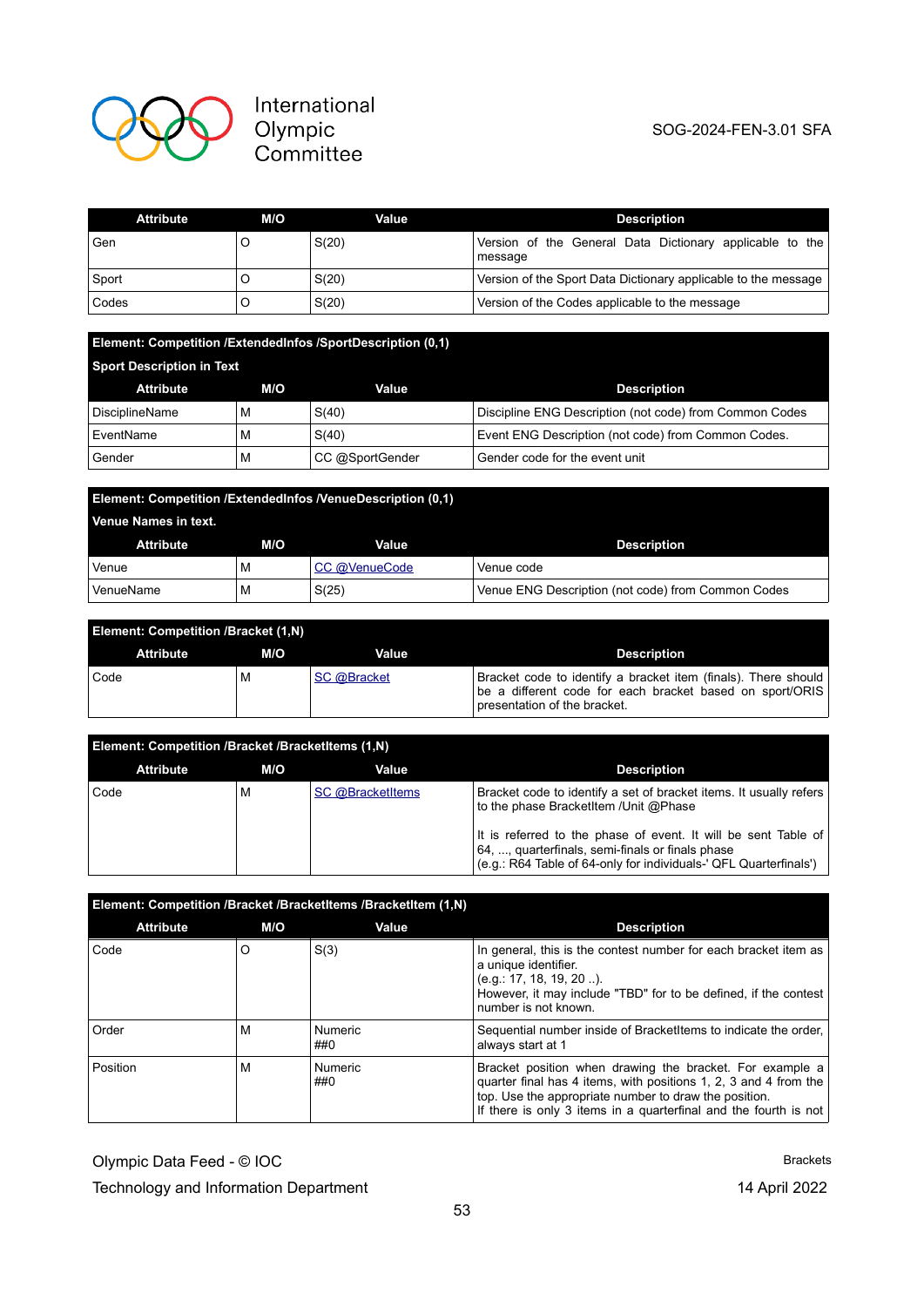| Attribute | M/O | Value | Description |
|---|---|---|---|
| Gen | O | S(20) | Version of the General Data Dictionary applicable to the message |
| Sport | O | S(20) | Version of the Sport Data Dictionary applicable to the message |
| Codes | O | S(20) | Version of the Codes applicable to the message |

**Element: Competition /ExtendedInfos /SportDescription (0,1)**

**Sport Description in Text**

| Attribute | M/O | Value | Description |
|---|---|---|---|
| DisciplineName | M | S(40) | Discipline ENG Description (not code) from Common Codes |
| EventName | M | S(40) | Event ENG Description (not code) from Common Codes. |
| Gender | M | CC @SportGender | Gender code for the event unit |

**Element: Competition /ExtendedInfos /VenueDescription (0,1)**

**Venue Names in text.**

| Attribute | M/O | Value | Description |
|---|---|---|---|
| Venue | M | CC @VenueCode | Venue code |
| VenueName | M | S(25) | Venue ENG Description (not code) from Common Codes |

**Element: Competition /Bracket (1,N)**

| Attribute | M/O | Value | Description |
|---|---|---|---|
| Code | M | SC @Bracket | Bracket code to identify a bracket item (finals). There should be a different code for each bracket based on sport/ORIS presentation of the bracket. |

**Element: Competition /Bracket /BracketItems (1,N)**

| Attribute | M/O | Value | Description |
|---|---|---|---|
| Code | M | SC @BracketItems | Bracket code to identify a set of bracket items. It usually refers to the phase BracketItem /Unit @Phase<br><br>It is referred to the phase of event. It will be sent Table of 64, ..., quarterfinals, semi-finals or finals phase<br>(e.g.: R64 Table of 64-only for individuals-' QFL Quarterfinals') |

**Element: Competition /Bracket /BracketItems /BracketItem (1,N)**

| Attribute | M/O | Value | Description |
|---|---|---|---|
| Code | O | S(3) | In general, this is the contest number for each bracket item as a unique identifier.<br>(e.g.: 17, 18, 19, 20 ..).<br>However, it may include "TBD" for to be defined, if the contest number is not known. |
| Order | M | Numeric ##0 | Sequential number inside of BracketItems to indicate the order, always start at 1 |
| Position | M | Numeric ##0 | Bracket position when drawing the bracket. For example a quarter final has 4 items, with positions 1, 2, 3 and 4 from the top. Use the appropriate number to draw the position.<br>If there is only 3 items in a quarterfinal and the fourth is not |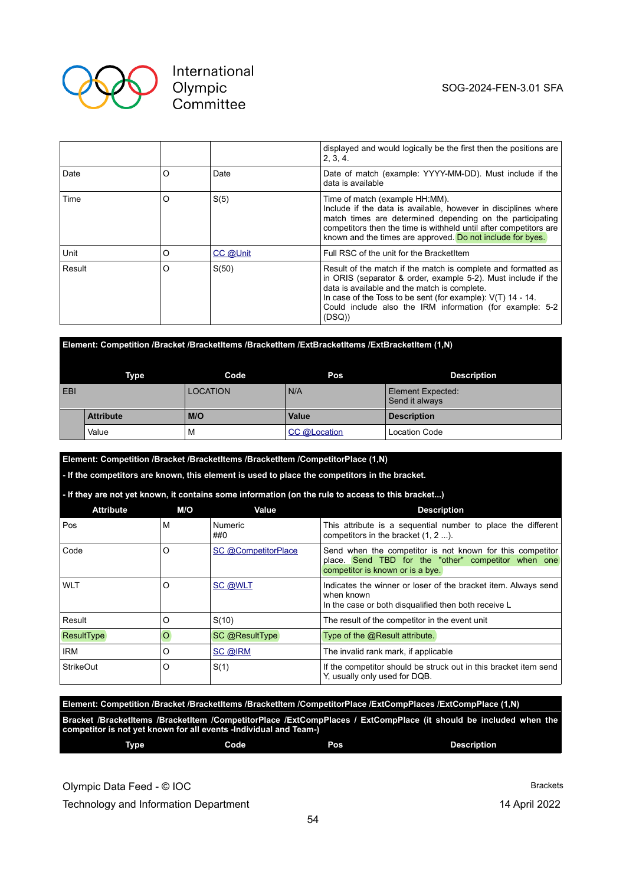| | | | |
|---|---|---|---|
| | | | displayed and would logically be the first then the positions are 2, 3, 4. |
| Date | O | Date | Date of match (example: YYYY-MM-DD). Must include if the data is available |
| Time | O | S(5) | Time of match (example HH:MM). Include if the data is available, however in disciplines where match times are determined depending on the participating competitors then the time is withheld until after competitors are known and the times are approved. Do not include for byes. |
| Unit | O | CC @Unit | Full RSC of the unit for the BracketItem |
| Result | O | S(50) | Result of the match if the match is complete and formatted as in ORIS (separator & order, example 5-2). Must include if the data is available and the match is complete. In case of the Toss to be sent (for example): V(T) 14 - 14. Could include also the IRM information (for example: 5-2 (DSQ)) |

**Element: Competition /Bracket /BracketItems /BracketItem /ExtBracketItems /ExtBracketItem (1,N)**

| Type | | Code | Pos | Description |
|---|---|---|---|---|
| EBI | | LOCATION | N/A | Element Expected: Send it always |
| | **Attribute** | **M/O** | **Value** | **Description** |
| | Value | M | CC @Location | Location Code |

**Element: Competition /Bracket /BracketItems /BracketItem /CompetitorPlace (1,N)**

**- If the competitors are known, this element is used to place the competitors in the bracket.**

**- If they are not yet known, it contains some information (on the rule to access to this bracket...)**

| Attribute | M/O | Value | Description |
|---|---|---|---|
| Pos | M | Numeric ##0 | This attribute is a sequential number to place the different competitors in the bracket (1, 2 ...). |
| Code | O | SC @CompetitorPlace | Send when the competitor is not known for this competitor place. Send TBD for the "other" competitor when one competitor is known or is a bye. |
| WLT | O | SC @WLT | Indicates the winner or loser of the bracket item. Always send when known<br>In the case or both disqualified then both receive L |
| Result | O | S(10) | The result of the competitor in the event unit |
| ResultType | O | SC @ResultType | Type of the @Result attribute. |
| IRM | O | SC @IRM | The invalid rank mark, if applicable |
| StrikeOut | O | S(1) | If the competitor should be struck out in this bracket item send Y, usually only used for DQB. |

**Element: Competition /Bracket /BracketItems /BracketItem /CompetitorPlace /ExtCompPlaces /ExtCompPlace (1,N)**

**Bracket /BracketItems /BracketItem /CompetitorPlace /ExtCompPlaces / ExtCompPlace (it should be included when the competitor is not yet known for all events -Individual and Team-)**

| Type | Code | Pos | Description |
|---|---|---|---|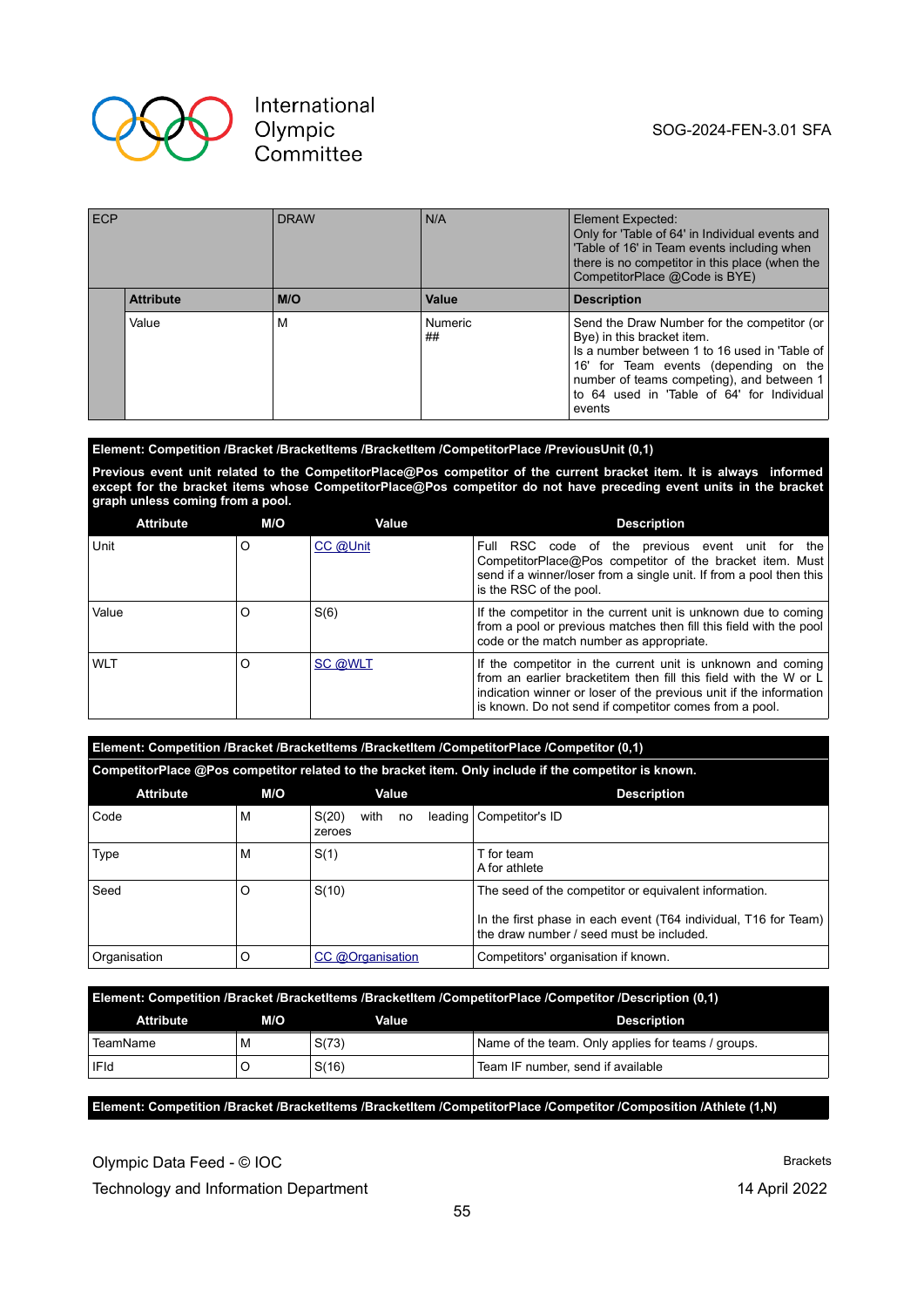| ECP | DRAW | N/A | Element Expected: Only for 'Table of 64' in Individual events and 'Table of 16' in Team events including when there is no competitor in this place (when the CompetitorPlace @Code is BYE) |
|---|---|---|---|
| **Attribute** | **M/O** | **Value** | **Description** |
| Value | M | Numeric ## | Send the Draw Number for the competitor (or Bye) in this bracket item. Is a number between 1 to 16 used in 'Table of 16' for Team events (depending on the number of teams competing), and between 1 to 64 used in 'Table of 64' for Individual events |

**Element: Competition /Bracket /BracketItems /BracketItem /CompetitorPlace /PreviousUnit (0,1)**

**Previous event unit related to the CompetitorPlace@Pos competitor of the current bracket item. It is always informed except for the bracket items whose CompetitorPlace@Pos competitor do not have preceding event units in the bracket graph unless coming from a pool.**

| Attribute | M/O | Value | Description |
|---|---|---|---|
| Unit | O | CC @Unit | Full RSC code of the previous event unit for the CompetitorPlace@Pos competitor of the bracket item. Must send if a winner/loser from a single unit. If from a pool then this is the RSC of the pool. |
| Value | O | S(6) | If the competitor in the current unit is unknown due to coming from a pool or previous matches then fill this field with the pool code or the match number as appropriate. |
| WLT | O | SC @WLT | If the competitor in the current unit is unknown and coming from an earlier bracketitem then fill this field with the W or L indication winner or loser of the previous unit if the information is known. Do not send if competitor comes from a pool. |

**Element: Competition /Bracket /BracketItems /BracketItem /CompetitorPlace /Competitor (0,1)**

**CompetitorPlace @Pos competitor related to the bracket item. Only include if the competitor is known.**

| Attribute | M/O | Value | Description |
|---|---|---|---|
| Code | M | S(20) with no leading zeroes | Competitor's ID |
| Type | M | S(1) | T for team<br>A for athlete |
| Seed | O | S(10) | The seed of the competitor or equivalent information.<br><br>In the first phase in each event (T64 individual, T16 for Team) the draw number / seed must be included. |
| Organisation | O | CC @Organisation | Competitors' organisation if known. |

**Element: Competition /Bracket /BracketItems /BracketItem /CompetitorPlace /Competitor /Description (0,1)**

| Attribute | M/O | Value | Description |
|---|---|---|---|
| TeamName | M | S(73) | Name of the team. Only applies for teams / groups. |
| IFId | O | S(16) | Team IF number, send if available |

**Element: Competition /Bracket /BracketItems /BracketItem /CompetitorPlace /Competitor /Composition /Athlete (1,N)**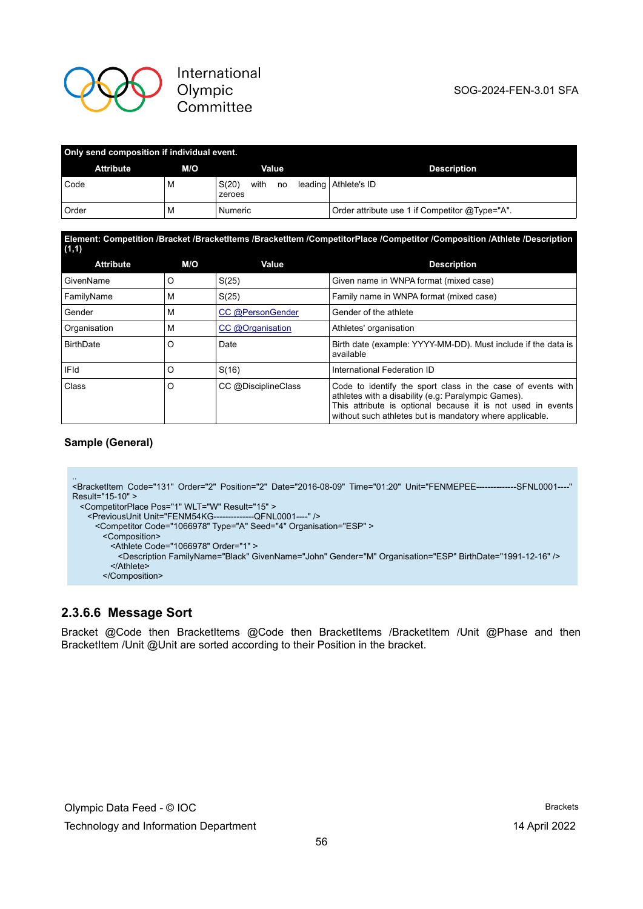| Only send composition if individual event. | | | |
|---|---|---|---|
| **Attribute** | **M/O** | **Value** | **Description** |
| Code | M | S(20) with no leading zeroes | Athlete's ID |
| Order | M | Numeric | Order attribute use 1 if Competitor @Type="A". |

| Element: Competition /Bracket /BracketItems /BracketItem /CompetitorPlace /Competitor /Composition /Athlete /Description (1,1) | | | |
|---|---|---|---|
| **Attribute** | **M/O** | **Value** | **Description** |
| GivenName | O | S(25) | Given name in WNPA format (mixed case) |
| FamilyName | M | S(25) | Family name in WNPA format (mixed case) |
| Gender | M | CC @PersonGender | Gender of the athlete |
| Organisation | M | CC @Organisation | Athletes' organisation |
| BirthDate | O | Date | Birth date (example: YYYY-MM-DD). Must include if the data is available |
| IFId | O | S(16) | International Federation ID |
| Class | O | CC @DisciplineClass | Code to identify the sport class in the case of events with athletes with a disability (e.g: Paralympic Games). This attribute is optional because it is not used in events without such athletes but is mandatory where applicable. |

**Sample (General)**

```
..
<BracketItem Code="131" Order="2" Position="2" Date="2016-08-09" Time="01:20" Unit="FENMEPEE--------------SFNL0001----" Result="15-10" >
  <CompetitorPlace Pos="1" WLT="W" Result="15" >
    <PreviousUnit Unit="FENM54KG--------------QFNL0001----" />
      <Competitor Code="1066978" Type="A" Seed="4" Organisation="ESP" >
        <Composition>
          <Athlete Code="1066978" Order="1" >
            <Description FamilyName="Black" GivenName="John" Gender="M" Organisation="ESP" BirthDate="1991-12-16" />
          </Athlete>
        </Composition>
```

### 2.3.6.6 Message Sort

Bracket @Code then BracketItems @Code then BracketItems /BracketItem /Unit @Phase and then BracketItem /Unit @Unit are sorted according to their Position in the bracket.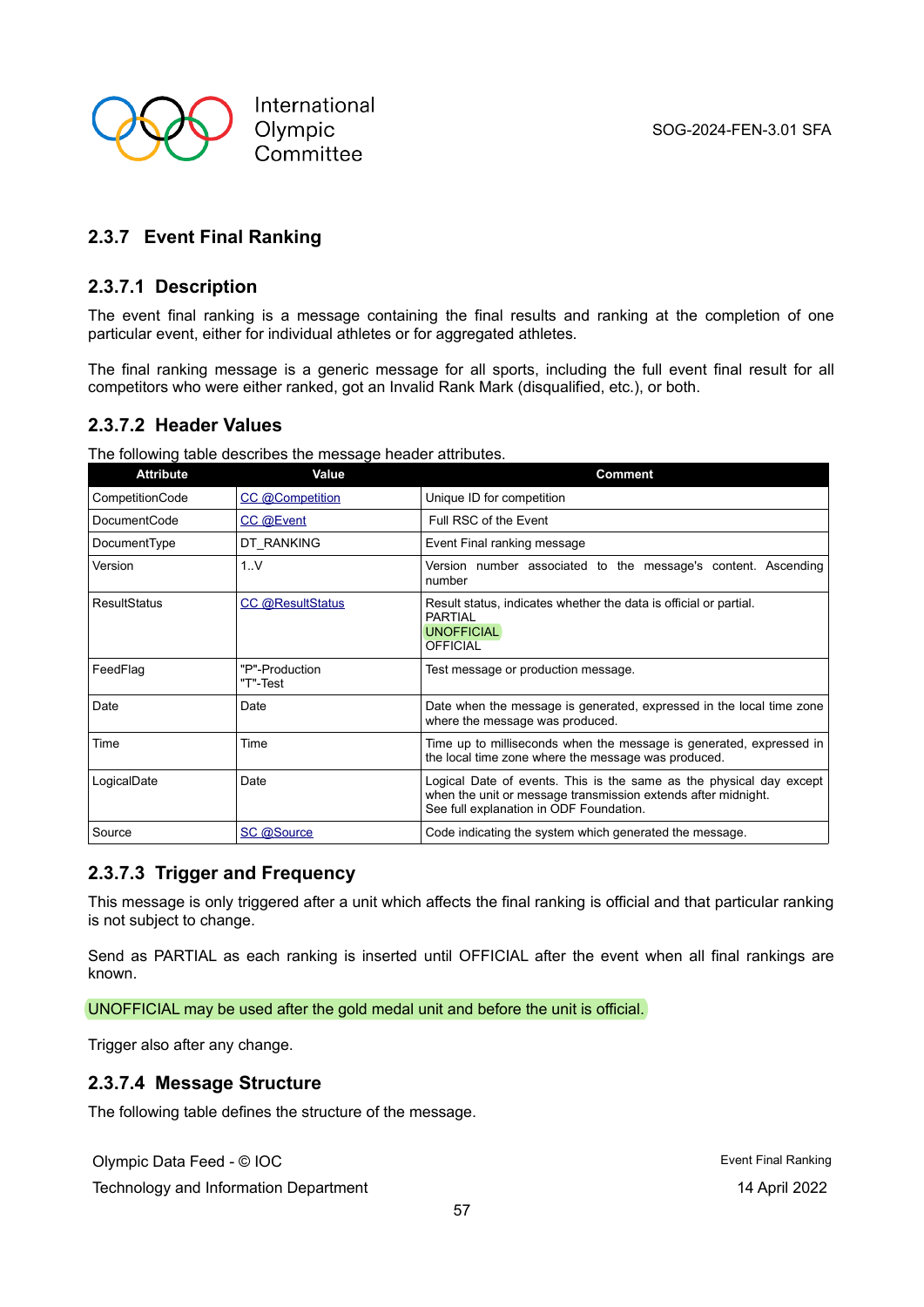### 2.3.7 Event Final Ranking

#### 2.3.7.1 Description

The event final ranking is a message containing the final results and ranking at the completion of one particular event, either for individual athletes or for aggregated athletes.

The final ranking message is a generic message for all sports, including the full event final result for all competitors who were either ranked, got an Invalid Rank Mark (disqualified, etc.), or both.

#### 2.3.7.2 Header Values

The following table describes the message header attributes.

| Attribute | Value | Comment |
|---|---|---|
| CompetitionCode | CC @Competition | Unique ID for competition |
| DocumentCode | CC @Event | Full RSC of the Event |
| DocumentType | DT_RANKING | Event Final ranking message |
| Version | 1..V | Version number associated to the message's content. Ascending number |
| ResultStatus | CC @ResultStatus | Result status, indicates whether the data is official or partial.<br>PARTIAL<br>UNOFFICIAL<br>OFFICIAL |
| FeedFlag | "P"-Production<br>"T"-Test | Test message or production message. |
| Date | Date | Date when the message is generated, expressed in the local time zone where the message was produced. |
| Time | Time | Time up to milliseconds when the message is generated, expressed in the local time zone where the message was produced. |
| LogicalDate | Date | Logical Date of events. This is the same as the physical day except when the unit or message transmission extends after midnight.<br>See full explanation in ODF Foundation. |
| Source | SC @Source | Code indicating the system which generated the message. |

#### 2.3.7.3 Trigger and Frequency

This message is only triggered after a unit which affects the final ranking is official and that particular ranking is not subject to change.

Send as PARTIAL as each ranking is inserted until OFFICIAL after the event when all final rankings are known.

UNOFFICIAL may be used after the gold medal unit and before the unit is official.

Trigger also after any change.

#### 2.3.7.4 Message Structure

The following table defines the structure of the message.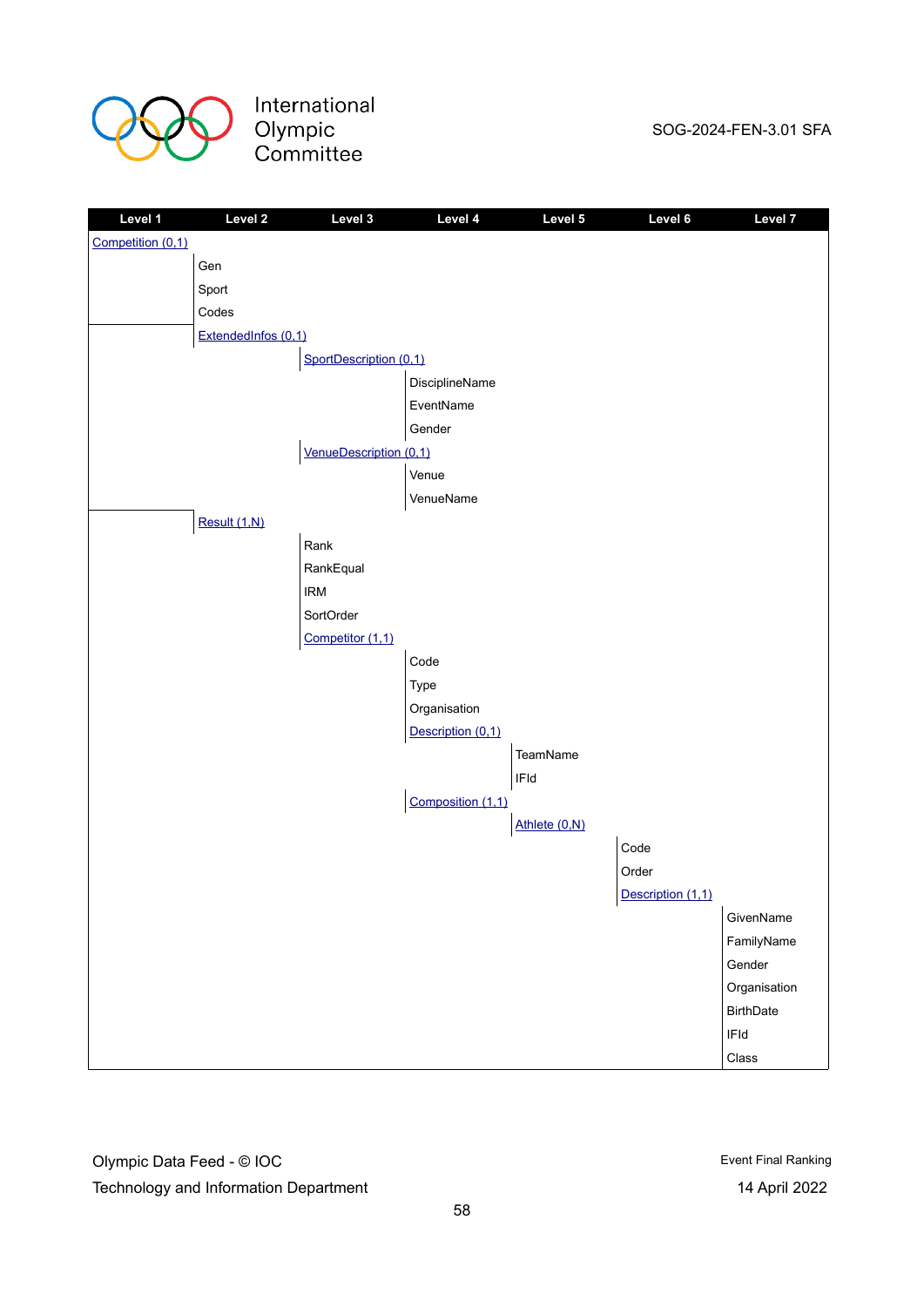| Level 1 | Level 2 | Level 3 | Level 4 | Level 5 | Level 6 | Level 7 |
|---|---|---|---|---|---|---|
| Competition (0,1) | | | | | | |
| | Gen | | | | | |
| | Sport | | | | | |
| | Codes | | | | | |
| | ExtendedInfos (0,1) | | | | | |
| | | SportDescription (0,1) | | | | |
| | | | DisciplineName | | | |
| | | | EventName | | | |
| | | | Gender | | | |
| | | VenueDescription (0,1) | | | | |
| | | | Venue | | | |
| | | | VenueName | | | |
| | Result (1,N) | | | | | |
| | | Rank | | | | |
| | | RankEqual | | | | |
| | | IRM | | | | |
| | | SortOrder | | | | |
| | | Competitor (1,1) | | | | |
| | | | Code | | | |
| | | | Type | | | |
| | | | Organisation | | | |
| | | | Description (0,1) | | | |
| | | | | TeamName | | |
| | | | | IFId | | |
| | | | Composition (1,1) | | | |
| | | | | Athlete (0,N) | | |
| | | | | | Code | |
| | | | | | Order | |
| | | | | | Description (1,1) | |
| | | | | | | GivenName |
| | | | | | | FamilyName |
| | | | | | | Gender |
| | | | | | | Organisation |
| | | | | | | BirthDate |
| | | | | | | IFId |
| | | | | | | Class |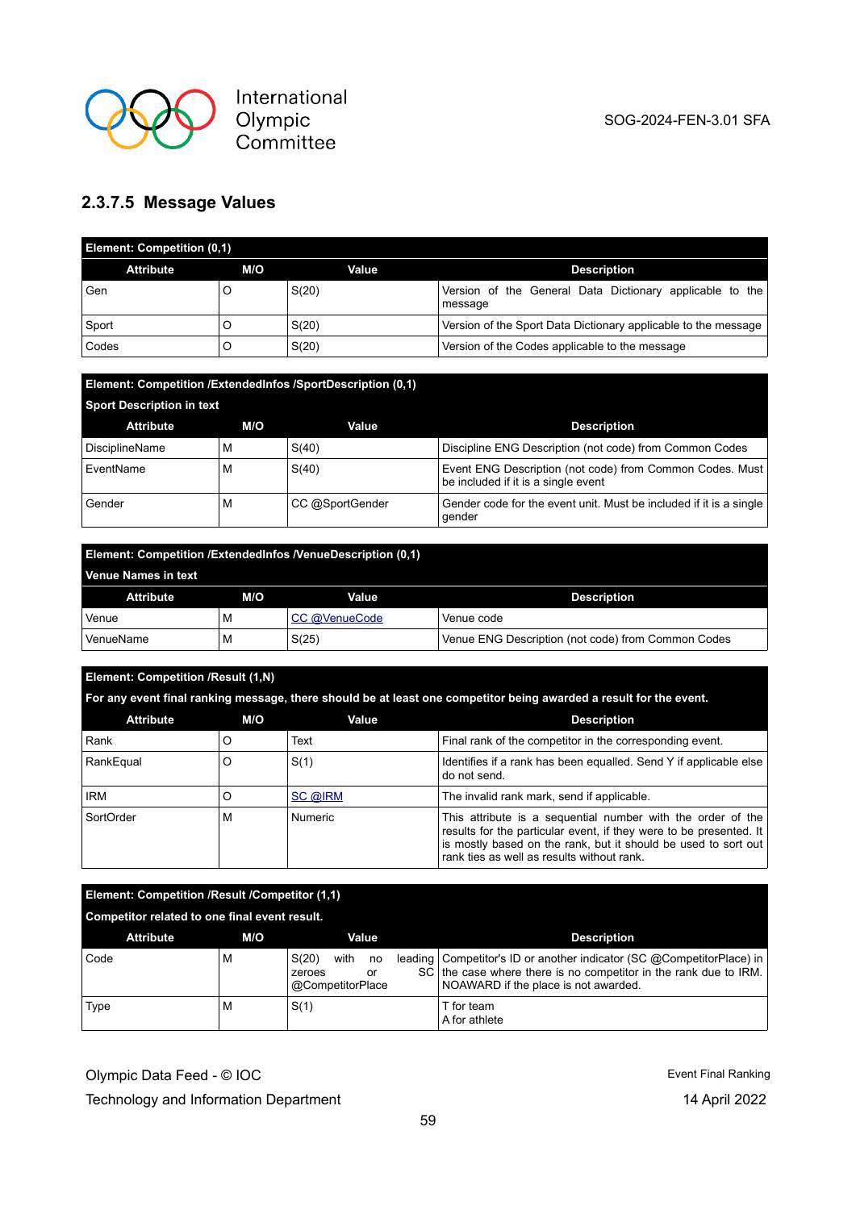### 2.3.7.5 Message Values

| Element: Competition (0,1) | | | |
|---|---|---|---|
| **Attribute** | **M/O** | **Value** | **Description** |
| Gen | O | S(20) | Version of the General Data Dictionary applicable to the message |
| Sport | O | S(20) | Version of the Sport Data Dictionary applicable to the message |
| Codes | O | S(20) | Version of the Codes applicable to the message |

| Element: Competition /ExtendedInfos /SportDescription (0,1)<br>Sport Description in text | | | |
|---|---|---|---|
| **Attribute** | **M/O** | **Value** | **Description** |
| DisciplineName | M | S(40) | Discipline ENG Description (not code) from Common Codes |
| EventName | M | S(40) | Event ENG Description (not code) from Common Codes. Must be included if it is a single event |
| Gender | M | CC @SportGender | Gender code for the event unit. Must be included if it is a single gender |

| Element: Competition /ExtendedInfos /VenueDescription (0,1)<br>Venue Names in text | | | |
|---|---|---|---|
| **Attribute** | **M/O** | **Value** | **Description** |
| Venue | M | CC @VenueCode | Venue code |
| VenueName | M | S(25) | Venue ENG Description (not code) from Common Codes |

| Element: Competition /Result (1,N)<br>For any event final ranking message, there should be at least one competitor being awarded a result for the event. | | | |
|---|---|---|---|
| **Attribute** | **M/O** | **Value** | **Description** |
| Rank | O | Text | Final rank of the competitor in the corresponding event. |
| RankEqual | O | S(1) | Identifies if a rank has been equalled. Send Y if applicable else do not send. |
| IRM | O | SC @IRM | The invalid rank mark, send if applicable. |
| SortOrder | M | Numeric | This attribute is a sequential number with the order of the results for the particular event, if they were to be presented. It is mostly based on the rank, but it should be used to sort out rank ties as well as results without rank. |

| Element: Competition /Result /Competitor (1,1)<br>Competitor related to one final event result. | | | |
|---|---|---|---|
| **Attribute** | **M/O** | **Value** | **Description** |
| Code | M | S(20) with no leading zeroes or SC @CompetitorPlace | Competitor's ID or another indicator (SC @CompetitorPlace) in the case where there is no competitor in the rank due to IRM. NOAWARD if the place is not awarded. |
| Type | M | S(1) | T for team<br>A for athlete |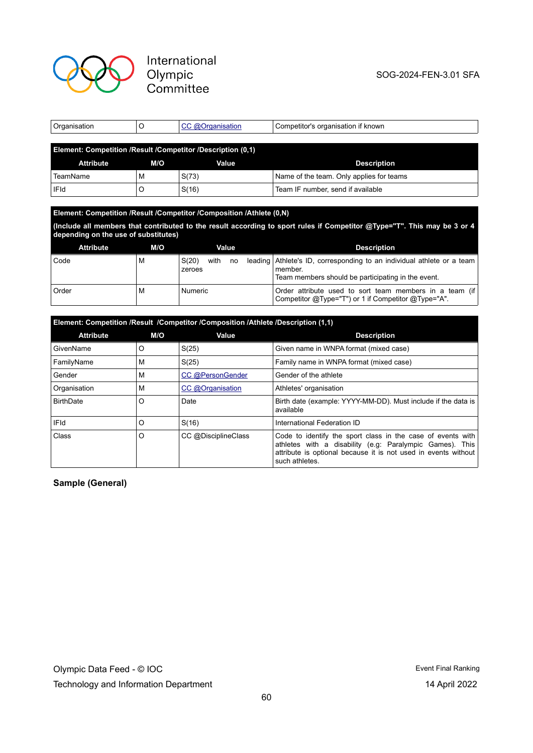| Organisation | O | CC @Organisation | Competitor's organisation if known |
|---|---|---|---|

**Element: Competition /Result /Competitor /Description (0,1)**

| Attribute | M/O | Value | Description |
|---|---|---|---|
| TeamName | M | S(73) | Name of the team. Only applies for teams |
| IFId | O | S(16) | Team IF number, send if available |

**Element: Competition /Result /Competitor /Composition /Athlete (0,N)**

**(Include all members that contributed to the result according to sport rules if Competitor @Type="T". This may be 3 or 4 depending on the use of substitutes)**

| Attribute | M/O | Value | Description |
|---|---|---|---|
| Code | M | S(20) with no leading zeroes | Athlete's ID, corresponding to an individual athlete or a team member.<br>Team members should be participating in the event. |
| Order | M | Numeric | Order attribute used to sort team members in a team (if Competitor @Type="T") or 1 if Competitor @Type="A". |

**Element: Competition /Result /Competitor /Composition /Athlete /Description (1,1)**

| Attribute | M/O | Value | Description |
|---|---|---|---|
| GivenName | O | S(25) | Given name in WNPA format (mixed case) |
| FamilyName | M | S(25) | Family name in WNPA format (mixed case) |
| Gender | M | CC @PersonGender | Gender of the athlete |
| Organisation | M | CC @Organisation | Athletes' organisation |
| BirthDate | O | Date | Birth date (example: YYYY-MM-DD). Must include if the data is available |
| IFId | O | S(16) | International Federation ID |
| Class | O | CC @DisciplineClass | Code to identify the sport class in the case of events with athletes with a disability (e.g: Paralympic Games). This attribute is optional because it is not used in events without such athletes. |

**Sample (General)**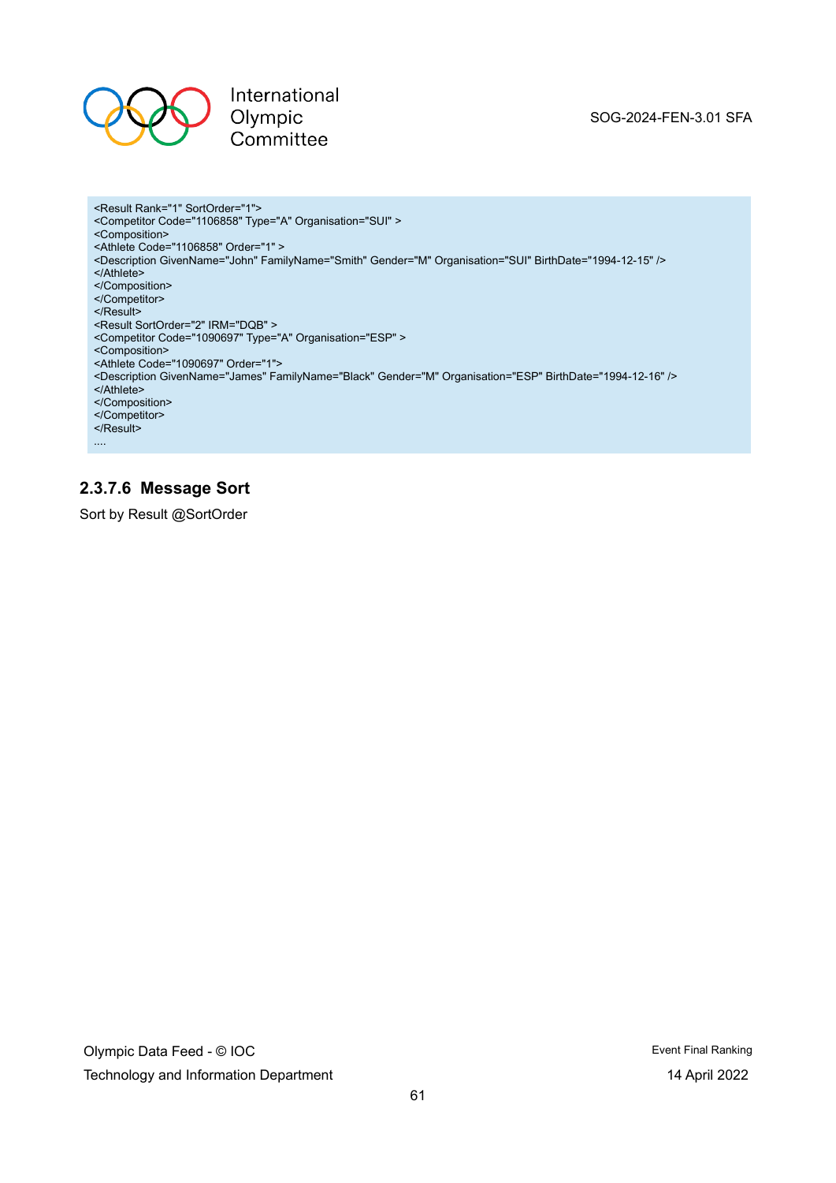```
<Result Rank="1" SortOrder="1">
<Competitor Code="1106858" Type="A" Organisation="SUI" >
<Composition>
<Athlete Code="1106858" Order="1" >
<Description GivenName="John" FamilyName="Smith" Gender="M" Organisation="SUI" BirthDate="1994-12-15" />
</Athlete>
</Composition>
</Competitor>
</Result>
<Result SortOrder="2" IRM="DQB" >
<Competitor Code="1090697" Type="A" Organisation="ESP" >
<Composition>
<Athlete Code="1090697" Order="1">
<Description GivenName="James" FamilyName="Black" Gender="M" Organisation="ESP" BirthDate="1994-12-16" />
</Athlete>
</Composition>
</Competitor>
</Result>
....
```

#### 2.3.7.6 Message Sort

Sort by Result @SortOrder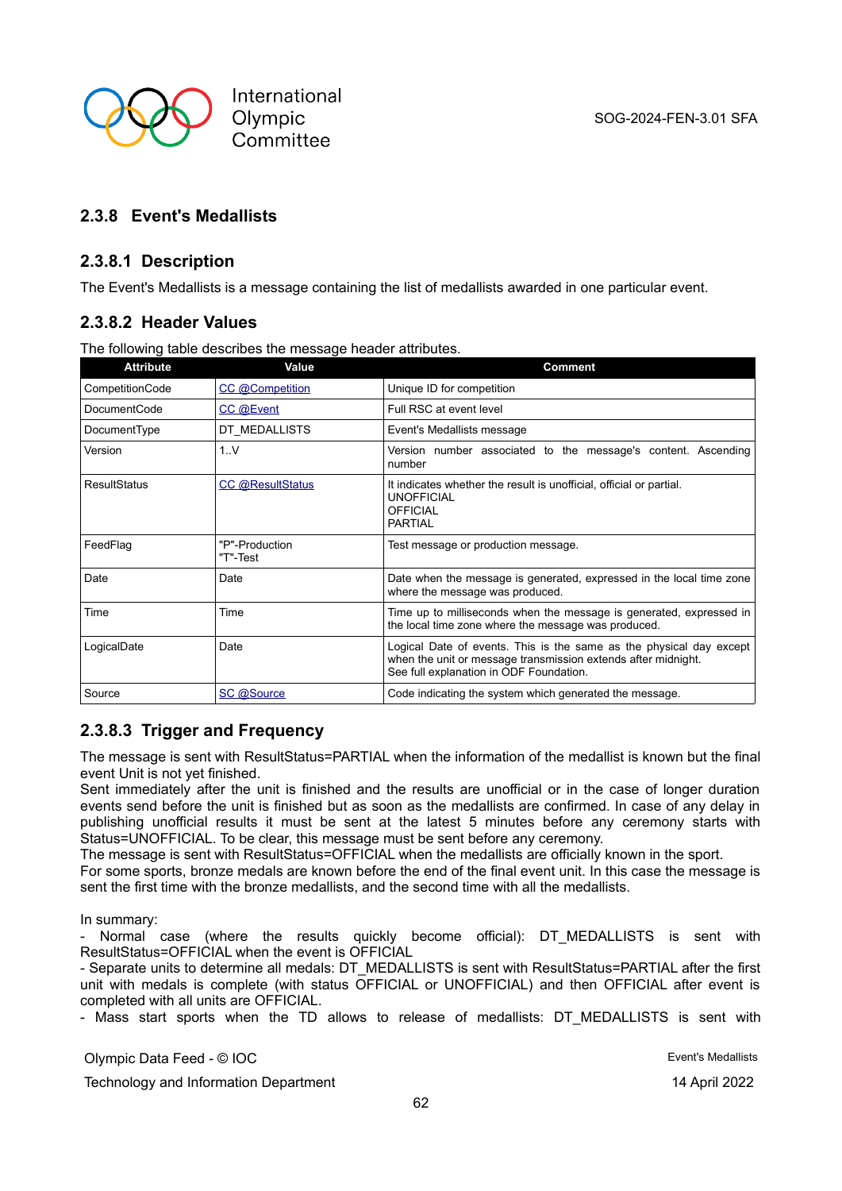### 2.3.8 Event's Medallists

#### 2.3.8.1 Description

The Event's Medallists is a message containing the list of medallists awarded in one particular event.

#### 2.3.8.2 Header Values

The following table describes the message header attributes.

| Attribute | Value | Comment |
|---|---|---|
| CompetitionCode | CC @Competition | Unique ID for competition |
| DocumentCode | CC @Event | Full RSC at event level |
| DocumentType | DT_MEDALLISTS | Event's Medallists message |
| Version | 1..V | Version number associated to the message's content. Ascending number |
| ResultStatus | CC @ResultStatus | It indicates whether the result is unofficial, official or partial.<br>UNOFFICIAL<br>OFFICIAL<br>PARTIAL |
| FeedFlag | "P"-Production<br>"T"-Test | Test message or production message. |
| Date | Date | Date when the message is generated, expressed in the local time zone where the message was produced. |
| Time | Time | Time up to milliseconds when the message is generated, expressed in the local time zone where the message was produced. |
| LogicalDate | Date | Logical Date of events. This is the same as the physical day except when the unit or message transmission extends after midnight.<br>See full explanation in ODF Foundation. |
| Source | SC @Source | Code indicating the system which generated the message. |

#### 2.3.8.3 Trigger and Frequency

The message is sent with ResultStatus=PARTIAL when the information of the medallist is known but the final event Unit is not yet finished.
Sent immediately after the unit is finished and the results are unofficial or in the case of longer duration events send before the unit is finished but as soon as the medallists are confirmed. In case of any delay in publishing unofficial results it must be sent at the latest 5 minutes before any ceremony starts with Status=UNOFFICIAL. To be clear, this message must be sent before any ceremony.
The message is sent with ResultStatus=OFFICIAL when the medallists are officially known in the sport.
For some sports, bronze medals are known before the end of the final event unit. In this case the message is sent the first time with the bronze medallists, and the second time with all the medallists.

In summary:
- Normal case (where the results quickly become official): DT_MEDALLISTS is sent with ResultStatus=OFFICIAL when the event is OFFICIAL
- Separate units to determine all medals: DT_MEDALLISTS is sent with ResultStatus=PARTIAL after the first unit with medals is complete (with status OFFICIAL or UNOFFICIAL) and then OFFICIAL after event is completed with all units are OFFICIAL.
- Mass start sports when the TD allows to release of medallists: DT_MEDALLISTS is sent with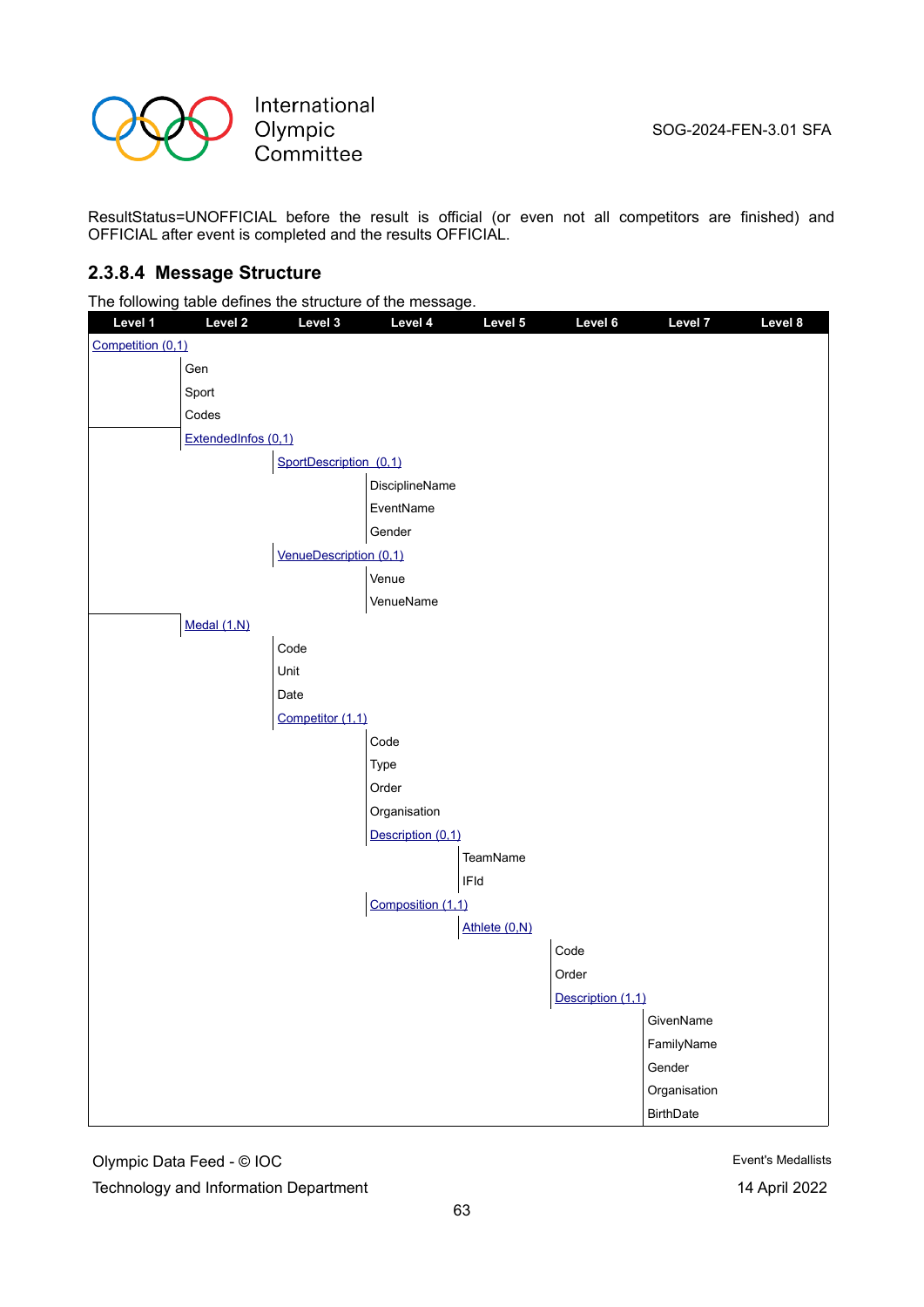ResultStatus=UNOFFICIAL before the result is official (or even not all competitors are finished) and OFFICIAL after event is completed and the results OFFICIAL.

### 2.3.8.4 Message Structure

The following table defines the structure of the message.

| Level 1 | Level 2 | Level 3 | Level 4 | Level 5 | Level 6 | Level 7 | Level 8 |
|---|---|---|---|---|---|---|---|
| Competition (0,1) | | | | | | | |
| | Gen | | | | | | |
| | Sport | | | | | | |
| | Codes | | | | | | |
| | ExtendedInfos (0,1) | | | | | | |
| | | SportDescription (0,1) | | | | | |
| | | | DisciplineName | | | | |
| | | | EventName | | | | |
| | | | Gender | | | | |
| | | VenueDescription (0,1) | | | | | |
| | | | Venue | | | | |
| | | | VenueName | | | | |
| | Medal (1,N) | | | | | | |
| | | Code | | | | | |
| | | Unit | | | | | |
| | | Date | | | | | |
| | | Competitor (1,1) | | | | | |
| | | | Code | | | | |
| | | | Type | | | | |
| | | | Order | | | | |
| | | | Organisation | | | | |
| | | | Description (0,1) | | | | |
| | | | | TeamName | | | |
| | | | | IFId | | | |
| | | | Composition (1,1) | | | | |
| | | | | Athlete (0,N) | | | |
| | | | | | Code | | |
| | | | | | Order | | |
| | | | | | Description (1,1) | | |
| | | | | | | GivenName | |
| | | | | | | FamilyName | |
| | | | | | | Gender | |
| | | | | | | Organisation | |
| | | | | | | BirthDate | |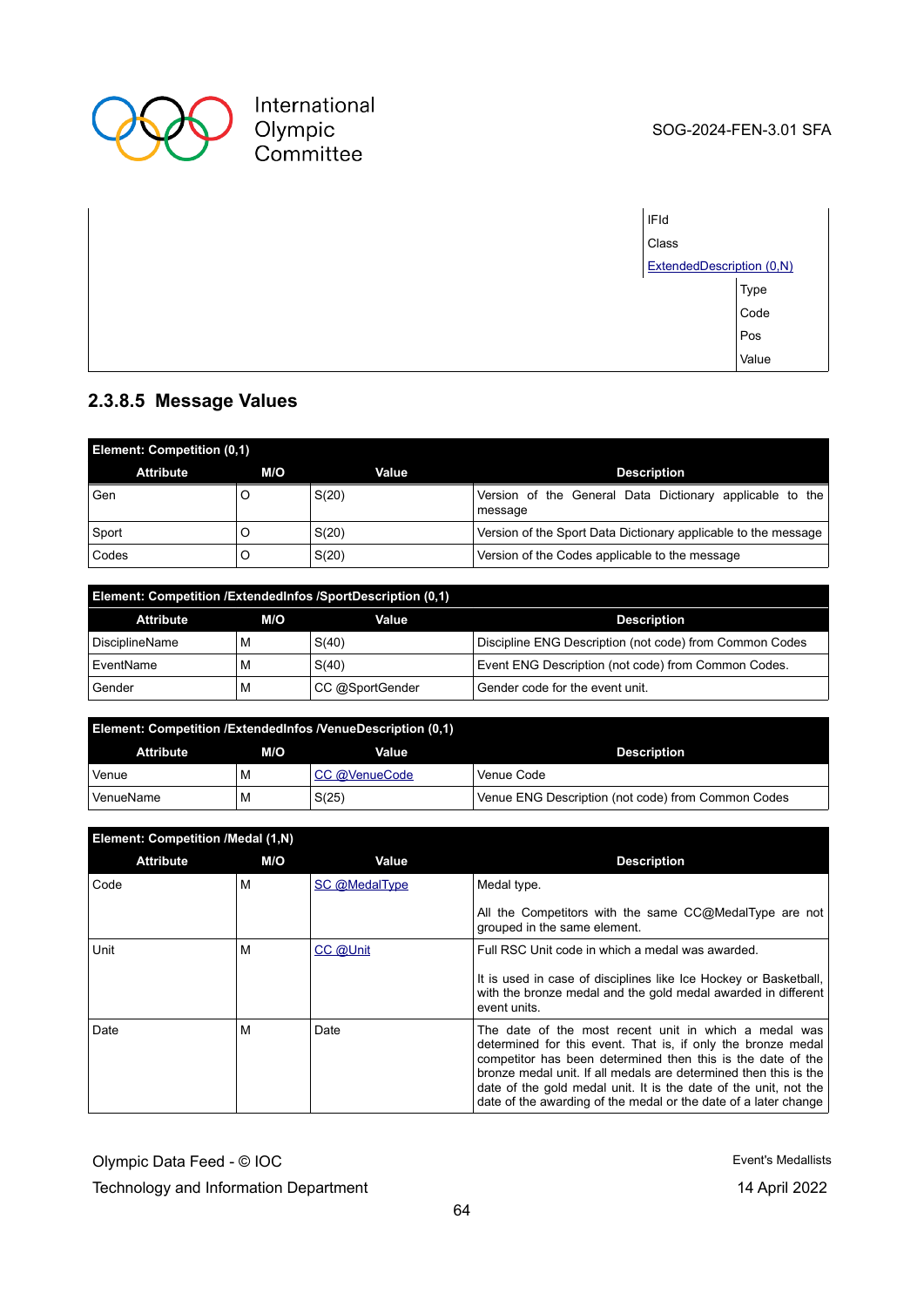| | | |
|---|---|---|
| | IFId | |
| | Class | |
| | ExtendedDescription (0,N) | |
| | | Type |
| | | Code |
| | | Pos |
| | | Value |

### 2.3.8.5 Message Values

| Element: Competition (0,1) | | | |
|---|---|---|---|
| **Attribute** | **M/O** | **Value** | **Description** |
| Gen | O | S(20) | Version of the General Data Dictionary applicable to the message |
| Sport | O | S(20) | Version of the Sport Data Dictionary applicable to the message |
| Codes | O | S(20) | Version of the Codes applicable to the message |

| Element: Competition /ExtendedInfos /SportDescription (0,1) | | | |
|---|---|---|---|
| **Attribute** | **M/O** | **Value** | **Description** |
| DisciplineName | M | S(40) | Discipline ENG Description (not code) from Common Codes |
| EventName | M | S(40) | Event ENG Description (not code) from Common Codes. |
| Gender | M | CC @SportGender | Gender code for the event unit. |

| Element: Competition /ExtendedInfos /VenueDescription (0,1) | | | |
|---|---|---|---|
| **Attribute** | **M/O** | **Value** | **Description** |
| Venue | M | CC @VenueCode | Venue Code |
| VenueName | M | S(25) | Venue ENG Description (not code) from Common Codes |

| Element: Competition /Medal (1,N) | | | |
|---|---|---|---|
| **Attribute** | **M/O** | **Value** | **Description** |
| Code | M | SC @MedalType | Medal type.<br><br>All the Competitors with the same CC@MedalType are not grouped in the same element. |
| Unit | M | CC @Unit | Full RSC Unit code in which a medal was awarded.<br><br>It is used in case of disciplines like Ice Hockey or Basketball, with the bronze medal and the gold medal awarded in different event units. |
| Date | M | Date | The date of the most recent unit in which a medal was determined for this event. That is, if only the bronze medal competitor has been determined then this is the date of the bronze medal unit. If all medals are determined then this is the date of the gold medal unit. It is the date of the unit, not the date of the awarding of the medal or the date of a later change |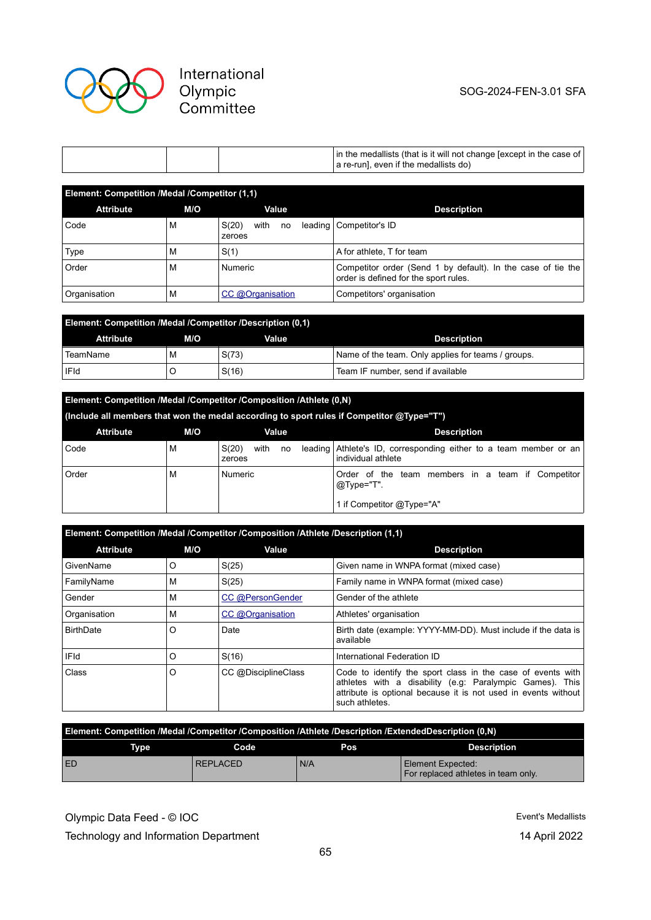| | | | in the medallists (that is it will not change [except in the case of a re-run], even if the medallists do) |
|---|---|---|---|

| Element: Competition /Medal /Competitor (1,1) | | | |
|---|---|---|---|
| **Attribute** | **M/O** | **Value** | **Description** |
| Code | M | S(20) with no leading zeroes | Competitor's ID |
| Type | M | S(1) | A for athlete, T for team |
| Order | M | Numeric | Competitor order (Send 1 by default). In the case of tie the order is defined for the sport rules. |
| Organisation | M | CC @Organisation | Competitors' organisation |

| Element: Competition /Medal /Competitor /Description (0,1) | | | |
|---|---|---|---|
| **Attribute** | **M/O** | **Value** | **Description** |
| TeamName | M | S(73) | Name of the team. Only applies for teams / groups. |
| IFId | O | S(16) | Team IF number, send if available |

| Element: Competition /Medal /Competitor /Composition /Athlete (0,N) (Include all members that won the medal according to sport rules if Competitor @Type="T") | | | |
|---|---|---|---|
| **Attribute** | **M/O** | **Value** | **Description** |
| Code | M | S(20) with no leading zeroes | Athlete's ID, corresponding either to a team member or an individual athlete |
| Order | M | Numeric | Order of the team members in a team if Competitor @Type="T".<br><br>1 if Competitor @Type="A" |

| Element: Competition /Medal /Competitor /Composition /Athlete /Description (1,1) | | | |
|---|---|---|---|
| **Attribute** | **M/O** | **Value** | **Description** |
| GivenName | O | S(25) | Given name in WNPA format (mixed case) |
| FamilyName | M | S(25) | Family name in WNPA format (mixed case) |
| Gender | M | CC @PersonGender | Gender of the athlete |
| Organisation | M | CC @Organisation | Athletes' organisation |
| BirthDate | O | Date | Birth date (example: YYYY-MM-DD). Must include if the data is available |
| IFId | O | S(16) | International Federation ID |
| Class | O | CC @DisciplineClass | Code to identify the sport class in the case of events with athletes with a disability (e.g: Paralympic Games). This attribute is optional because it is not used in events without such athletes. |

| Element: Competition /Medal /Competitor /Composition /Athlete /Description /ExtendedDescription (0,N) | | | |
|---|---|---|---|
| **Type** | **Code** | **Pos** | **Description** |
| ED | REPLACED | N/A | Element Expected:<br>For replaced athletes in team only. |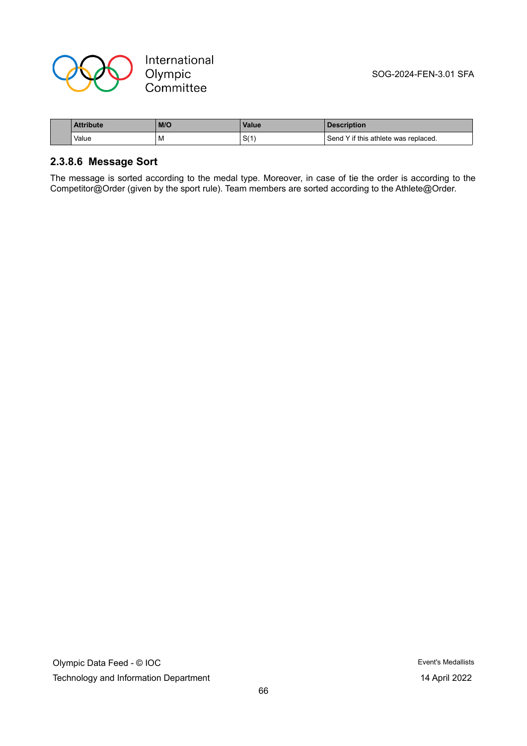| | Attribute | M/O | Value | Description |
|---|---|---|---|---|
| | Value | M | S(1) | Send Y if this athlete was replaced. |

### 2.3.8.6 Message Sort

The message is sorted according to the medal type. Moreover, in case of tie the order is according to the Competitor@Order (given by the sport rule). Team members are sorted according to the Athlete@Order.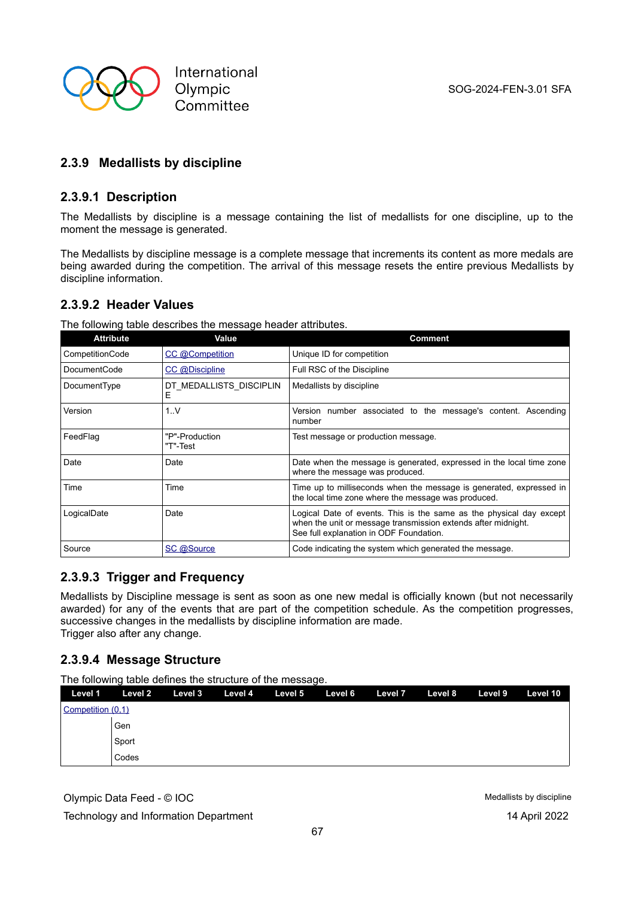### 2.3.9 Medallists by discipline

#### 2.3.9.1 Description

The Medallists by discipline is a message containing the list of medallists for one discipline, up to the moment the message is generated.

The Medallists by discipline message is a complete message that increments its content as more medals are being awarded during the competition. The arrival of this message resets the entire previous Medallists by discipline information.

#### 2.3.9.2 Header Values

The following table describes the message header attributes.

| Attribute | Value | Comment |
|---|---|---|
| CompetitionCode | CC @Competition | Unique ID for competition |
| DocumentCode | CC @Discipline | Full RSC of the Discipline |
| DocumentType | DT_MEDALLISTS_DISCIPLINE | Medallists by discipline |
| Version | 1..V | Version number associated to the message's content. Ascending number |
| FeedFlag | "P"-Production<br>"T"-Test | Test message or production message. |
| Date | Date | Date when the message is generated, expressed in the local time zone where the message was produced. |
| Time | Time | Time up to milliseconds when the message is generated, expressed in the local time zone where the message was produced. |
| LogicalDate | Date | Logical Date of events. This is the same as the physical day except when the unit or message transmission extends after midnight.<br>See full explanation in ODF Foundation. |
| Source | SC @Source | Code indicating the system which generated the message. |

#### 2.3.9.3 Trigger and Frequency

Medallists by Discipline message is sent as soon as one new medal is officially known (but not necessarily awarded) for any of the events that are part of the competition schedule. As the competition progresses, successive changes in the medallists by discipline information are made.
Trigger also after any change.

#### 2.3.9.4 Message Structure

The following table defines the structure of the message.

| Level 1 | Level 2 | Level 3 | Level 4 | Level 5 | Level 6 | Level 7 | Level 8 | Level 9 | Level 10 |
|---|---|---|---|---|---|---|---|---|---|
| Competition (0,1) | | | | | | | | | |
| | Gen | | | | | | | | |
| | Sport | | | | | | | | |
| | Codes | | | | | | | | |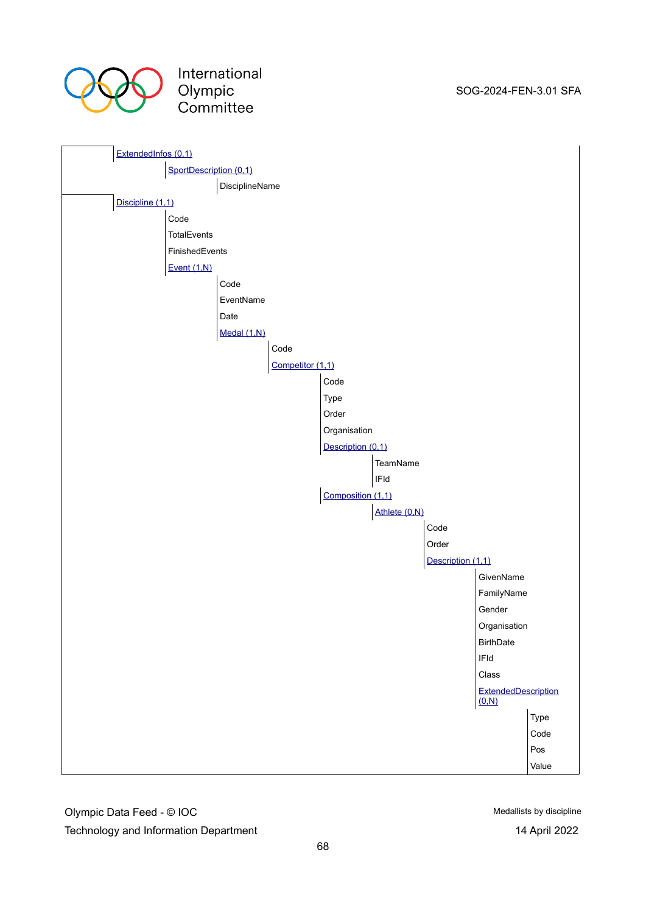- ExtendedInfos (0,1)
  - SportDescription (0,1)
    - DisciplineName
- Discipline (1,1)
  - Code
  - TotalEvents
  - FinishedEvents
  - Event (1,N)
    - Code
    - EventName
    - Date
    - Medal (1,N)
      - Code
      - Competitor (1,1)
        - Code
        - Type
        - Order
        - Organisation
        - Description (0,1)
          - TeamName
          - IFId
        - Composition (1,1)
          - Athlete (0,N)
            - Code
            - Order
            - Description (1,1)
              - GivenName
              - FamilyName
              - Gender
              - Organisation
              - BirthDate
              - IFId
              - Class
              - ExtendedDescription (0,N)
                - Type
                - Code
                - Pos
                - Value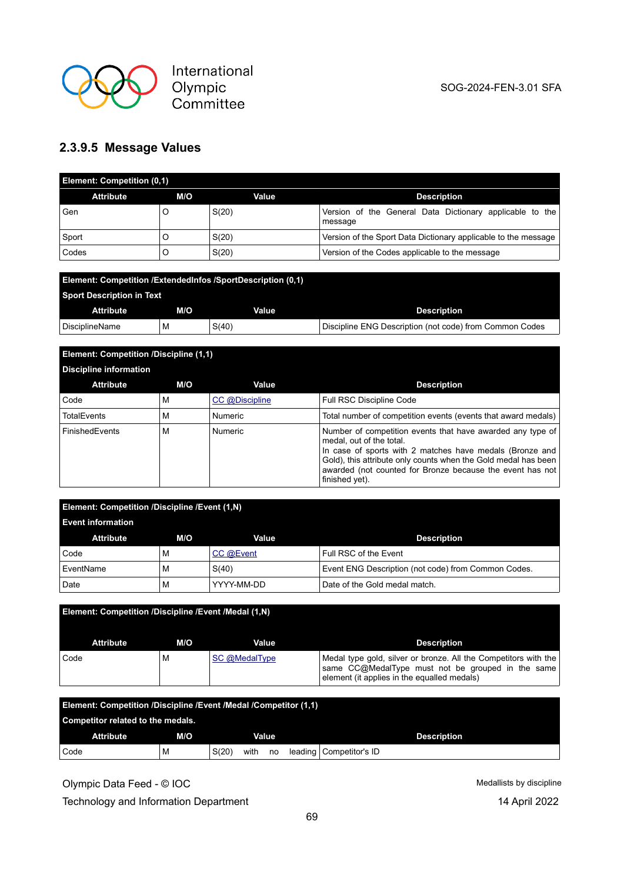### 2.3.9.5 Message Values

| Element: Competition (0,1) | | | |
|---|---|---|---|
| **Attribute** | **M/O** | **Value** | **Description** |
| Gen | O | S(20) | Version of the General Data Dictionary applicable to the message |
| Sport | O | S(20) | Version of the Sport Data Dictionary applicable to the message |
| Codes | O | S(20) | Version of the Codes applicable to the message |

| Element: Competition /ExtendedInfos /SportDescription (0,1) Sport Description in Text | | | |
|---|---|---|---|
| **Attribute** | **M/O** | **Value** | **Description** |
| DisciplineName | M | S(40) | Discipline ENG Description (not code) from Common Codes |

| Element: Competition /Discipline (1,1) Discipline information | | | |
|---|---|---|---|
| **Attribute** | **M/O** | **Value** | **Description** |
| Code | M | CC @Discipline | Full RSC Discipline Code |
| TotalEvents | M | Numeric | Total number of competition events (events that award medals) |
| FinishedEvents | M | Numeric | Number of competition events that have awarded any type of medal, out of the total. In case of sports with 2 matches have medals (Bronze and Gold), this attribute only counts when the Gold medal has been awarded (not counted for Bronze because the event has not finished yet). |

| Element: Competition /Discipline /Event (1,N) Event information | | | |
|---|---|---|---|
| **Attribute** | **M/O** | **Value** | **Description** |
| Code | M | CC @Event | Full RSC of the Event |
| EventName | M | S(40) | Event ENG Description (not code) from Common Codes. |
| Date | M | YYYY-MM-DD | Date of the Gold medal match. |

| Element: Competition /Discipline /Event /Medal (1,N) | | | |
|---|---|---|---|
| **Attribute** | **M/O** | **Value** | **Description** |
| Code | M | SC @MedalType | Medal type gold, silver or bronze. All the Competitors with the same CC@MedalType must not be grouped in the same element (it applies in the equalled medals) |

| Element: Competition /Discipline /Event /Medal /Competitor (1,1) Competitor related to the medals. | | | |
|---|---|---|---|
| **Attribute** | **M/O** | **Value** | **Description** |
| Code | M | S(20) with no leading | Competitor's ID |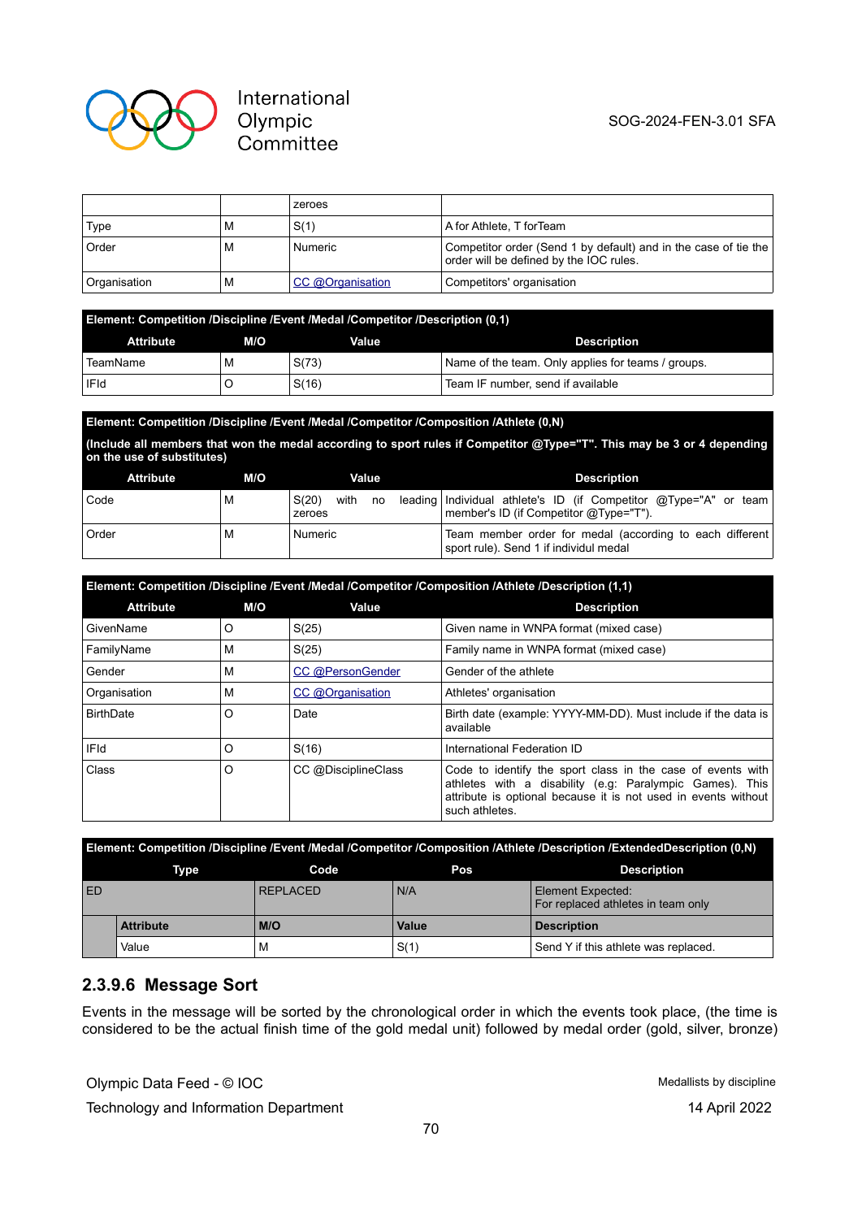| | | zeroes | |
|---|---|---|---|
| Type | M | S(1) | A for Athlete, T forTeam |
| Order | M | Numeric | Competitor order (Send 1 by default) and in the case of tie the order will be defined by the IOC rules. |
| Organisation | M | CC @Organisation | Competitors' organisation |

**Element: Competition /Discipline /Event /Medal /Competitor /Description (0,1)**

| Attribute | M/O | Value | Description |
|---|---|---|---|
| TeamName | M | S(73) | Name of the team. Only applies for teams / groups. |
| IFId | O | S(16) | Team IF number, send if available |

**Element: Competition /Discipline /Event /Medal /Competitor /Composition /Athlete (0,N)**

**(Include all members that won the medal according to sport rules if Competitor @Type="T". This may be 3 or 4 depending on the use of substitutes)**

| Attribute | M/O | Value | Description |
|---|---|---|---|
| Code | M | S(20) with no leading zeroes | Individual athlete's ID (if Competitor @Type="A" or team member's ID (if Competitor @Type="T"). |
| Order | M | Numeric | Team member order for medal (according to each different sport rule). Send 1 if individul medal |

**Element: Competition /Discipline /Event /Medal /Competitor /Composition /Athlete /Description (1,1)**

| Attribute | M/O | Value | Description |
|---|---|---|---|
| GivenName | O | S(25) | Given name in WNPA format (mixed case) |
| FamilyName | M | S(25) | Family name in WNPA format (mixed case) |
| Gender | M | CC @PersonGender | Gender of the athlete |
| Organisation | M | CC @Organisation | Athletes' organisation |
| BirthDate | O | Date | Birth date (example: YYYY-MM-DD). Must include if the data is available |
| IFId | O | S(16) | International Federation ID |
| Class | O | CC @DisciplineClass | Code to identify the sport class in the case of events with athletes with a disability (e.g: Paralympic Games). This attribute is optional because it is not used in events without such athletes. |

**Element: Competition /Discipline /Event /Medal /Competitor /Composition /Athlete /Description /ExtendedDescription (0,N)**

| Type | | Code | Pos | Description |
|---|---|---|---|---|
| ED | | REPLACED | N/A | Element Expected: For replaced athletes in team only |
| | **Attribute** | **M/O** | **Value** | **Description** |
| | Value | M | S(1) | Send Y if this athlete was replaced. |

### 2.3.9.6 Message Sort

Events in the message will be sorted by the chronological order in which the events took place, (the time is considered to be the actual finish time of the gold medal unit) followed by medal order (gold, silver, bronze)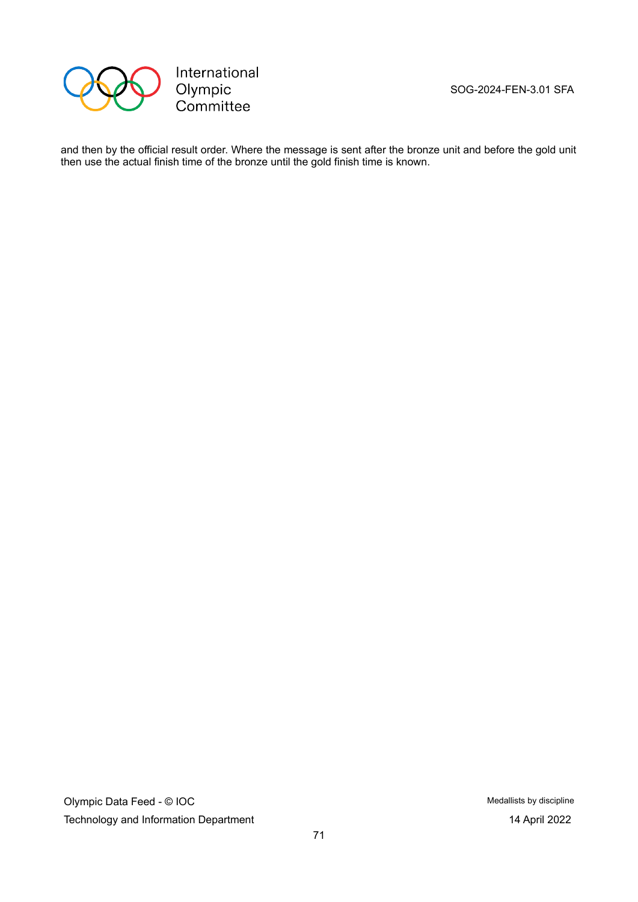and then by the official result order. Where the message is sent after the bronze unit and before the gold unit then use the actual finish time of the bronze until the gold finish time is known.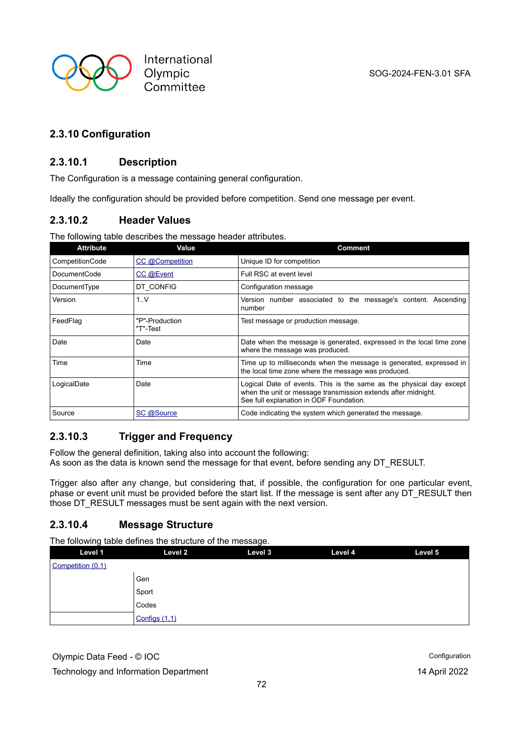### 2.3.10 Configuration

#### 2.3.10.1 Description

The Configuration is a message containing general configuration.

Ideally the configuration should be provided before competition. Send one message per event.

#### 2.3.10.2 Header Values

The following table describes the message header attributes.

| Attribute | Value | Comment |
|---|---|---|
| CompetitionCode | CC @Competition | Unique ID for competition |
| DocumentCode | CC @Event | Full RSC at event level |
| DocumentType | DT_CONFIG | Configuration message |
| Version | 1..V | Version number associated to the message's content. Ascending number |
| FeedFlag | "P"-Production<br>"T"-Test | Test message or production message. |
| Date | Date | Date when the message is generated, expressed in the local time zone where the message was produced. |
| Time | Time | Time up to milliseconds when the message is generated, expressed in the local time zone where the message was produced. |
| LogicalDate | Date | Logical Date of events. This is the same as the physical day except when the unit or message transmission extends after midnight.<br>See full explanation in ODF Foundation. |
| Source | SC @Source | Code indicating the system which generated the message. |

#### 2.3.10.3 Trigger and Frequency

Follow the general definition, taking also into account the following:
As soon as the data is known send the message for that event, before sending any DT_RESULT.

Trigger also after any change, but considering that, if possible, the configuration for one particular event, phase or event unit must be provided before the start list. If the message is sent after any DT_RESULT then those DT_RESULT messages must be sent again with the next version.

#### 2.3.10.4 Message Structure

The following table defines the structure of the message.

| Level 1 | Level 2 | Level 3 | Level 4 | Level 5 |
|---|---|---|---|---|
| Competition (0,1) | | | | |
| | Gen | | | |
| | Sport | | | |
| | Codes | | | |
| | Configs (1,1) | | | |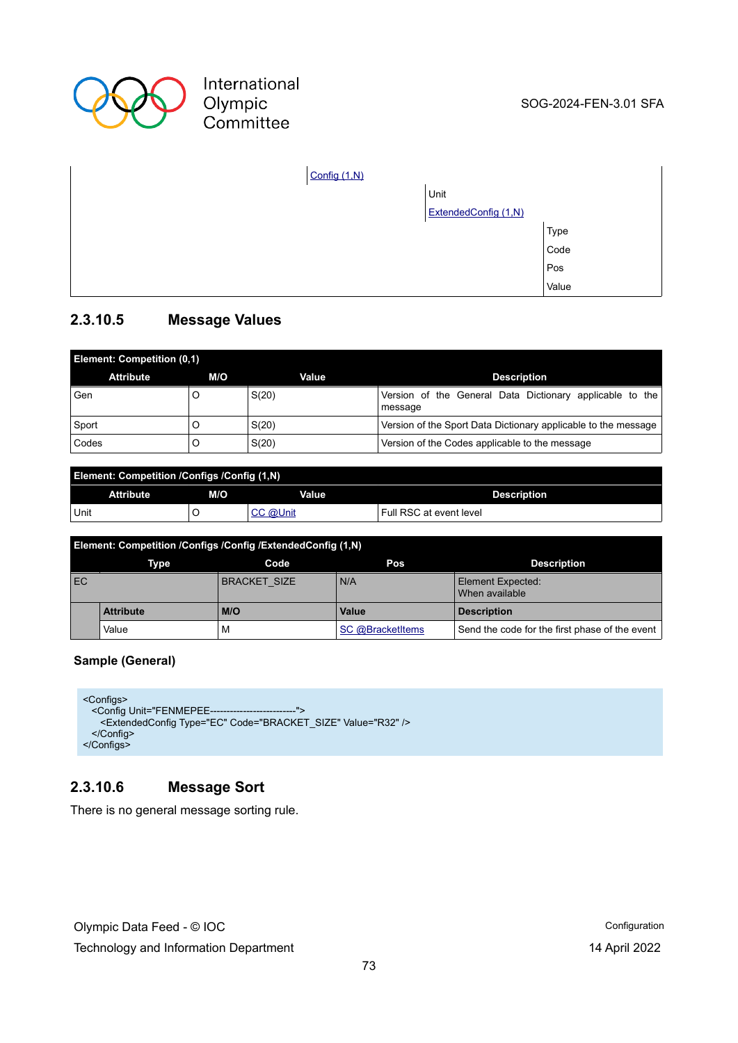| | | | |
|---|---|---|---|
| | Config (1,N) | | |
| | | Unit | |
| | | ExtendedConfig (1,N) | |
| | | | Type |
| | | | Code |
| | | | Pos |
| | | | Value |

### 2.3.10.5 Message Values

| Element: Competition (0,1) | | | |
|---|---|---|---|
| **Attribute** | **M/O** | **Value** | **Description** |
| Gen | O | S(20) | Version of the General Data Dictionary applicable to the message |
| Sport | O | S(20) | Version of the Sport Data Dictionary applicable to the message |
| Codes | O | S(20) | Version of the Codes applicable to the message |

| Element: Competition /Configs /Config (1,N) | | | |
|---|---|---|---|
| **Attribute** | **M/O** | **Value** | **Description** |
| Unit | O | CC @Unit | Full RSC at event level |

| Element: Competition /Configs /Config /ExtendedConfig (1,N) | | | | |
|---|---|---|---|---|
| **Type** | | **Code** | **Pos** | **Description** |
| EC | | BRACKET_SIZE | N/A | Element Expected: When available |
| | **Attribute** | **M/O** | **Value** | **Description** |
| | Value | M | SC @BracketItems | Send the code for the first phase of the event |

**Sample (General)**

```
<Configs>
  <Config Unit="FENMEPEE--------------------------">
    <ExtendedConfig Type="EC" Code="BRACKET_SIZE" Value="R32" />
  </Config>
</Configs>
```

### 2.3.10.6 Message Sort

There is no general message sorting rule.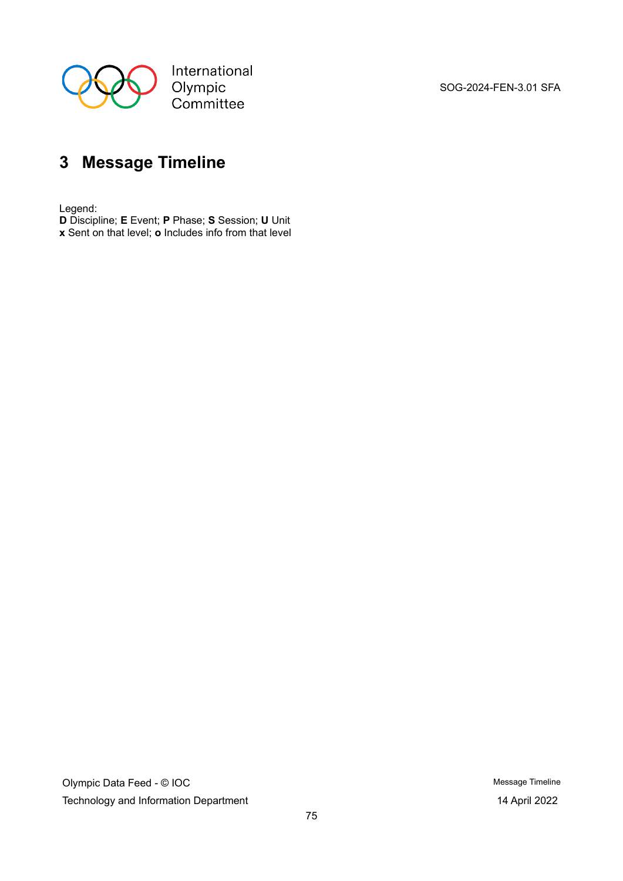# 3 Message Timeline

Legend:
**D** Discipline; **E** Event; **P** Phase; **S** Session; **U** Unit
**x** Sent on that level; **o** Includes info from that level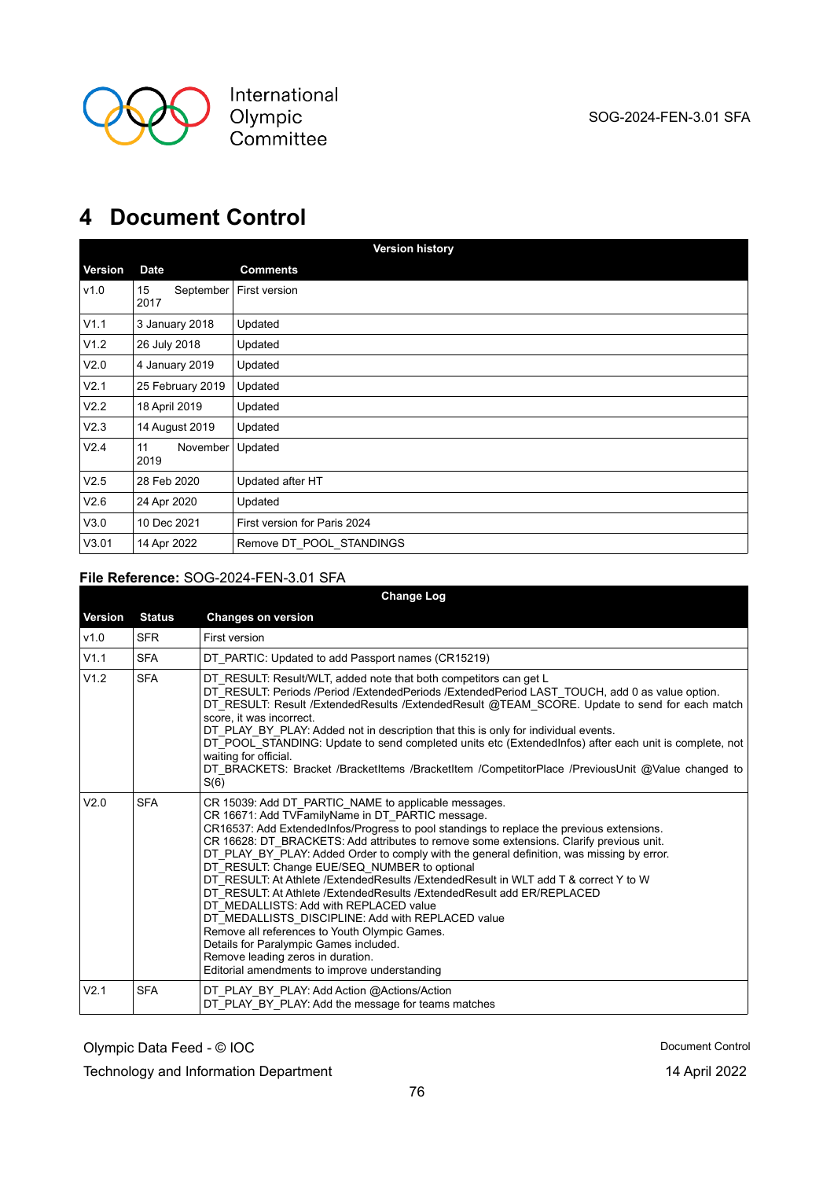# 4 Document Control

| Version history | | |
|---|---|---|
| **Version** | **Date** | **Comments** |
| v1.0 | 15 September 2017 | First version |
| V1.1 | 3 January 2018 | Updated |
| V1.2 | 26 July 2018 | Updated |
| V2.0 | 4 January 2019 | Updated |
| V2.1 | 25 February 2019 | Updated |
| V2.2 | 18 April 2019 | Updated |
| V2.3 | 14 August 2019 | Updated |
| V2.4 | 11 November 2019 | Updated |
| V2.5 | 28 Feb 2020 | Updated after HT |
| V2.6 | 24 Apr 2020 | Updated |
| V3.0 | 10 Dec 2021 | First version for Paris 2024 |
| V3.01 | 14 Apr 2022 | Remove DT_POOL_STANDINGS |

**File Reference:** SOG-2024-FEN-3.01 SFA

| Change Log | | |
|---|---|---|
| **Version** | **Status** | **Changes on version** |
| v1.0 | SFR | First version |
| V1.1 | SFA | DT_PARTIC: Updated to add Passport names (CR15219) |
| V1.2 | SFA | DT_RESULT: Result/WLT, added note that both competitors can get L<br>DT_RESULT: Periods /Period /ExtendedPeriods /ExtendedPeriod LAST_TOUCH, add 0 as value option.<br>DT_RESULT: Result /ExtendedResults /ExtendedResult @TEAM_SCORE. Update to send for each match score, it was incorrect.<br>DT_PLAY_BY_PLAY: Added not in description that this is only for individual events.<br>DT_POOL_STANDING: Update to send completed units etc (ExtendedInfos) after each unit is complete, not waiting for official.<br>DT_BRACKETS: Bracket /BracketItems /BracketItem /CompetitorPlace /PreviousUnit @Value changed to S(6) |
| V2.0 | SFA | CR 15039: Add DT_PARTIC_NAME to applicable messages.<br>CR 16671: Add TVFamilyName in DT_PARTIC message.<br>CR16537: Add ExtendedInfos/Progress to pool standings to replace the previous extensions.<br>CR 16628: DT_BRACKETS: Add attributes to remove some extensions. Clarify previous unit.<br>DT_PLAY_BY_PLAY: Added Order to comply with the general definition, was missing by error.<br>DT_RESULT: Change EUE/SEQ_NUMBER to optional<br>DT_RESULT: At Athlete /ExtendedResults /ExtendedResult in WLT add T & correct Y to W<br>DT_RESULT: At Athlete /ExtendedResults /ExtendedResult add ER/REPLACED<br>DT_MEDALLISTS: Add with REPLACED value<br>DT_MEDALLISTS_DISCIPLINE: Add with REPLACED value<br>Remove all references to Youth Olympic Games.<br>Details for Paralympic Games included.<br>Remove leading zeros in duration.<br>Editorial amendments to improve understanding |
| V2.1 | SFA | DT_PLAY_BY_PLAY: Add Action @Actions/Action<br>DT_PLAY_BY_PLAY: Add the message for teams matches |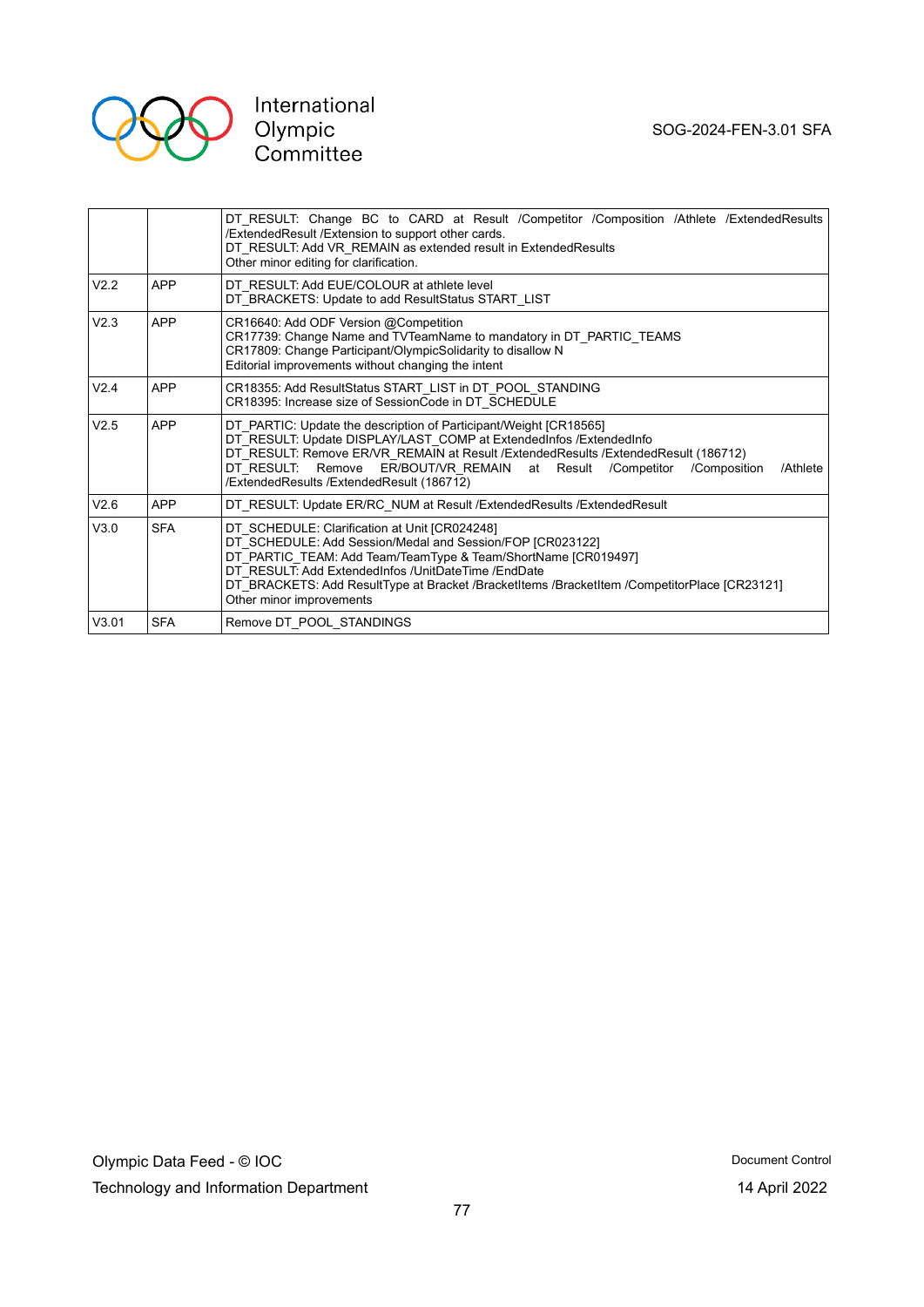| | | |
|---|---|---|
| | | DT_RESULT: Change BC to CARD at Result /Competitor /Composition /Athlete /ExtendedResults /ExtendedResult /Extension to support other cards.<br>DT_RESULT: Add VR_REMAIN as extended result in ExtendedResults<br>Other minor editing for clarification. |
| V2.2 | APP | DT_RESULT: Add EUE/COLOUR at athlete level<br>DT_BRACKETS: Update to add ResultStatus START_LIST |
| V2.3 | APP | CR16640: Add ODF Version @Competition<br>CR17739: Change Name and TVTeamName to mandatory in DT_PARTIC_TEAMS<br>CR17809: Change Participant/OlympicSolidarity to disallow N<br>Editorial improvements without changing the intent |
| V2.4 | APP | CR18355: Add ResultStatus START_LIST in DT_POOL_STANDING<br>CR18395: Increase size of SessionCode in DT_SCHEDULE |
| V2.5 | APP | DT_PARTIC: Update the description of Participant/Weight [CR18565]<br>DT_RESULT: Update DISPLAY/LAST_COMP at ExtendedInfos /ExtendedInfo<br>DT_RESULT: Remove ER/VR_REMAIN at Result /ExtendedResults /ExtendedResult (186712)<br>DT_RESULT: Remove ER/BOUT/VR_REMAIN at Result /Competitor /Composition /Athlete /ExtendedResults /ExtendedResult (186712) |
| V2.6 | APP | DT_RESULT: Update ER/RC_NUM at Result /ExtendedResults /ExtendedResult |
| V3.0 | SFA | DT_SCHEDULE: Clarification at Unit [CR024248]<br>DT_SCHEDULE: Add Session/Medal and Session/FOP [CR023122]<br>DT_PARTIC_TEAM: Add Team/TeamType & Team/ShortName [CR019497]<br>DT_RESULT: Add ExtendedInfos /UnitDateTime /EndDate<br>DT_BRACKETS: Add ResultType at Bracket /BracketItems /BracketItem /CompetitorPlace [CR23121]<br>Other minor improvements |
| V3.01 | SFA | Remove DT_POOL_STANDINGS |